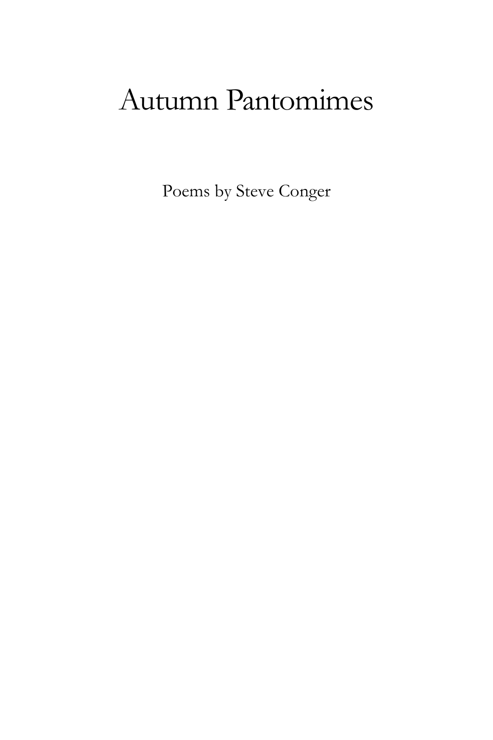# Autumn Pantomimes

Poems by Steve Conger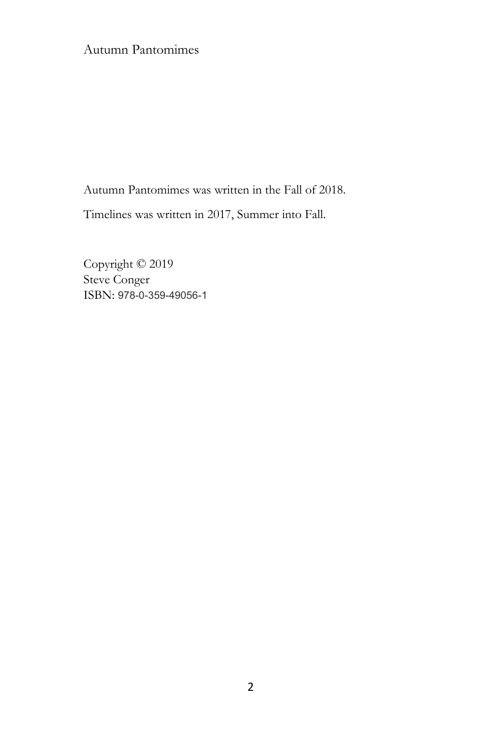Autumn Pantomimes

Autumn Pantomimes was written in the Fall of 2018.

Timelines was written in 2017, Summer into Fall.

Copyright © 2019  
Steve Conger  
ISBN: 978-0-359-49056-1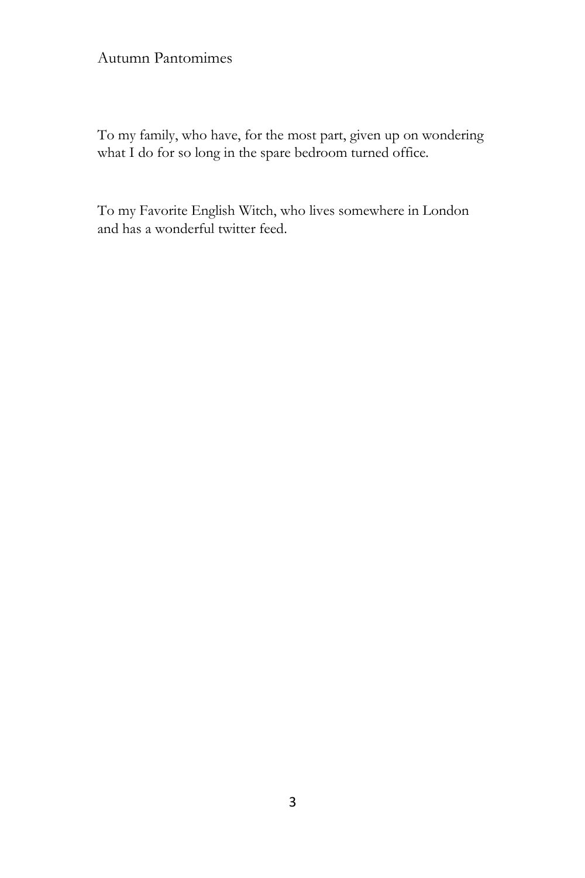To my family, who have, for the most part, given up on wondering what I do for so long in the spare bedroom turned office.

To my Favorite English Witch, who lives somewhere in London and has a wonderful twitter feed.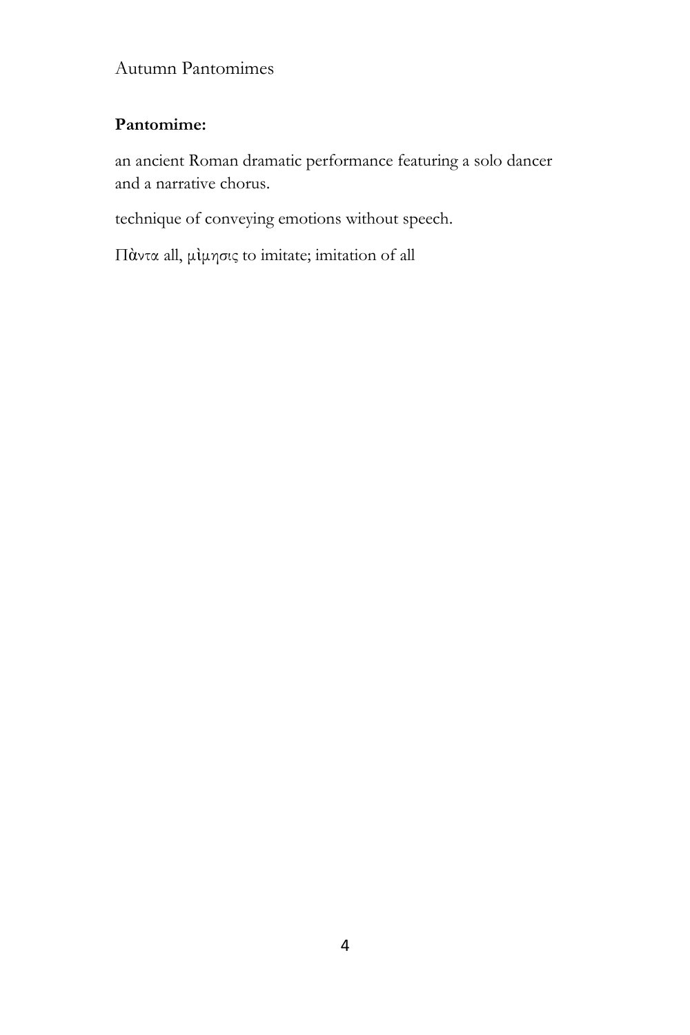**Pantomime:**

an ancient Roman dramatic performance featuring a solo dancer and a narrative chorus.

technique of conveying emotions without speech.

Πὰντα all, μὶμησις to imitate; imitation of all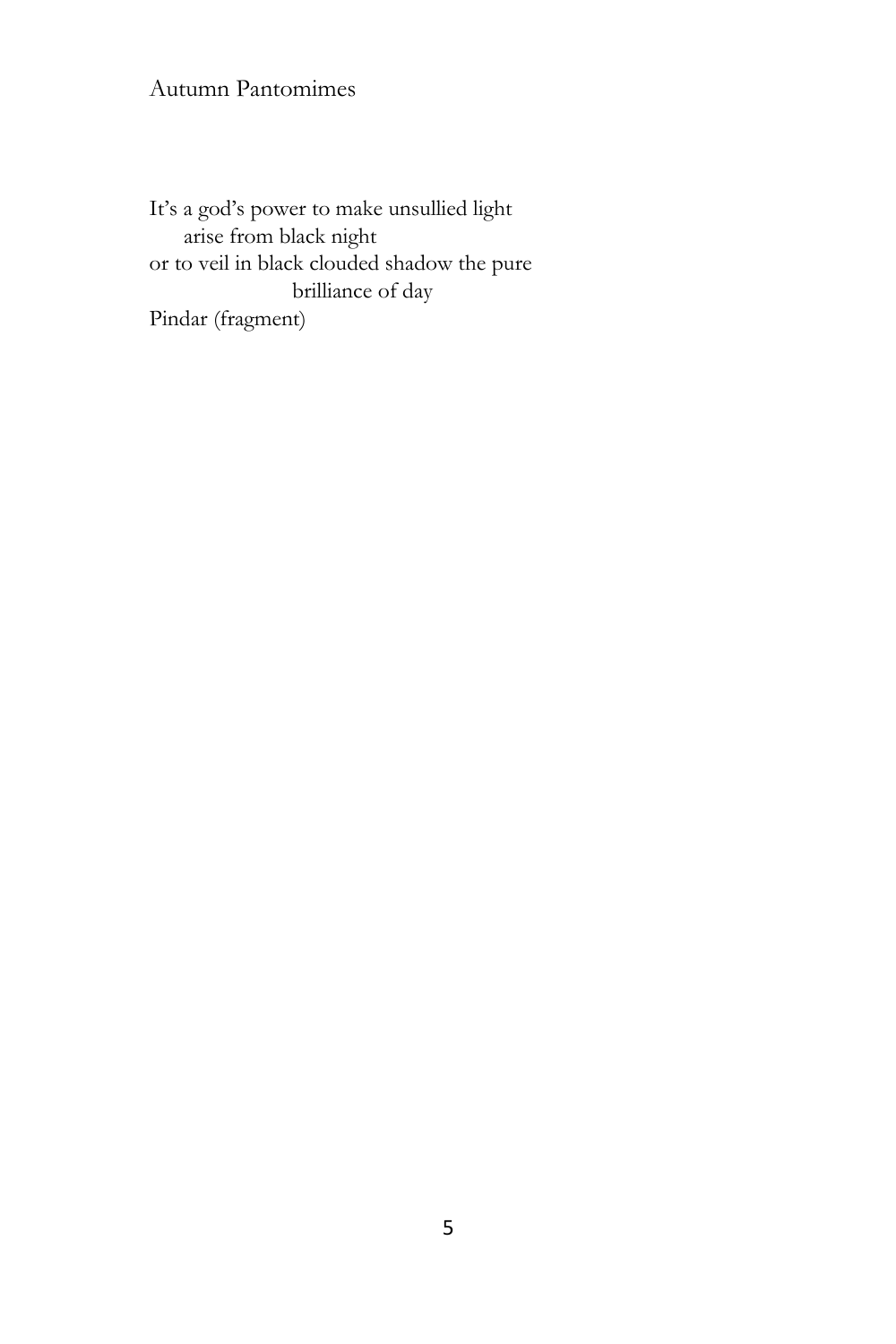# Autumn Pantomimes

It's a god's power to make unsullied light
      arise from black night
or to veil in black clouded shadow the pure
                  brilliance of day
Pindar (fragment)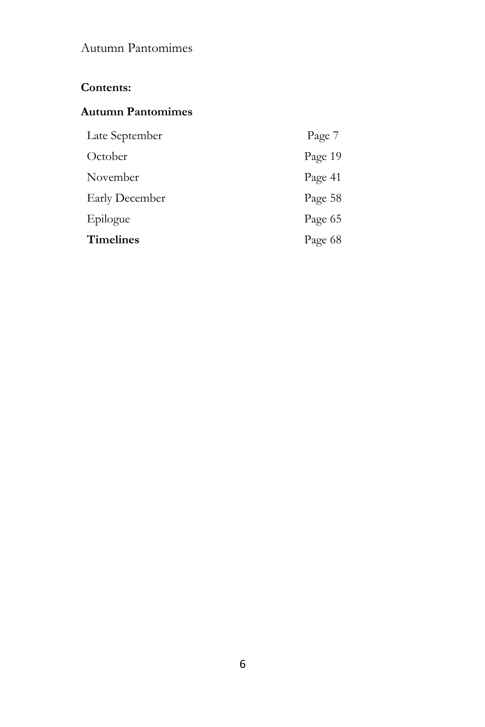**Contents:**

**Autumn Pantomimes**

| | |
|---|---|
| Late September | Page 7 |
| October | Page 19 |
| November | Page 41 |
| Early December | Page 58 |
| Epilogue | Page 65 |
| **Timelines** | Page 68 |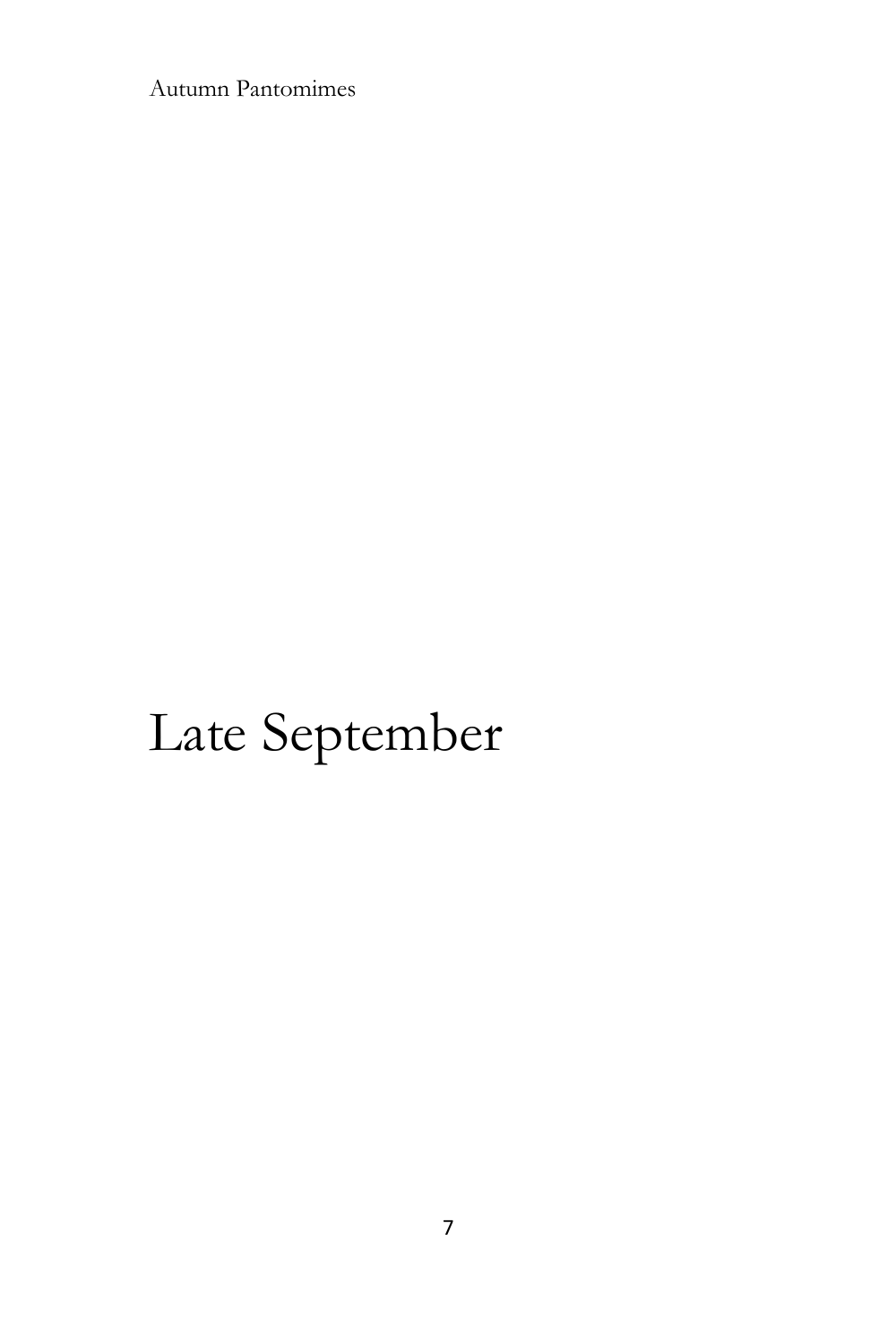# Late September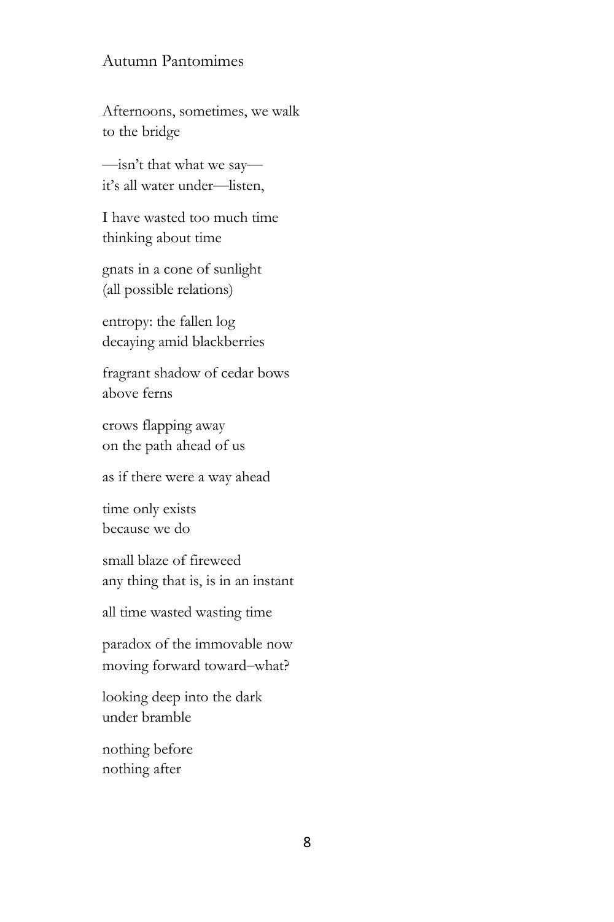## Autumn Pantomimes

Afternoons, sometimes, we walk  
to the bridge

—isn't that what we say—  
it's all water under—listen,

I have wasted too much time  
thinking about time

gnats in a cone of sunlight  
(all possible relations)

entropy: the fallen log  
decaying amid blackberries

fragrant shadow of cedar bows  
above ferns

crows flapping away  
on the path ahead of us

as if there were a way ahead

time only exists  
because we do

small blaze of fireweed  
any thing that is, is in an instant

all time wasted wasting time

paradox of the immovable now  
moving forward toward–what?

looking deep into the dark  
under bramble

nothing before  
nothing after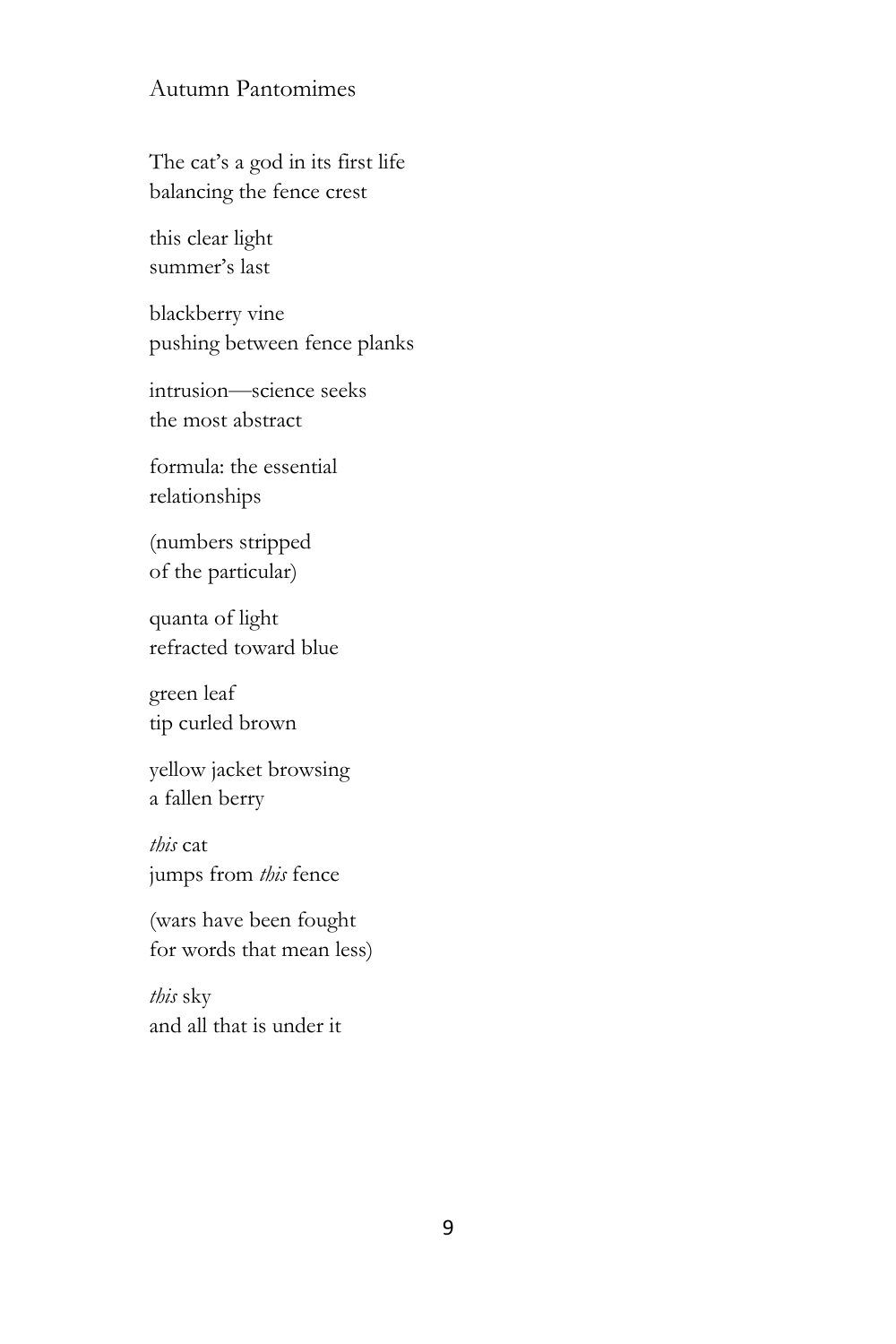## Autumn Pantomimes

The cat's a god in its first life
balancing the fence crest

this clear light
summer's last

blackberry vine
pushing between fence planks

intrusion—science seeks
the most abstract

formula: the essential
relationships

(numbers stripped
of the particular)

quanta of light
refracted toward blue

green leaf
tip curled brown

yellow jacket browsing
a fallen berry

*this* cat
jumps from *this* fence

(wars have been fought
for words that mean less)

*this* sky
and all that is under it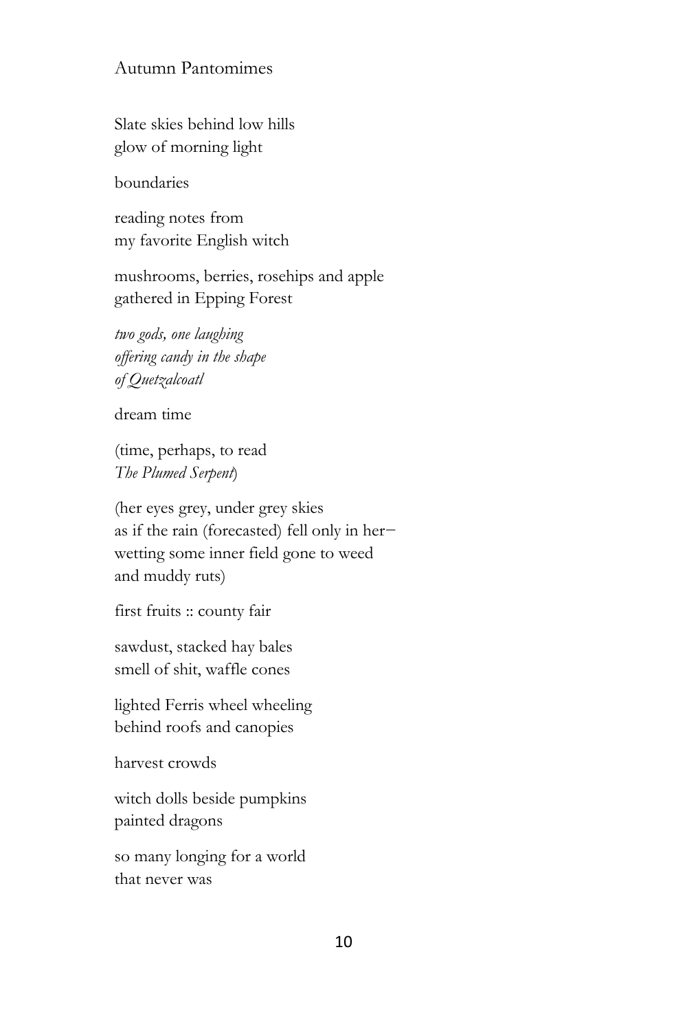## Autumn Pantomimes

Slate skies behind low hills  
glow of morning light

boundaries

reading notes from  
my favorite English witch

mushrooms, berries, rosehips and apple  
gathered in Epping Forest

*two gods, one laughing*  
*offering candy in the shape*  
*of Quetzalcoatl*

dream time

(time, perhaps, to read  
*The Plumed Serpent*)

(her eyes grey, under grey skies  
as if the rain (forecasted) fell only in her—  
wetting some inner field gone to weed  
and muddy ruts)

first fruits :: county fair

sawdust, stacked hay bales  
smell of shit, waffle cones

lighted Ferris wheel wheeling  
behind roofs and canopies

harvest crowds

witch dolls beside pumpkins  
painted dragons

so many longing for a world  
that never was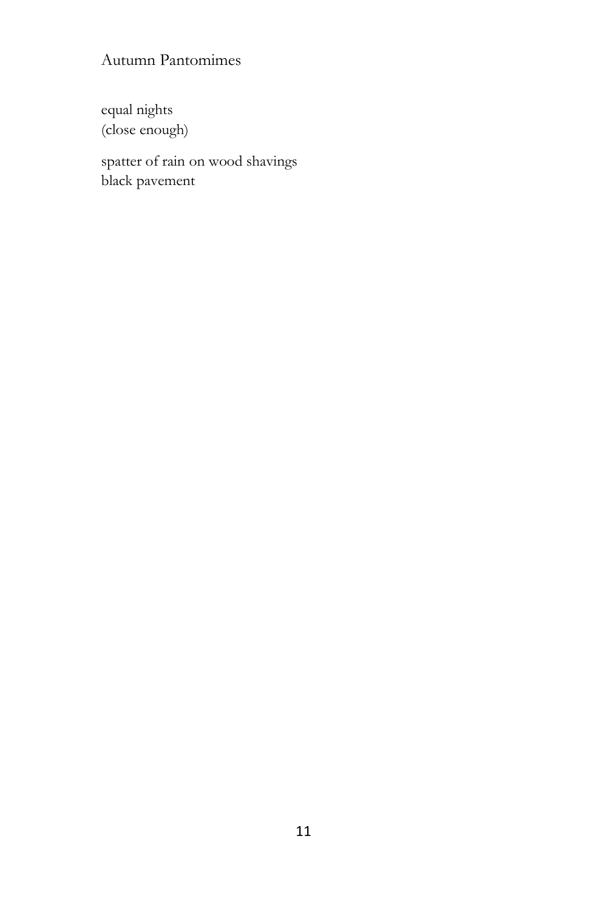Autumn Pantomimes

equal nights  
(close enough)

spatter of rain on wood shavings  
black pavement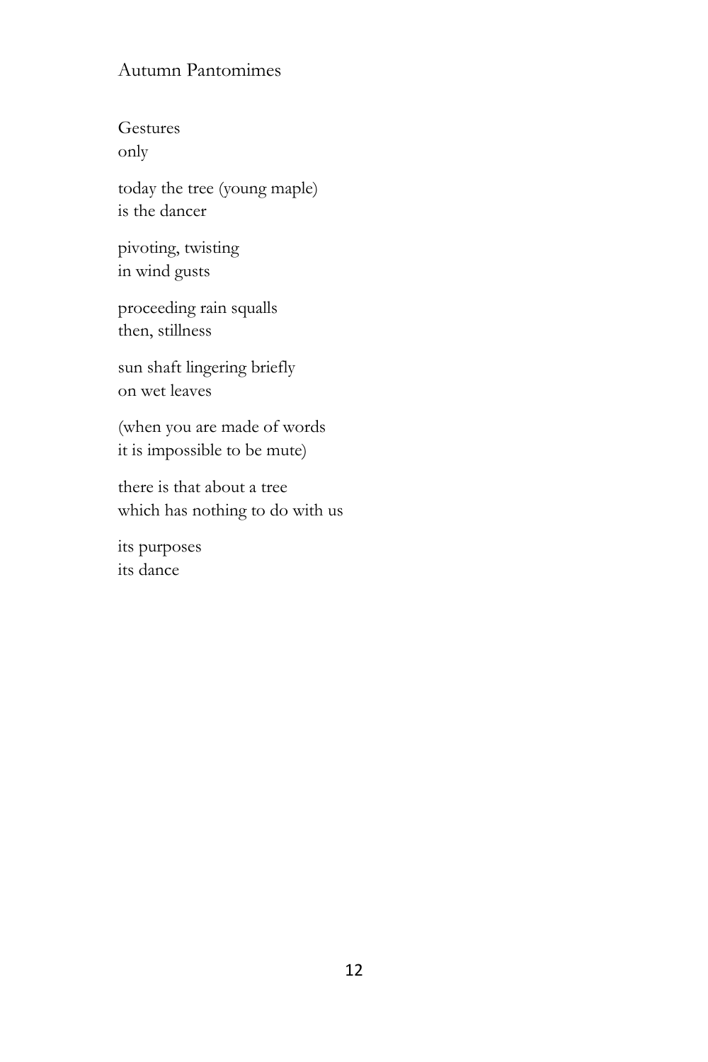## Autumn Pantomimes

Gestures  
only

today the tree (young maple)  
is the dancer

pivoting, twisting  
in wind gusts

proceeding rain squalls  
then, stillness

sun shaft lingering briefly  
on wet leaves

(when you are made of words  
it is impossible to be mute)

there is that about a tree  
which has nothing to do with us

its purposes  
its dance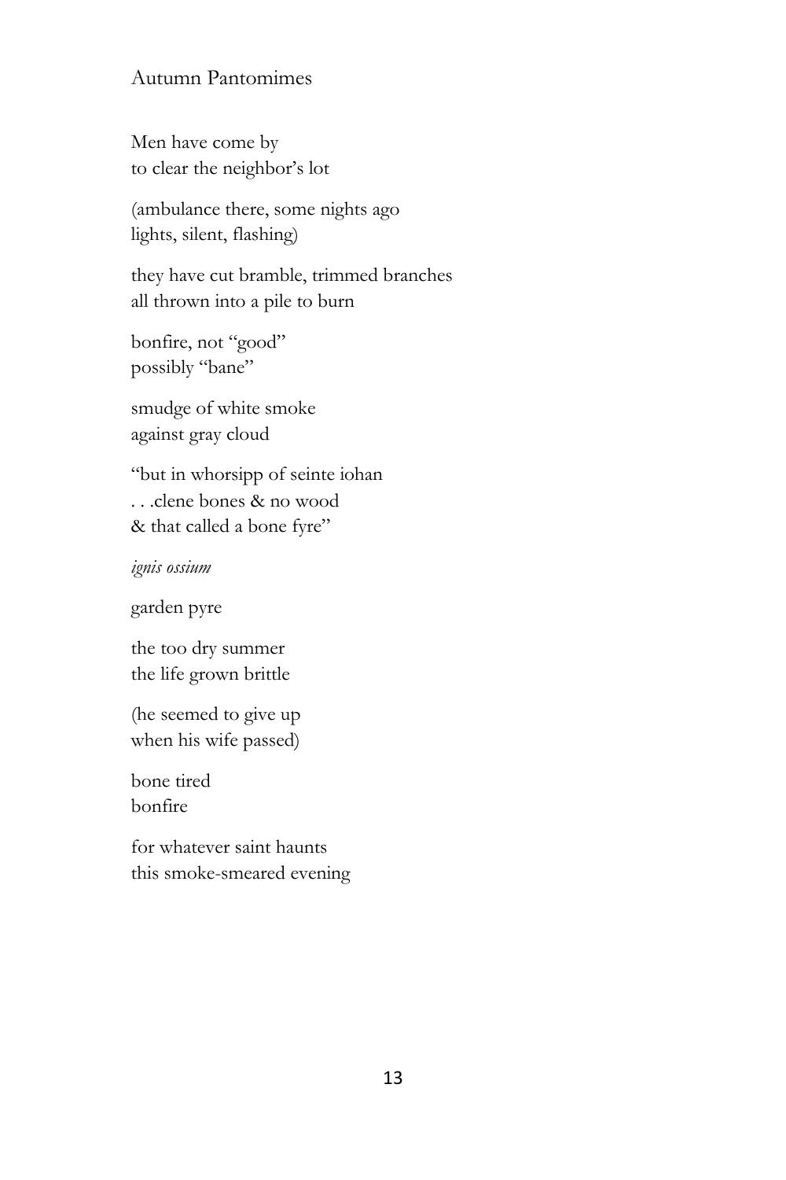# Autumn Pantomimes

Men have come by  
to clear the neighbor's lot

(ambulance there, some nights ago  
lights, silent, flashing)

they have cut bramble, trimmed branches  
all thrown into a pile to burn

bonfire, not "good"  
possibly "bane"

smudge of white smoke  
against gray cloud

"but in whorsipp of seinte iohan  
. . .clene bones & no wood  
& that called a bone fyre"

*ignis ossium*

garden pyre

the too dry summer  
the life grown brittle

(he seemed to give up  
when his wife passed)

bone tired  
bonfire

for whatever saint haunts  
this smoke-smeared evening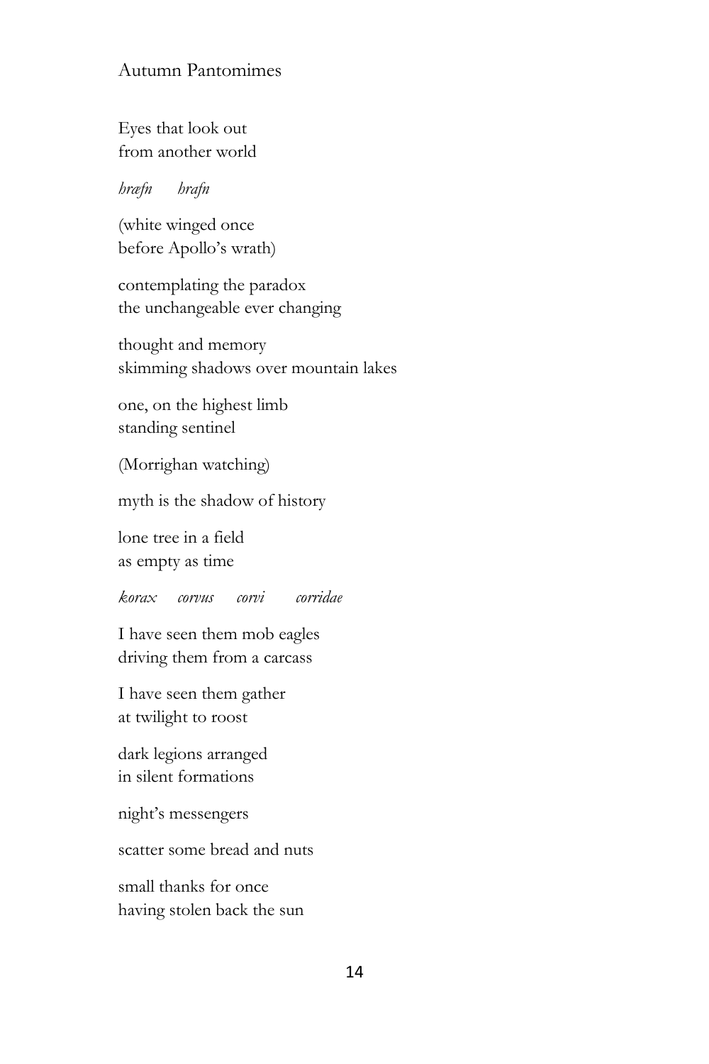## Autumn Pantomimes

Eyes that look out  
from another world

*hræfn      hrafn*

(white winged once  
before Apollo's wrath)

contemplating the paradox  
the unchangeable ever changing

thought and memory  
skimming shadows over mountain lakes

one, on the highest limb  
standing sentinel

(Morrighan watching)

myth is the shadow of history

lone tree in a field  
as empty as time

*korax    corvus    corvi      corridae*

I have seen them mob eagles  
driving them from a carcass

I have seen them gather  
at twilight to roost

dark legions arranged  
in silent formations

night's messengers

scatter some bread and nuts

small thanks for once  
having stolen back the sun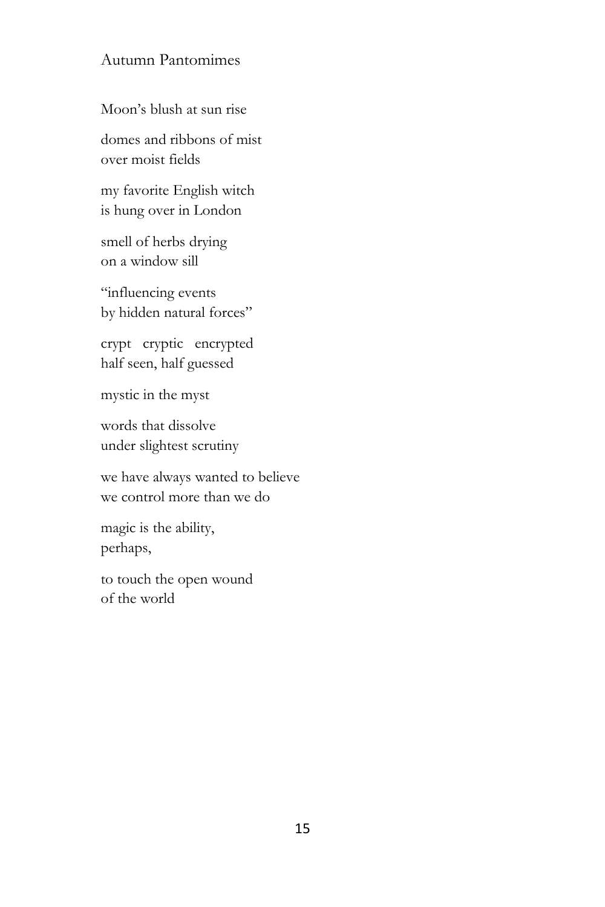## Autumn Pantomimes

Moon's blush at sun rise

domes and ribbons of mist  
over moist fields

my favorite English witch  
is hung over in London

smell of herbs drying  
on a window sill

"influencing events  
by hidden natural forces"

crypt   cryptic   encrypted  
half seen, half guessed

mystic in the myst

words that dissolve  
under slightest scrutiny

we have always wanted to believe  
we control more than we do

magic is the ability,  
perhaps,

to touch the open wound  
of the world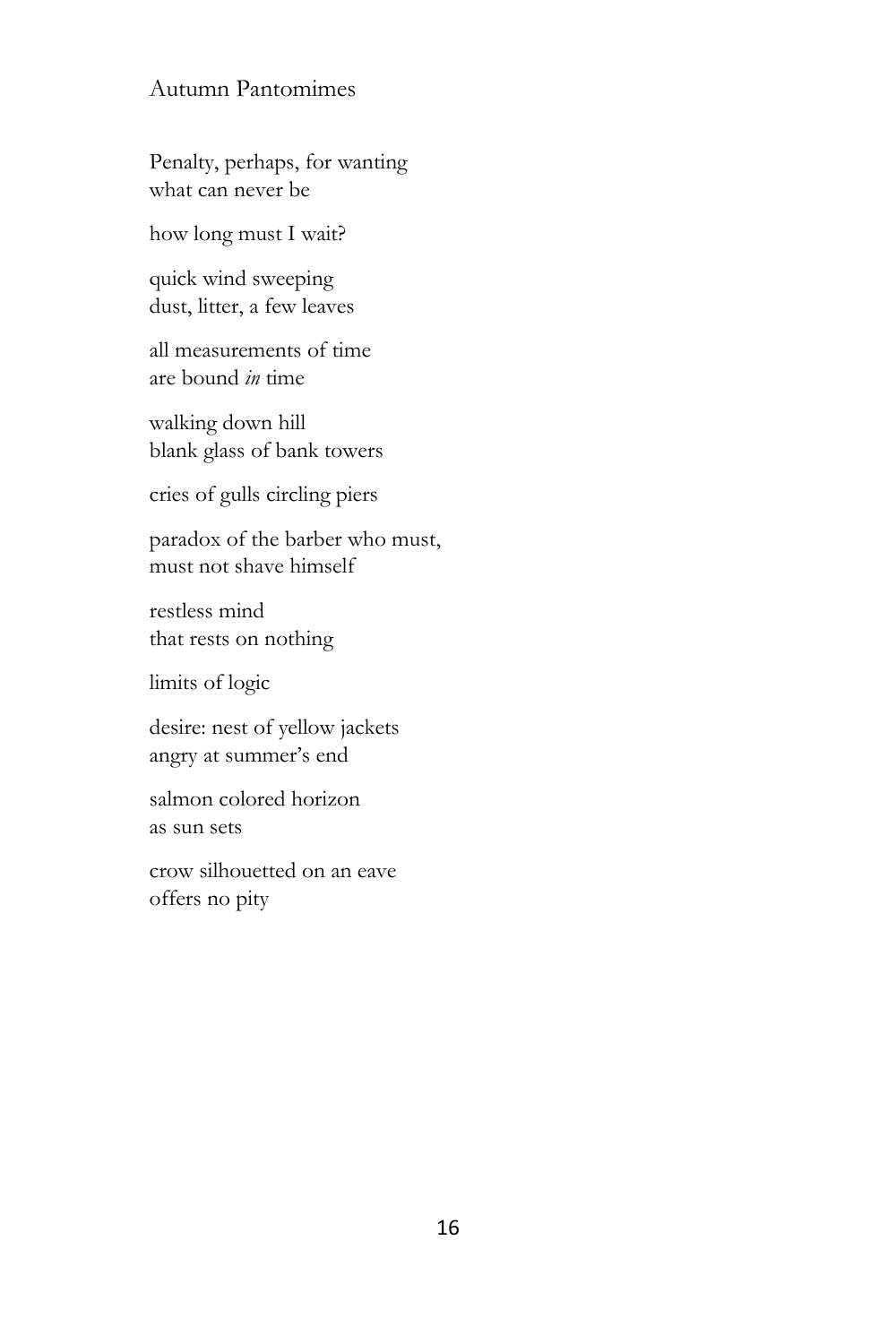## Autumn Pantomimes

Penalty, perhaps, for wanting
what can never be

how long must I wait?

quick wind sweeping
dust, litter, a few leaves

all measurements of time
are bound *in* time

walking down hill
blank glass of bank towers

cries of gulls circling piers

paradox of the barber who must,
must not shave himself

restless mind
that rests on nothing

limits of logic

desire: nest of yellow jackets
angry at summer's end

salmon colored horizon
as sun sets

crow silhouetted on an eave
offers no pity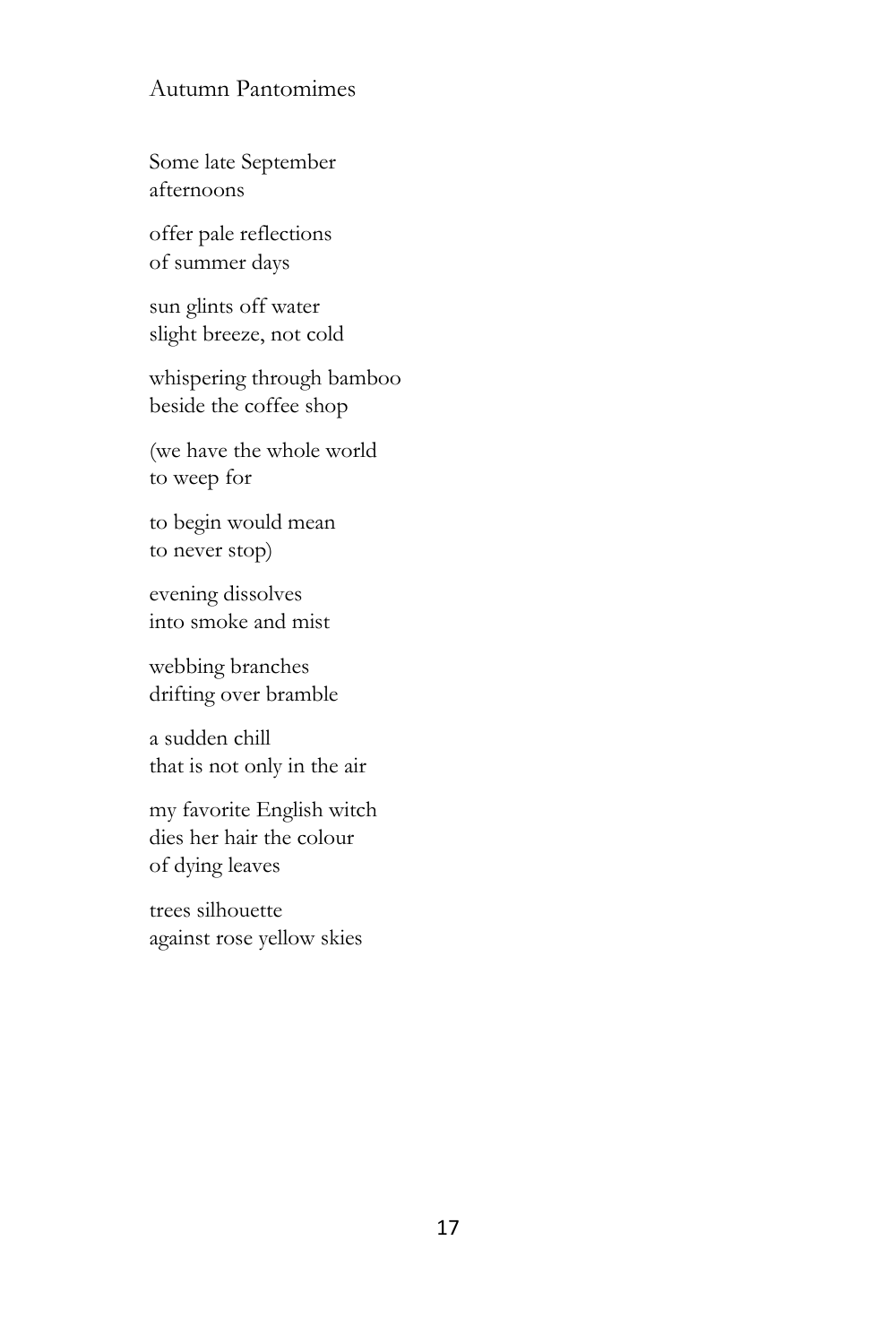# Autumn Pantomimes

Some late September  
afternoons

offer pale reflections  
of summer days

sun glints off water  
slight breeze, not cold

whispering through bamboo  
beside the coffee shop

(we have the whole world  
to weep for

to begin would mean  
to never stop)

evening dissolves  
into smoke and mist

webbing branches  
drifting over bramble

a sudden chill  
that is not only in the air

my favorite English witch  
dies her hair the colour  
of dying leaves

trees silhouette  
against rose yellow skies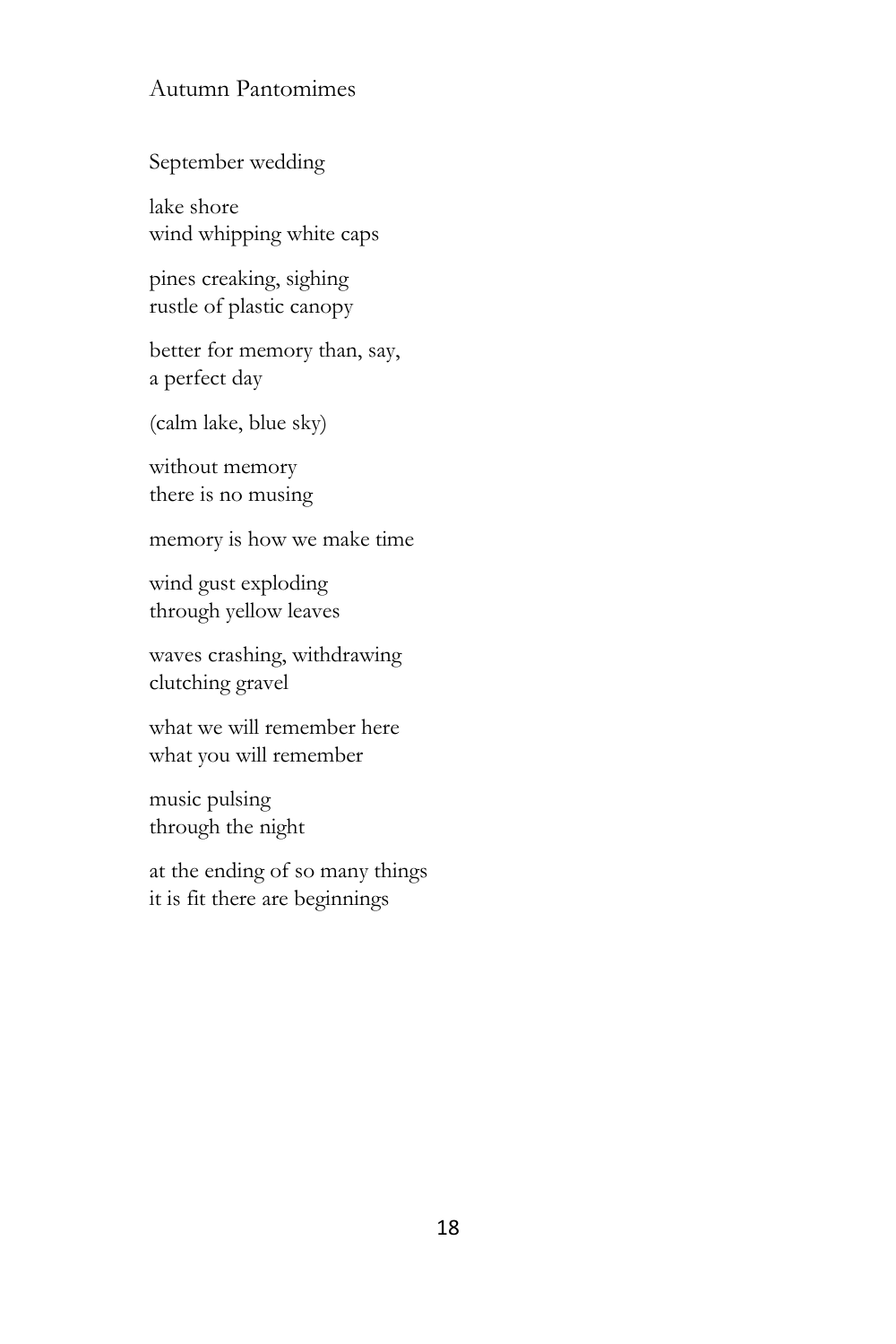Autumn Pantomimes

September wedding

lake shore  
wind whipping white caps

pines creaking, sighing  
rustle of plastic canopy

better for memory than, say,  
a perfect day

(calm lake, blue sky)

without memory  
there is no musing

memory is how we make time

wind gust exploding  
through yellow leaves

waves crashing, withdrawing  
clutching gravel

what we will remember here  
what you will remember

music pulsing  
through the night

at the ending of so many things  
it is fit there are beginnings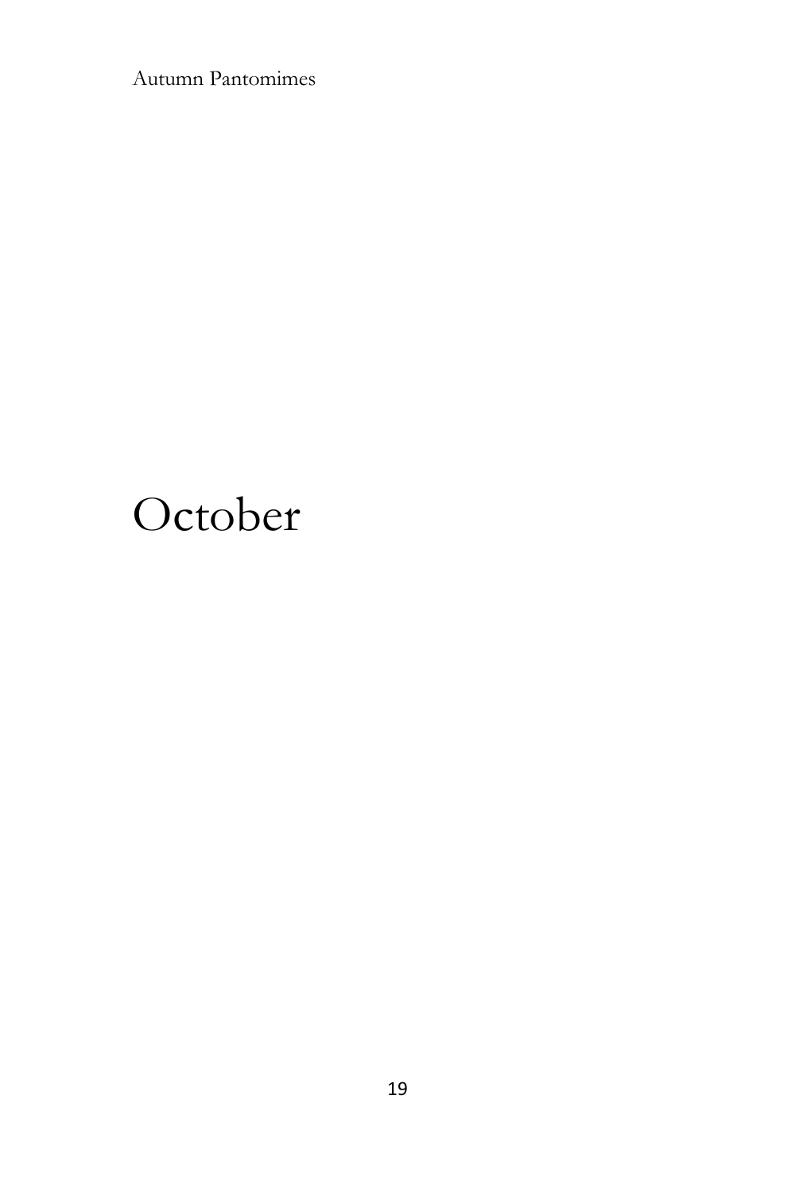# October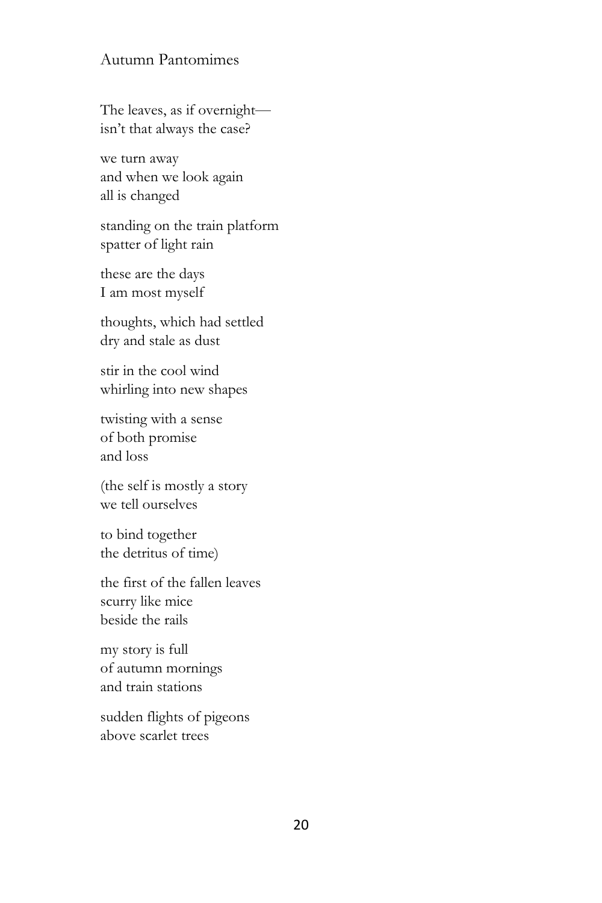## Autumn Pantomimes

The leaves, as if overnight—  
isn't that always the case?

we turn away  
and when we look again  
all is changed

standing on the train platform  
spatter of light rain

these are the days  
I am most myself

thoughts, which had settled  
dry and stale as dust

stir in the cool wind  
whirling into new shapes

twisting with a sense  
of both promise  
and loss

(the self is mostly a story  
we tell ourselves

to bind together  
the detritus of time)

the first of the fallen leaves  
scurry like mice  
beside the rails

my story is full  
of autumn mornings  
and train stations

sudden flights of pigeons  
above scarlet trees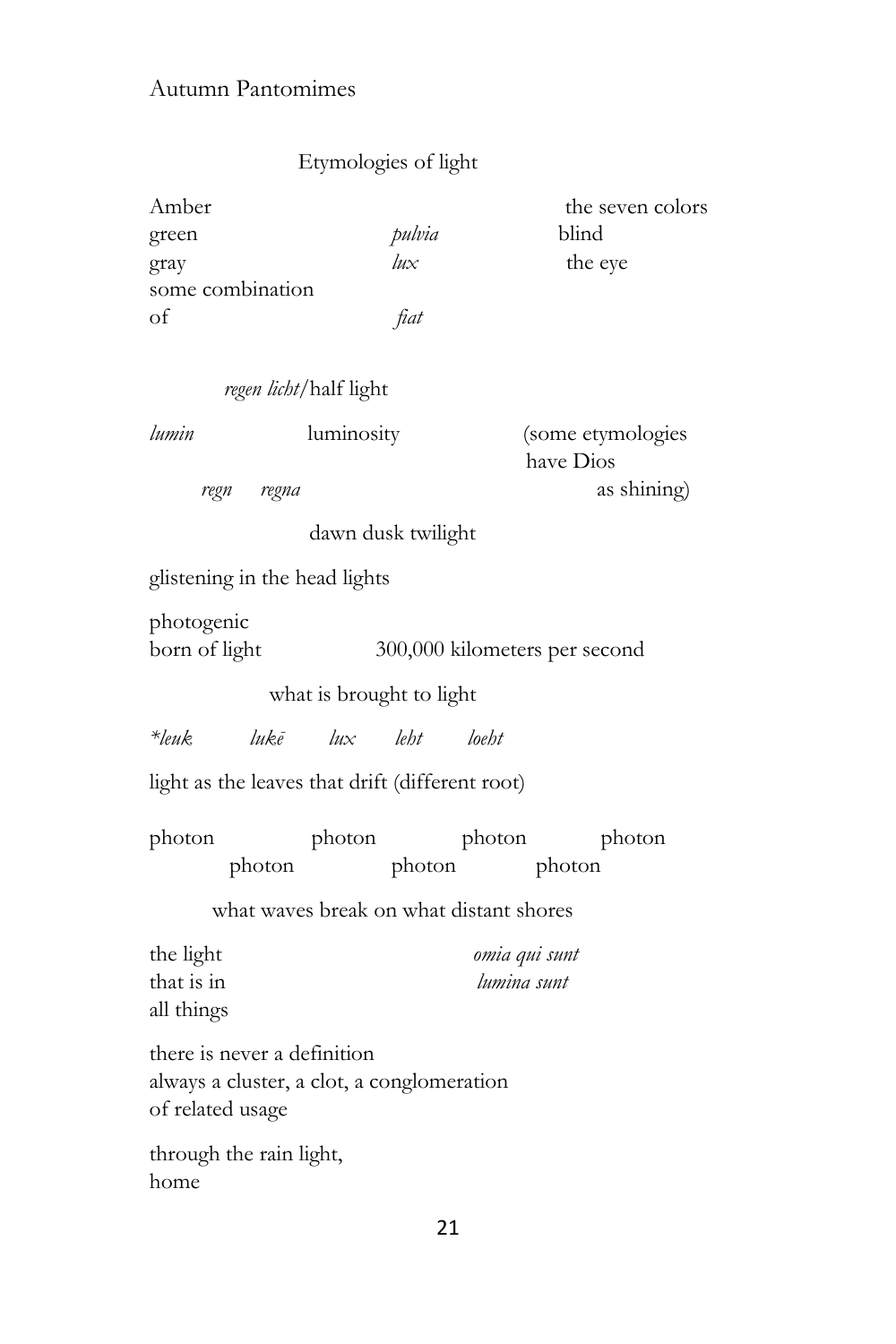## Etymologies of light

Amber  
green *pulvia*  
gray *lux*  
some combination  
of *fiat*

the seven colors  
blind  
the eye

*regen licht*/half light

*lumin* luminosity  
*regn* *regna*

(some etymologies  
have Dios  
as shining)

dawn dusk twilight

glistening in the head lights

photogenic  
born of light 300,000 kilometers per second

what is brought to light

*\*leuk* *lukē* *lux* *leht* *loeht*

light as the leaves that drift (different root)

photon photon photon photon  
photon photon photon

what waves break on what distant shores

the light  
that is in  
all things

*omia qui sunt*  
*lumina sunt*

there is never a definition  
always a cluster, a clot, a conglomeration  
of related usage

through the rain light,  
home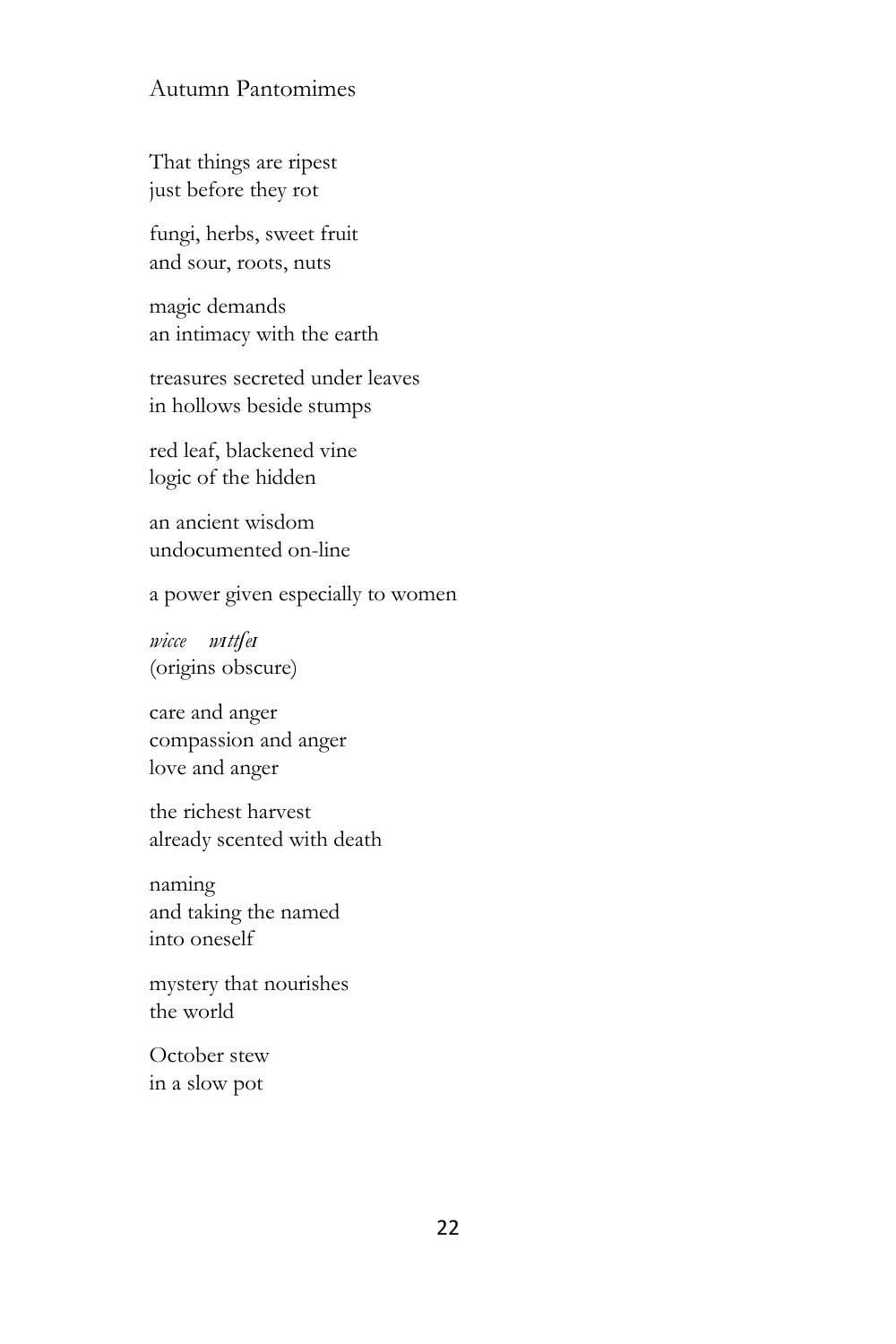# Autumn Pantomimes

That things are ripest  
just before they rot

fungi, herbs, sweet fruit  
and sour, roots, nuts

magic demands  
an intimacy with the earth

treasures secreted under leaves  
in hollows beside stumps

red leaf, blackened vine  
logic of the hidden

an ancient wisdom  
undocumented on-line

a power given especially to women

*wicce* *wɪtʃeɪ*  
(origins obscure)

care and anger  
compassion and anger  
love and anger

the richest harvest  
already scented with death

naming  
and taking the named  
into oneself

mystery that nourishes  
the world

October stew  
in a slow pot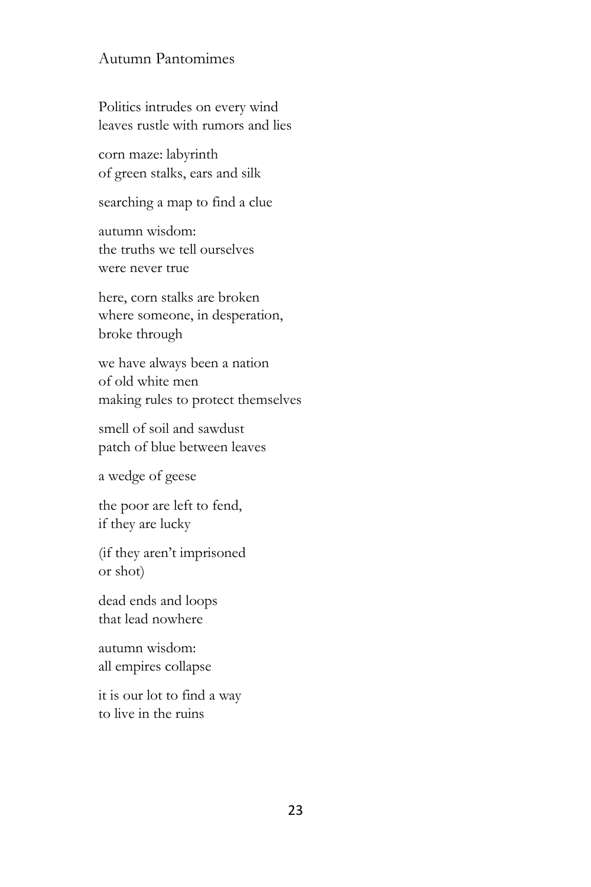## Autumn Pantomimes

Politics intrudes on every wind  
leaves rustle with rumors and lies

corn maze: labyrinth  
of green stalks, ears and silk

searching a map to find a clue

autumn wisdom:  
the truths we tell ourselves  
were never true

here, corn stalks are broken  
where someone, in desperation,  
broke through

we have always been a nation  
of old white men  
making rules to protect themselves

smell of soil and sawdust  
patch of blue between leaves

a wedge of geese

the poor are left to fend,  
if they are lucky

(if they aren't imprisoned  
or shot)

dead ends and loops  
that lead nowhere

autumn wisdom:  
all empires collapse

it is our lot to find a way  
to live in the ruins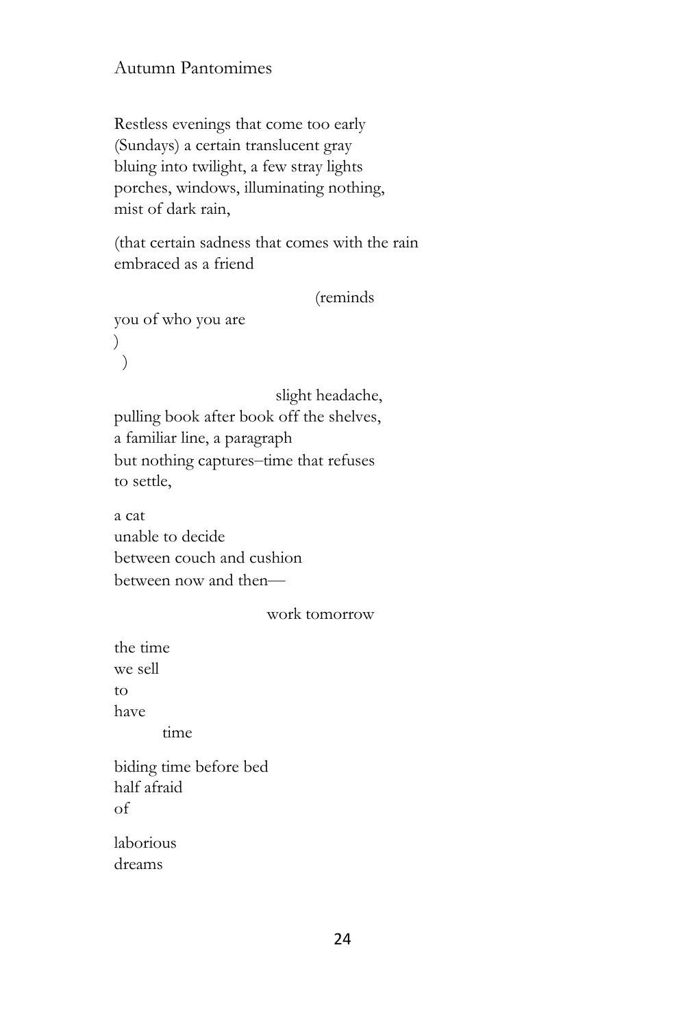# Autumn Pantomimes

Restless evenings that come too early
(Sundays) a certain translucent gray
bluing into twilight, a few stray lights
porches, windows, illuminating nothing,
mist of dark rain,

(that certain sadness that comes with the rain
embraced as a friend

                                        (reminds
you of who you are
)
  )

                              slight headache,
pulling book after book off the shelves,
a familiar line, a paragraph
but nothing captures–time that refuses
to settle,

a cat
unable to decide
between couch and cushion
between now and then—

                              work tomorrow

the time
we sell
to
have
        time

biding time before bed
half afraid
of

laborious
dreams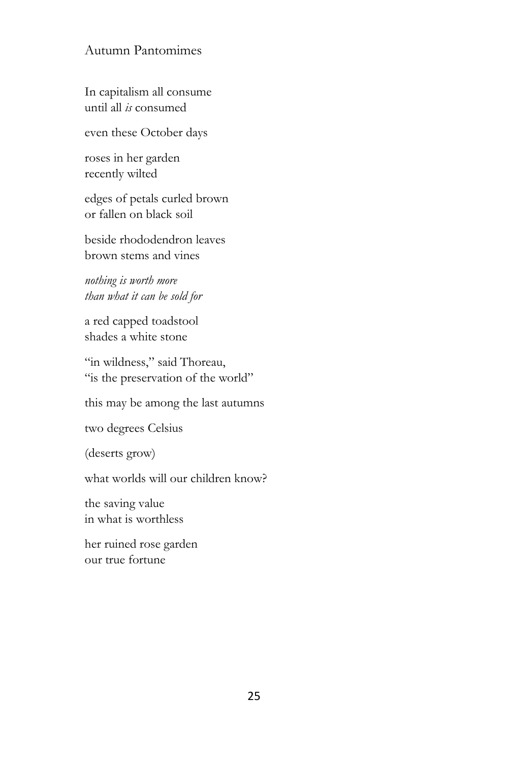## Autumn Pantomimes

In capitalism all consume  
until all *is* consumed

even these October days

roses in her garden  
recently wilted

edges of petals curled brown  
or fallen on black soil

beside rhododendron leaves  
brown stems and vines

*nothing is worth more*  
*than what it can be sold for*

a red capped toadstool  
shades a white stone

"in wildness," said Thoreau,  
"is the preservation of the world"

this may be among the last autumns

two degrees Celsius

(deserts grow)

what worlds will our children know?

the saving value  
in what is worthless

her ruined rose garden  
our true fortune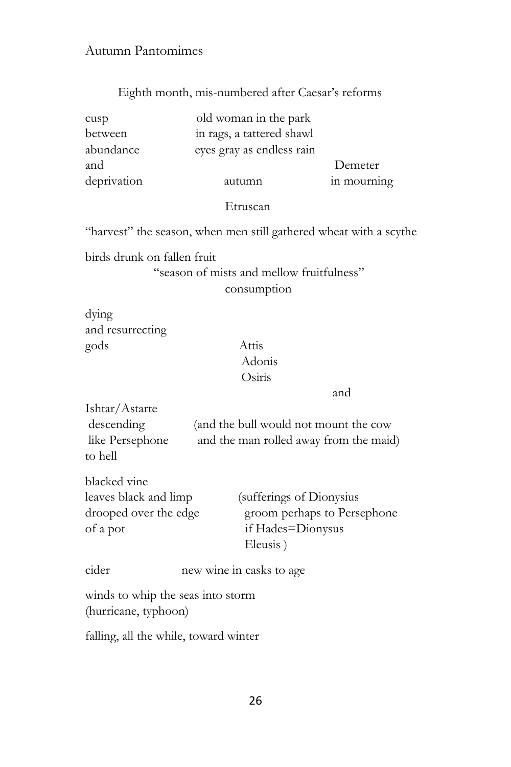Autumn Pantomimes

Eighth month, mis-numbered after Caesar's reforms

cusp
between
abundance
and
deprivation

old woman in the park
in rags, a tattered shawl
eyes gray as endless rain

autumn

Demeter
in mourning

Etruscan

"harvest" the season, when men still gathered wheat with a scythe

birds drunk on fallen fruit
"season of mists and mellow fruitfulness"
consumption

dying
and resurrecting
gods

Attis
Adonis
Osiris

and

Ishtar/Astarte
descending
like Persephone
to hell

(and the bull would not mount the cow
and the man rolled away from the maid)

blacked vine
leaves black and limp
drooped over the edge
of a pot

(sufferings of Dionysius
groom perhaps to Persephone
if Hades=Dionysus
Eleusis )

cider new wine in casks to age

winds to whip the seas into storm
(hurricane, typhoon)

falling, all the while, toward winter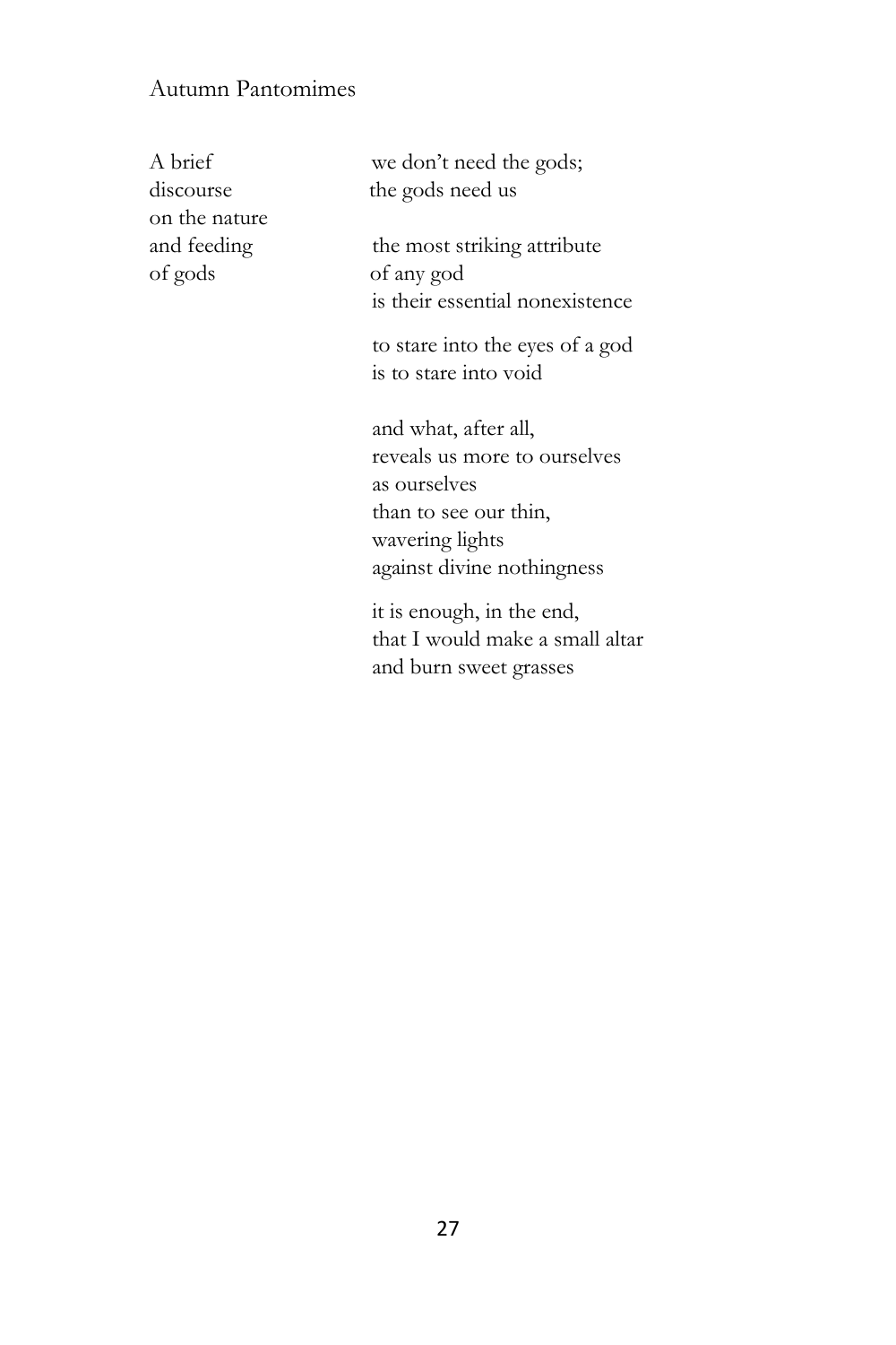Autumn Pantomimes

A brief
discourse
on the nature
and feeding
of gods

we don't need the gods;
the gods need us

the most striking attribute
of any god
is their essential nonexistence

to stare into the eyes of a god
is to stare into void

and what, after all,
reveals us more to ourselves
as ourselves
than to see our thin,
wavering lights
against divine nothingness

it is enough, in the end,
that I would make a small altar
and burn sweet grasses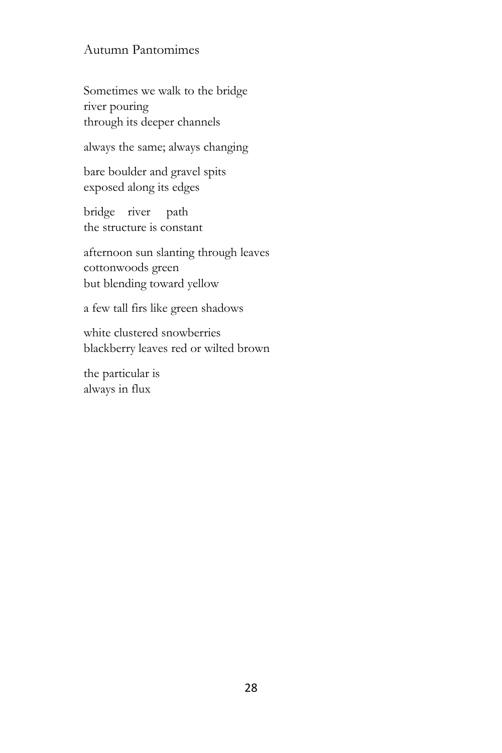## Autumn Pantomimes

Sometimes we walk to the bridge  
river pouring  
through its deeper channels

always the same; always changing

bare boulder and gravel spits  
exposed along its edges

bridge    river    path  
the structure is constant

afternoon sun slanting through leaves  
cottonwoods green  
but blending toward yellow

a few tall firs like green shadows

white clustered snowberries  
blackberry leaves red or wilted brown

the particular is  
always in flux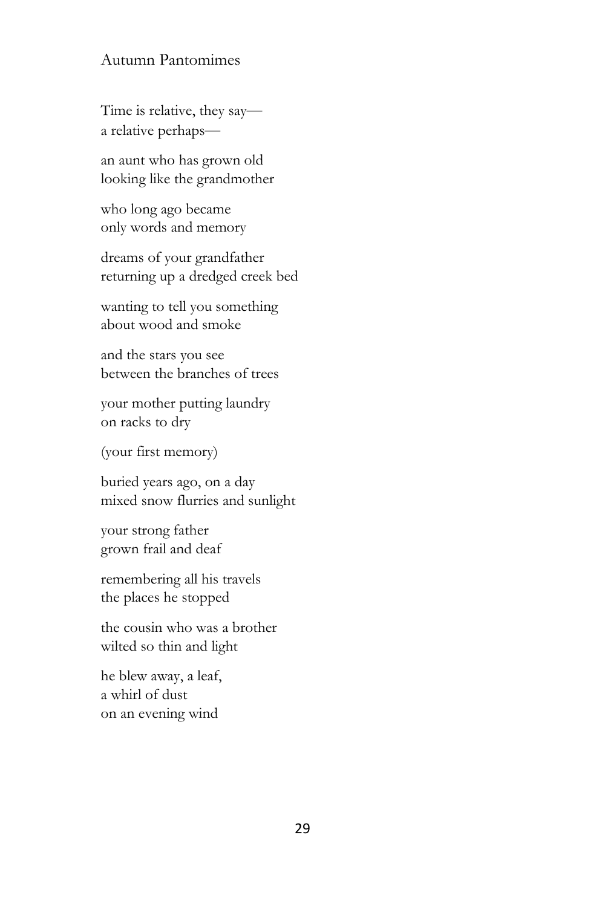## Autumn Pantomimes

Time is relative, they say—  
a relative perhaps—

an aunt who has grown old  
looking like the grandmother

who long ago became  
only words and memory

dreams of your grandfather  
returning up a dredged creek bed

wanting to tell you something  
about wood and smoke

and the stars you see  
between the branches of trees

your mother putting laundry  
on racks to dry

(your first memory)

buried years ago, on a day  
mixed snow flurries and sunlight

your strong father  
grown frail and deaf

remembering all his travels  
the places he stopped

the cousin who was a brother  
wilted so thin and light

he blew away, a leaf,  
a whirl of dust  
on an evening wind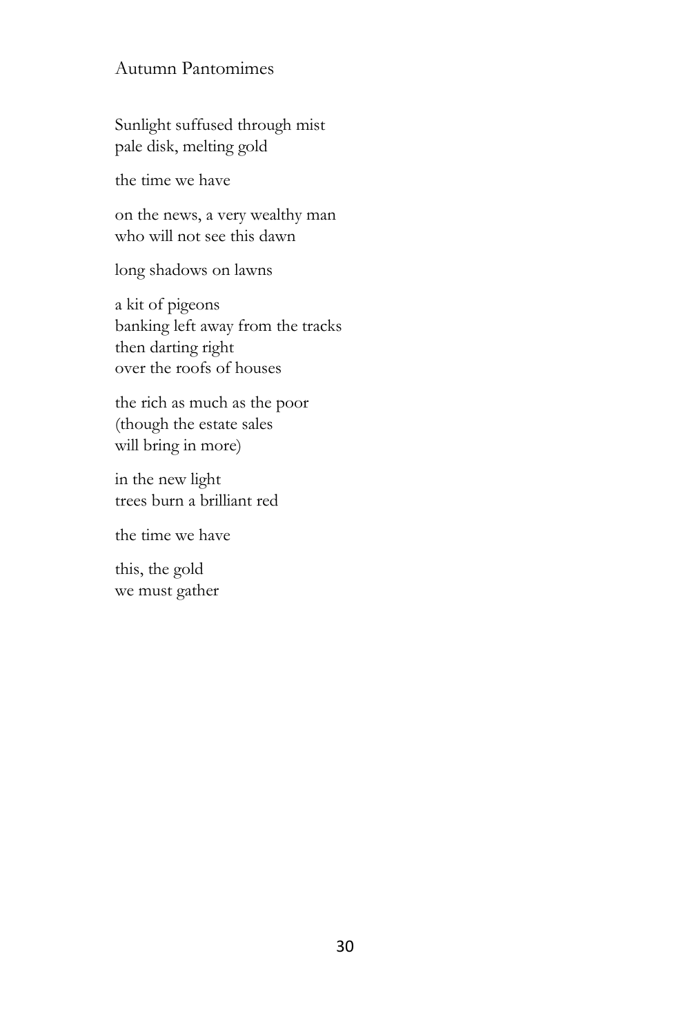## Autumn Pantomimes

Sunlight suffused through mist  
pale disk, melting gold

the time we have

on the news, a very wealthy man  
who will not see this dawn

long shadows on lawns

a kit of pigeons  
banking left away from the tracks  
then darting right  
over the roofs of houses

the rich as much as the poor  
(though the estate sales  
will bring in more)

in the new light  
trees burn a brilliant red

the time we have

this, the gold  
we must gather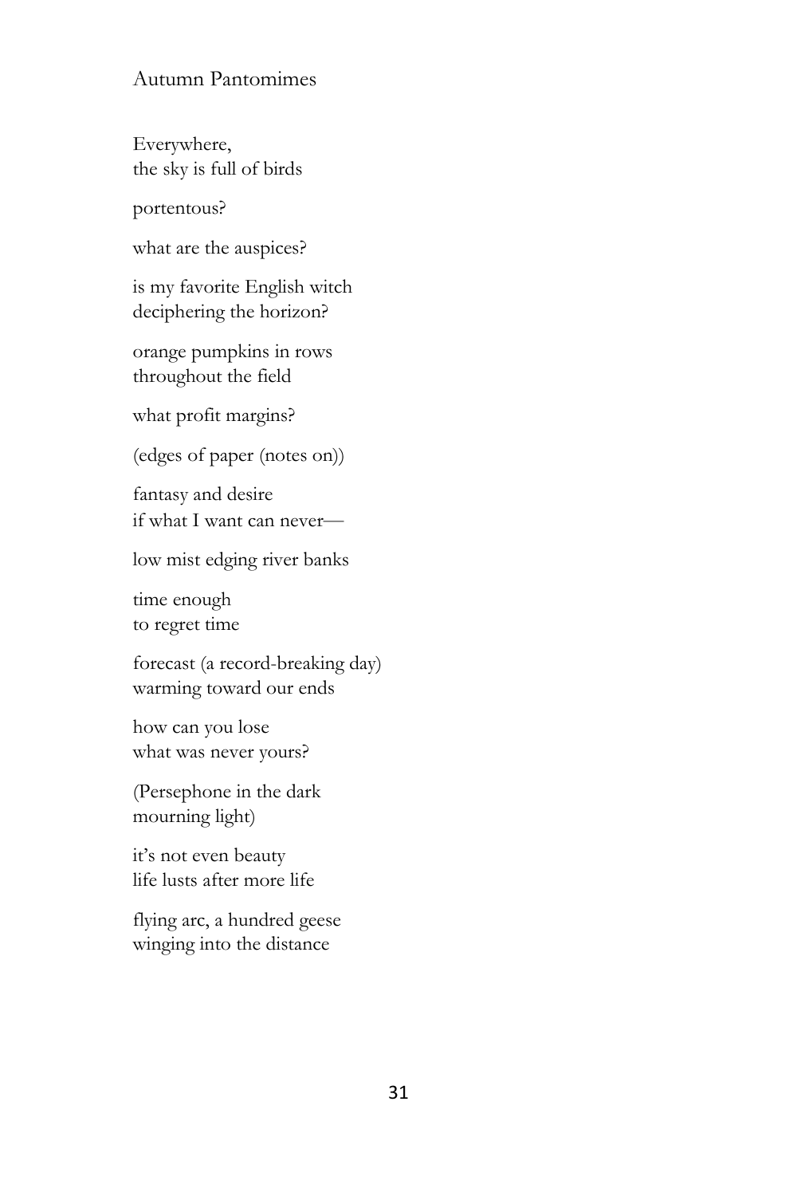## Autumn Pantomimes

Everywhere,  
the sky is full of birds

portentous?

what are the auspices?

is my favorite English witch  
deciphering the horizon?

orange pumpkins in rows  
throughout the field

what profit margins?

(edges of paper (notes on))

fantasy and desire  
if what I want can never—

low mist edging river banks

time enough  
to regret time

forecast (a record-breaking day)  
warming toward our ends

how can you lose  
what was never yours?

(Persephone in the dark  
mourning light)

it's not even beauty  
life lusts after more life

flying arc, a hundred geese  
winging into the distance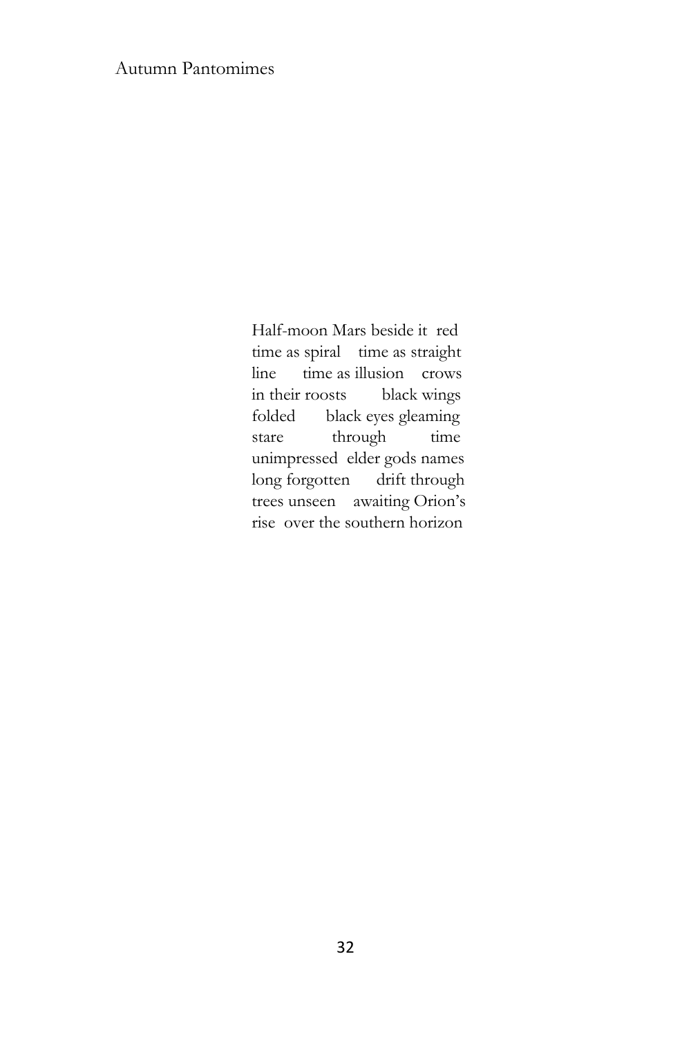Half-moon Mars beside it  red
time as spiral    time as straight
line      time as illusion    crows
in their roosts        black wings
folded      black eyes gleaming
stare          through          time
unimpressed  elder gods names
long forgotten      drift through
trees unseen    awaiting Orion's
rise  over the southern horizon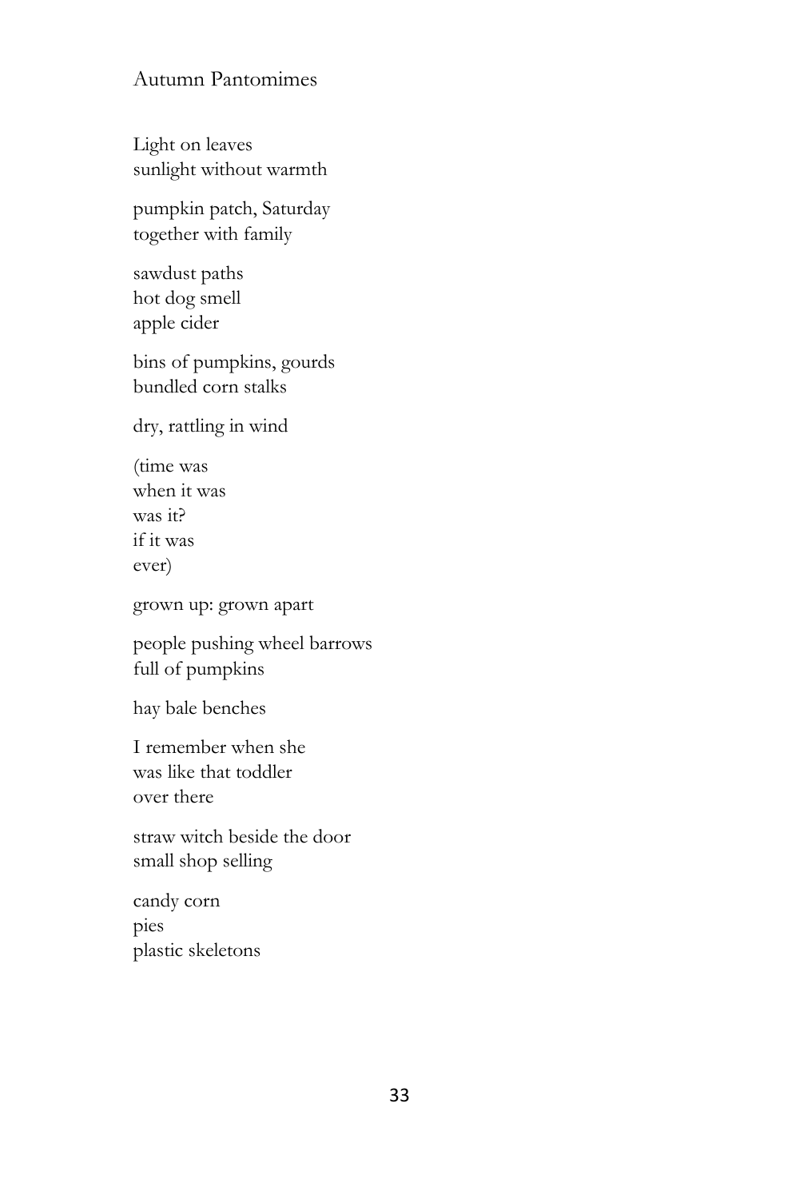## Autumn Pantomimes

Light on leaves  
sunlight without warmth

pumpkin patch, Saturday  
together with family

sawdust paths  
hot dog smell  
apple cider

bins of pumpkins, gourds  
bundled corn stalks

dry, rattling in wind

(time was  
when it was  
was it?  
if it was  
ever)

grown up: grown apart

people pushing wheel barrows  
full of pumpkins

hay bale benches

I remember when she  
was like that toddler  
over there

straw witch beside the door  
small shop selling

candy corn  
pies  
plastic skeletons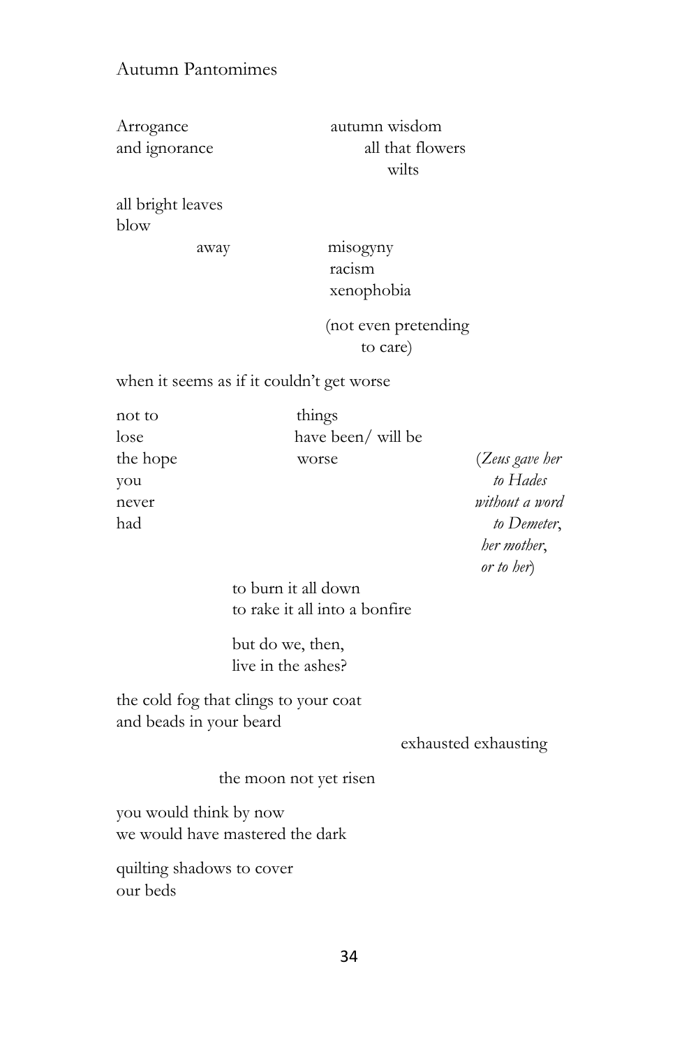## Autumn Pantomimes

Arrogance
and ignorance

autumn wisdom
all that flowers
wilts

all bright leaves
blow
away

misogyny
racism
xenophobia

(not even pretending
to care)

when it seems as if it couldn't get worse

not to
lose
the hope
you
never
had

things
have been/ will be
worse

(*Zeus gave her
to Hades
without a word
to Demeter*,
*her mother*,
*or to her*)

to burn it all down
to rake it all into a bonfire

but do we, then,
live in the ashes?

the cold fog that clings to your coat
and beads in your beard

exhausted exhausting

the moon not yet risen

you would think by now
we would have mastered the dark

quilting shadows to cover
our beds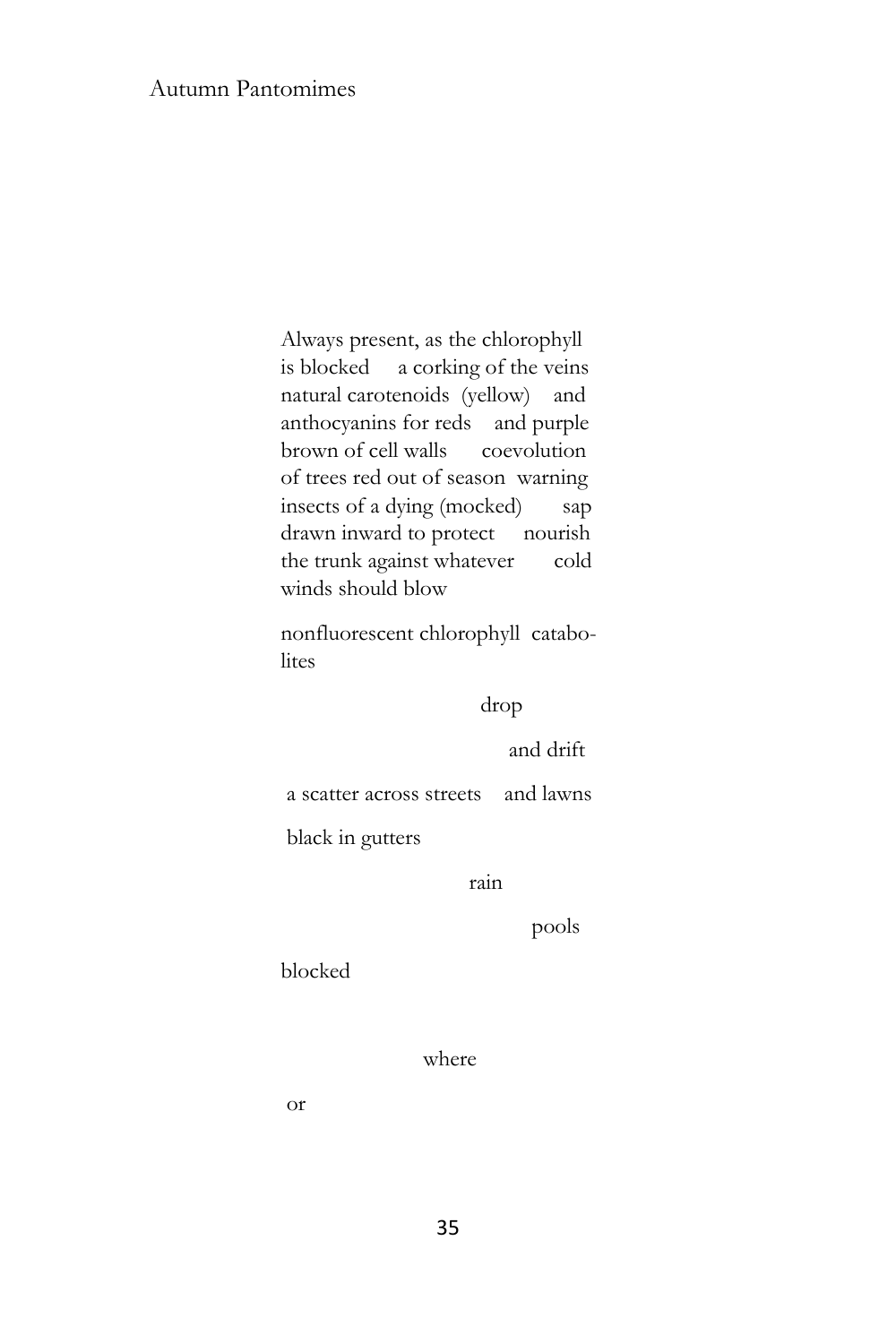Always present, as the chlorophyll
is blocked     a corking of the veins
natural carotenoids  (yellow)    and
anthocyanins for reds    and purple
brown of cell walls      coevolution
of trees red out of season  warning
insects of a dying (mocked)       sap
drawn inward to protect     nourish
the trunk against whatever       cold
winds should blow

nonfluorescent chlorophyll  catabo-
lites

                              drop

                                   and drift

 a scatter across streets    and lawns

 black in gutters

                            rain

                                      pools

blocked

                        where

 or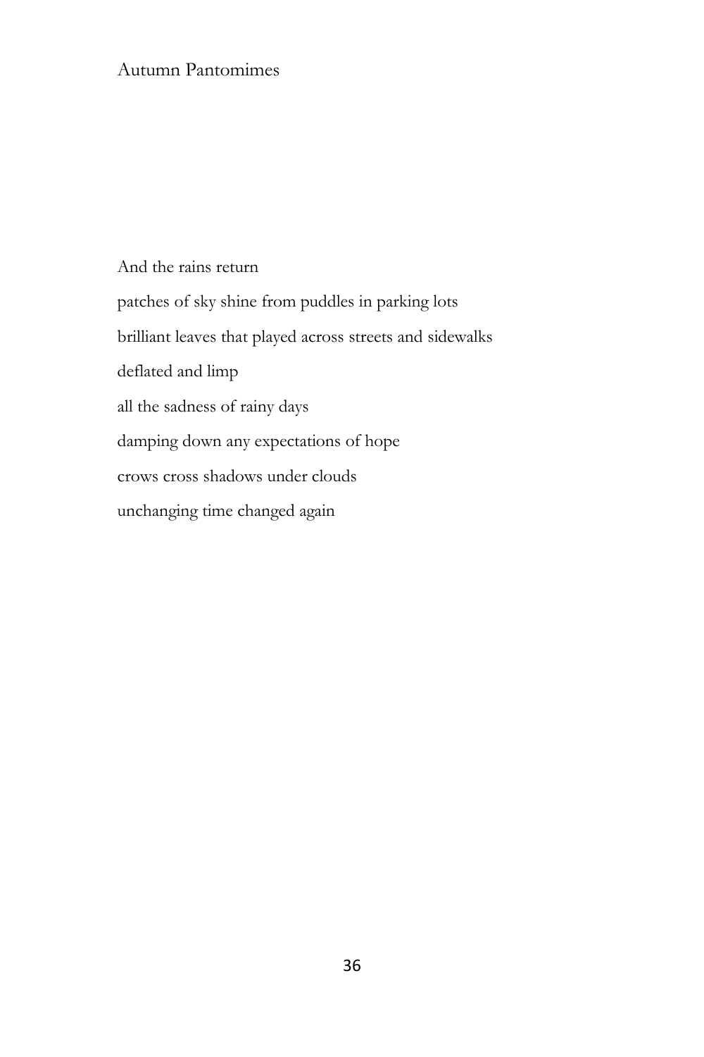# Autumn Pantomimes

And the rains return

patches of sky shine from puddles in parking lots

brilliant leaves that played across streets and sidewalks

deflated and limp

all the sadness of rainy days

damping down any expectations of hope

crows cross shadows under clouds

unchanging time changed again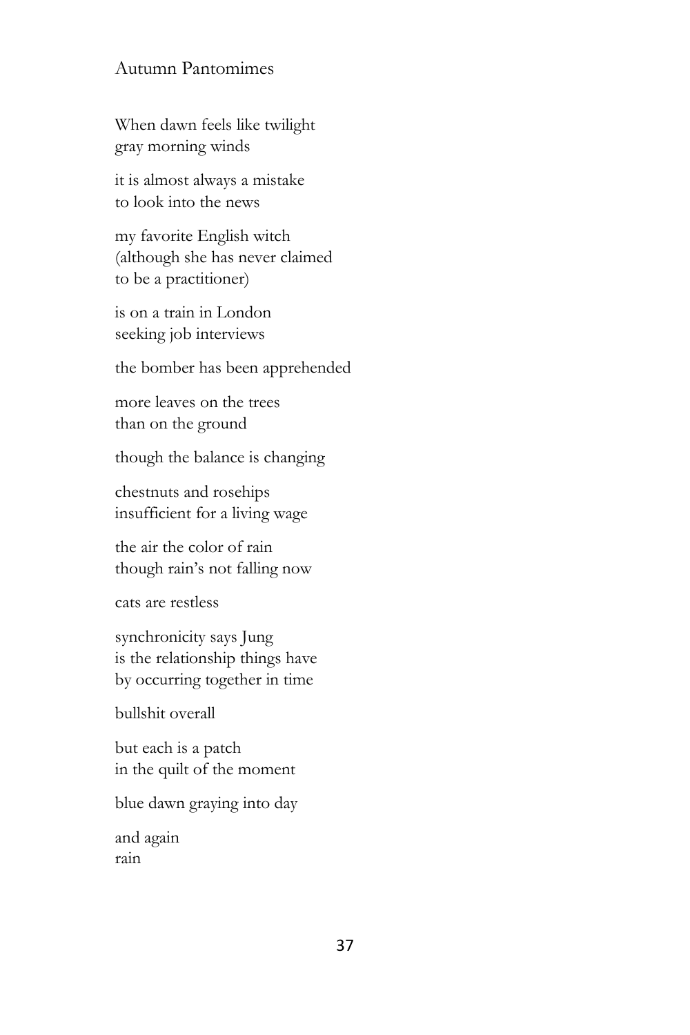## Autumn Pantomimes

When dawn feels like twilight
gray morning winds

it is almost always a mistake
to look into the news

my favorite English witch
(although she has never claimed
to be a practitioner)

is on a train in London
seeking job interviews

the bomber has been apprehended

more leaves on the trees
than on the ground

though the balance is changing

chestnuts and rosehips
insufficient for a living wage

the air the color of rain
though rain's not falling now

cats are restless

synchronicity says Jung
is the relationship things have
by occurring together in time

bullshit overall

but each is a patch
in the quilt of the moment

blue dawn graying into day

and again
rain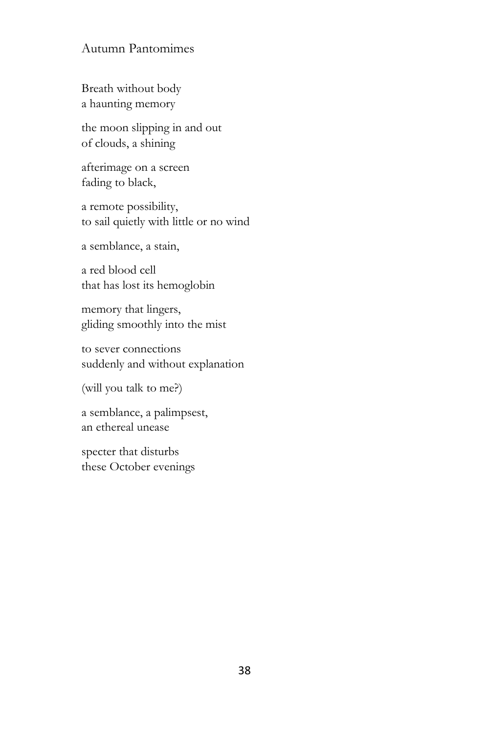## Autumn Pantomimes

Breath without body  
a haunting memory

the moon slipping in and out  
of clouds, a shining

afterimage on a screen  
fading to black,

a remote possibility,  
to sail quietly with little or no wind

a semblance, a stain,

a red blood cell  
that has lost its hemoglobin

memory that lingers,  
gliding smoothly into the mist

to sever connections  
suddenly and without explanation

(will you talk to me?)

a semblance, a palimpsest,  
an ethereal unease

specter that disturbs  
these October evenings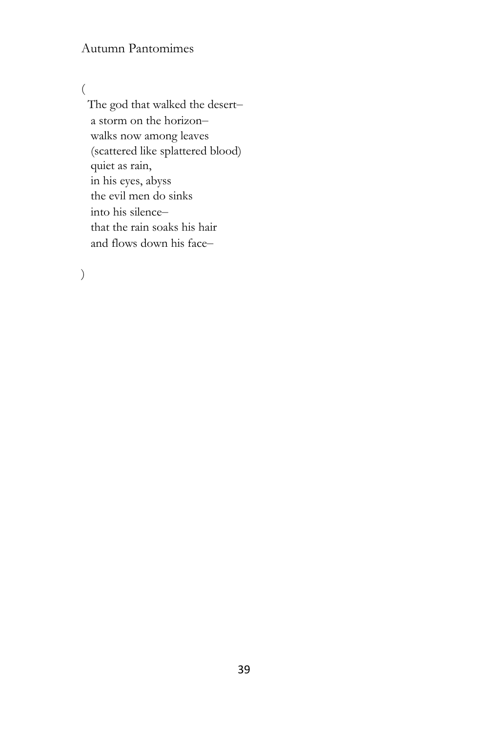Autumn Pantomimes

(

The god that walked the desert–  
a storm on the horizon–  
walks now among leaves  
(scattered like splattered blood)  
quiet as rain,  
in his eyes, abyss  
the evil men do sinks  
into his silence–  
that the rain soaks his hair  
and flows down his face–

)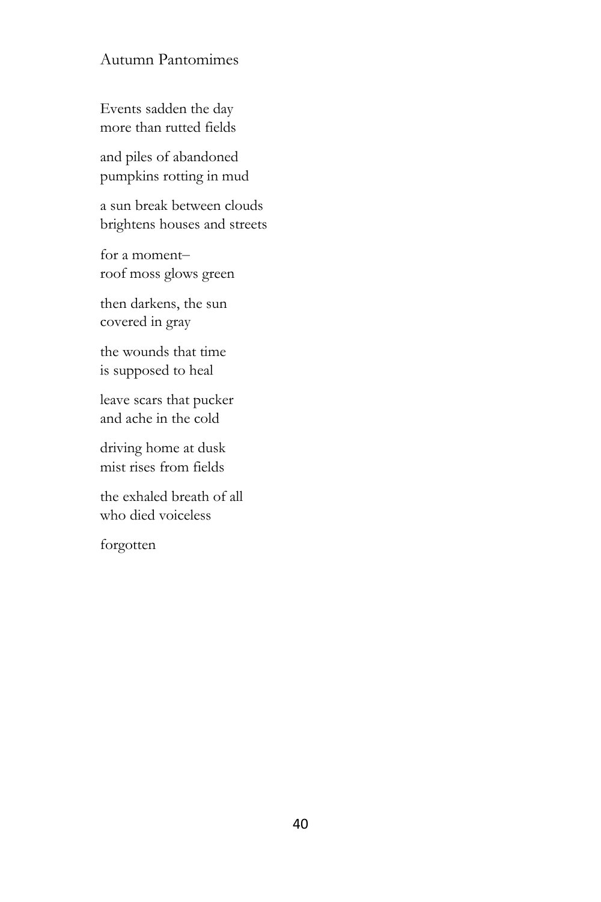## Autumn Pantomimes

Events sadden the day  
more than rutted fields

and piles of abandoned  
pumpkins rotting in mud

a sun break between clouds  
brightens houses and streets

for a moment–  
roof moss glows green

then darkens, the sun  
covered in gray

the wounds that time  
is supposed to heal

leave scars that pucker  
and ache in the cold

driving home at dusk  
mist rises from fields

the exhaled breath of all  
who died voiceless

forgotten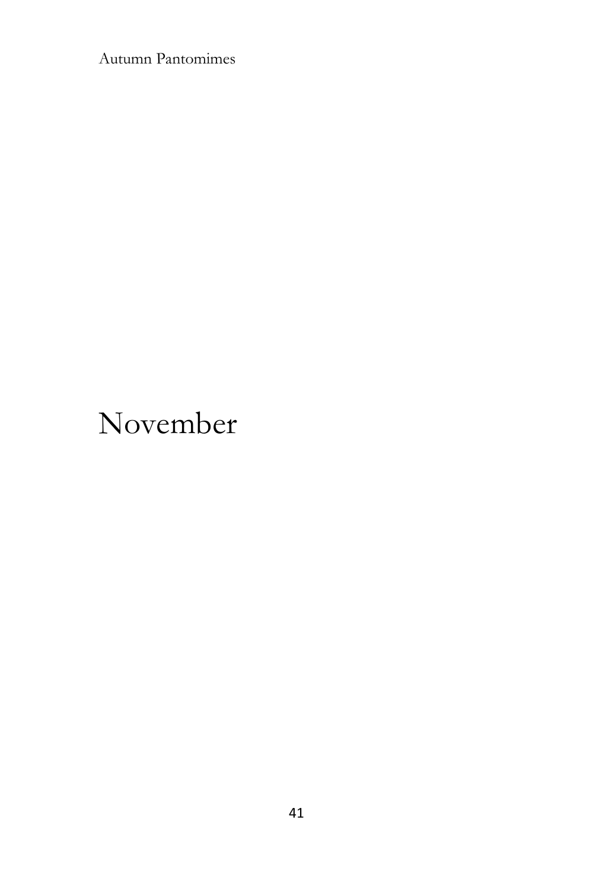# November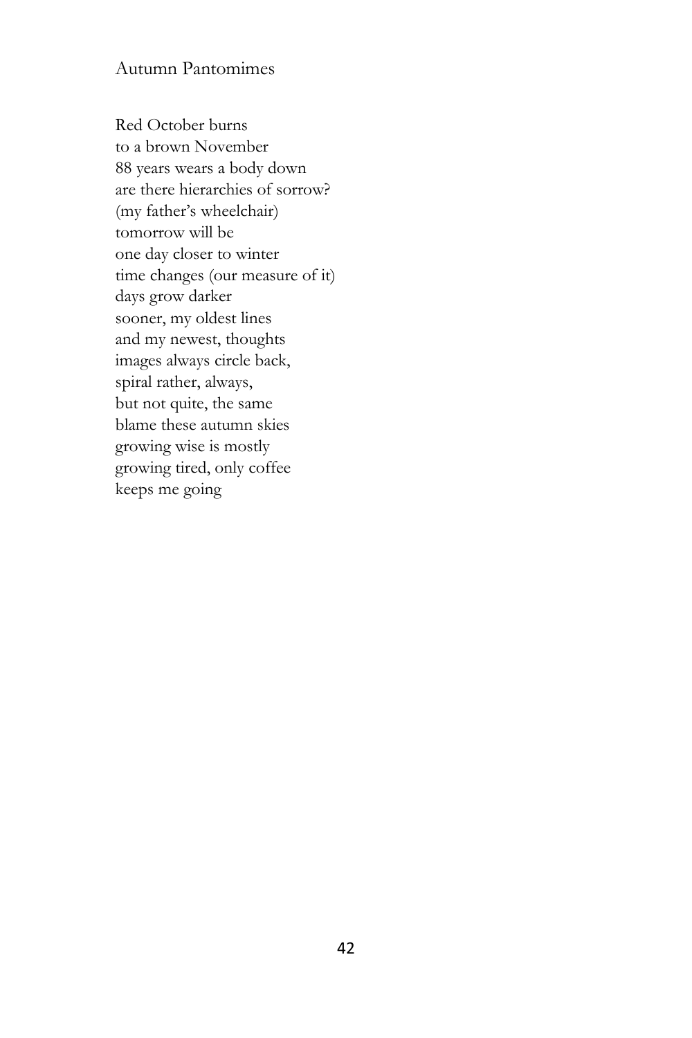## Autumn Pantomimes

Red October burns  
to a brown November  
88 years wears a body down  
are there hierarchies of sorrow?  
(my father's wheelchair)  
tomorrow will be  
one day closer to winter  
time changes (our measure of it)  
days grow darker  
sooner, my oldest lines  
and my newest, thoughts  
images always circle back,  
spiral rather, always,  
but not quite, the same  
blame these autumn skies  
growing wise is mostly  
growing tired, only coffee  
keeps me going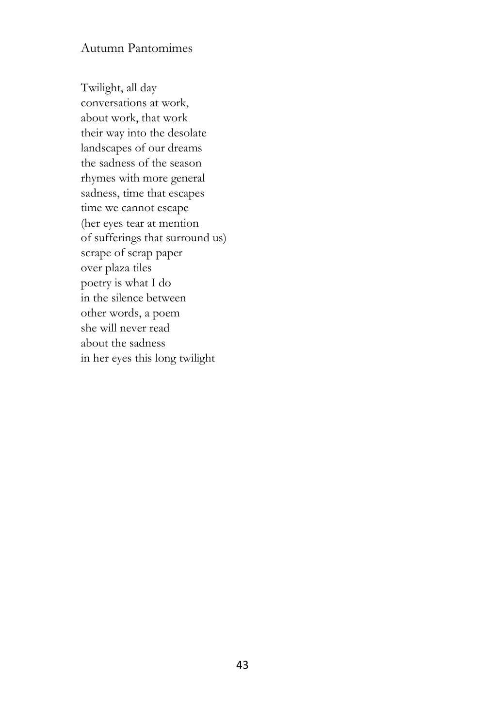## Autumn Pantomimes

Twilight, all day  
conversations at work,  
about work, that work  
their way into the desolate  
landscapes of our dreams  
the sadness of the season  
rhymes with more general  
sadness, time that escapes  
time we cannot escape  
(her eyes tear at mention  
of sufferings that surround us)  
scrape of scrap paper  
over plaza tiles  
poetry is what I do  
in the silence between  
other words, a poem  
she will never read  
about the sadness  
in her eyes this long twilight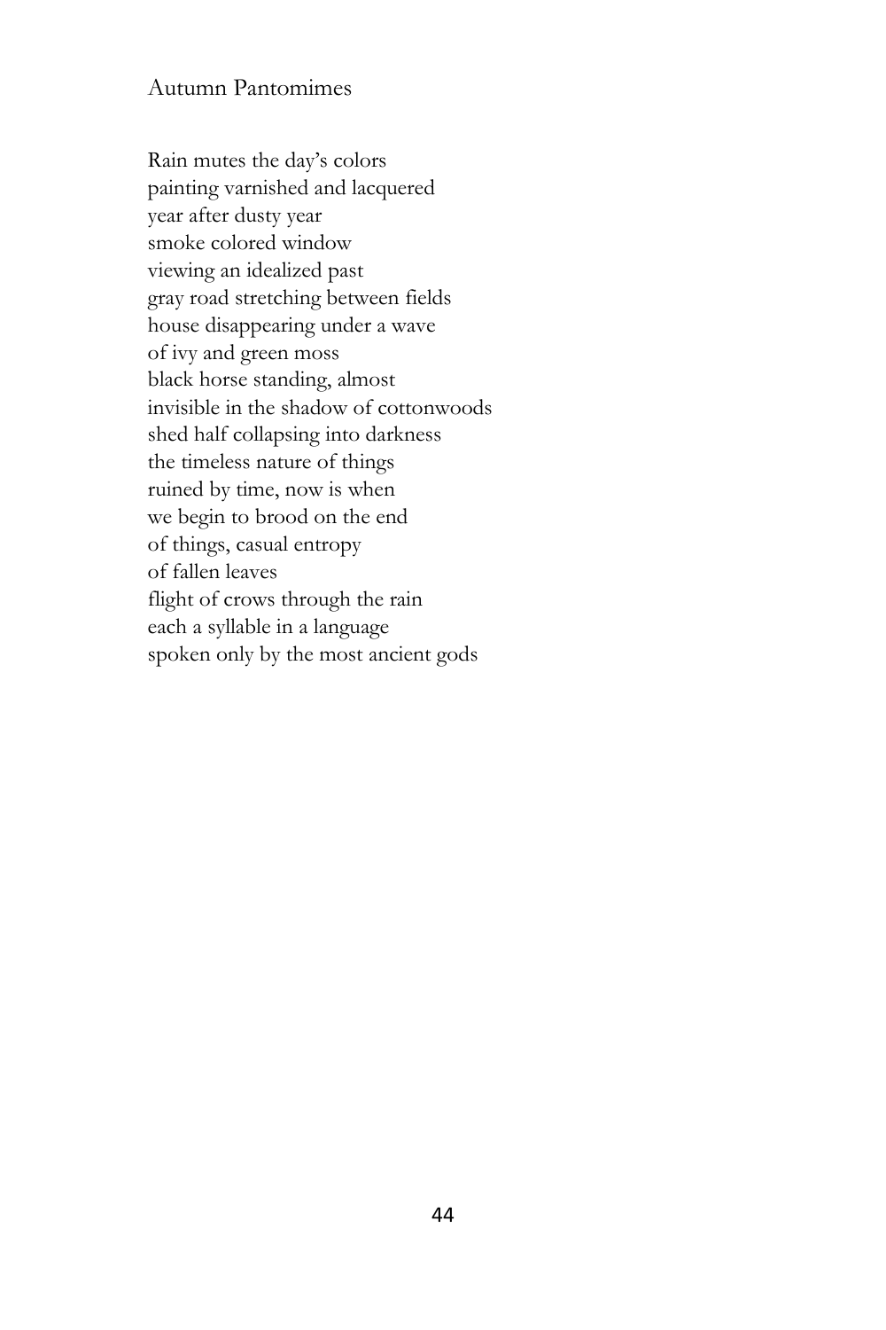## Autumn Pantomimes

Rain mutes the day's colors  
painting varnished and lacquered  
year after dusty year  
smoke colored window  
viewing an idealized past  
gray road stretching between fields  
house disappearing under a wave  
of ivy and green moss  
black horse standing, almost  
invisible in the shadow of cottonwoods  
shed half collapsing into darkness  
the timeless nature of things  
ruined by time, now is when  
we begin to brood on the end  
of things, casual entropy  
of fallen leaves  
flight of crows through the rain  
each a syllable in a language  
spoken only by the most ancient gods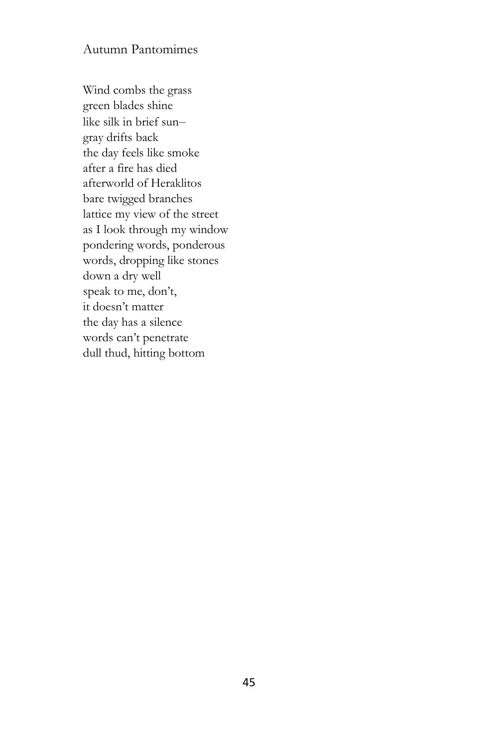## Autumn Pantomimes

Wind combs the grass  
green blades shine  
like silk in brief sun–  
gray drifts back  
the day feels like smoke  
after a fire has died  
afterworld of Heraklitos  
bare twigged branches  
lattice my view of the street  
as I look through my window  
pondering words, ponderous  
words, dropping like stones  
down a dry well  
speak to me, don't,  
it doesn't matter  
the day has a silence  
words can't penetrate  
dull thud, hitting bottom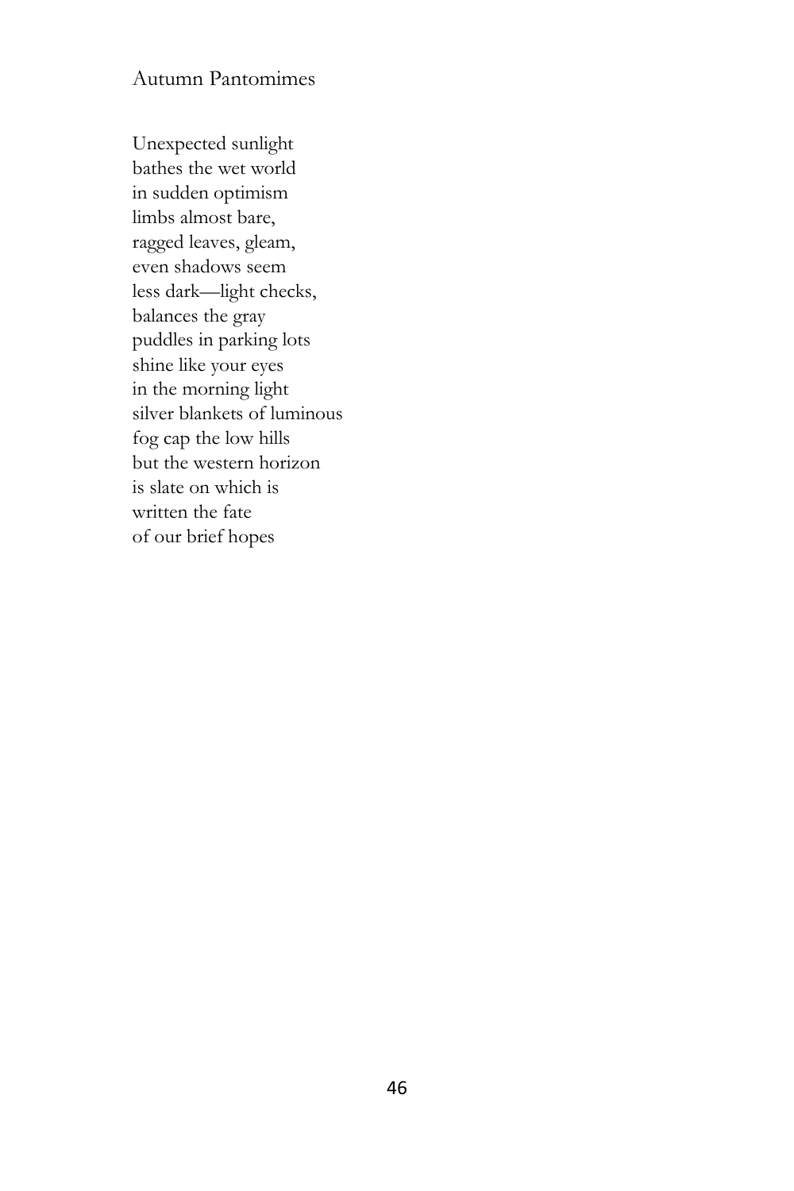# Autumn Pantomimes

Unexpected sunlight  
bathes the wet world  
in sudden optimism  
limbs almost bare,  
ragged leaves, gleam,  
even shadows seem  
less dark—light checks,  
balances the gray  
puddles in parking lots  
shine like your eyes  
in the morning light  
silver blankets of luminous  
fog cap the low hills  
but the western horizon  
is slate on which is  
written the fate  
of our brief hopes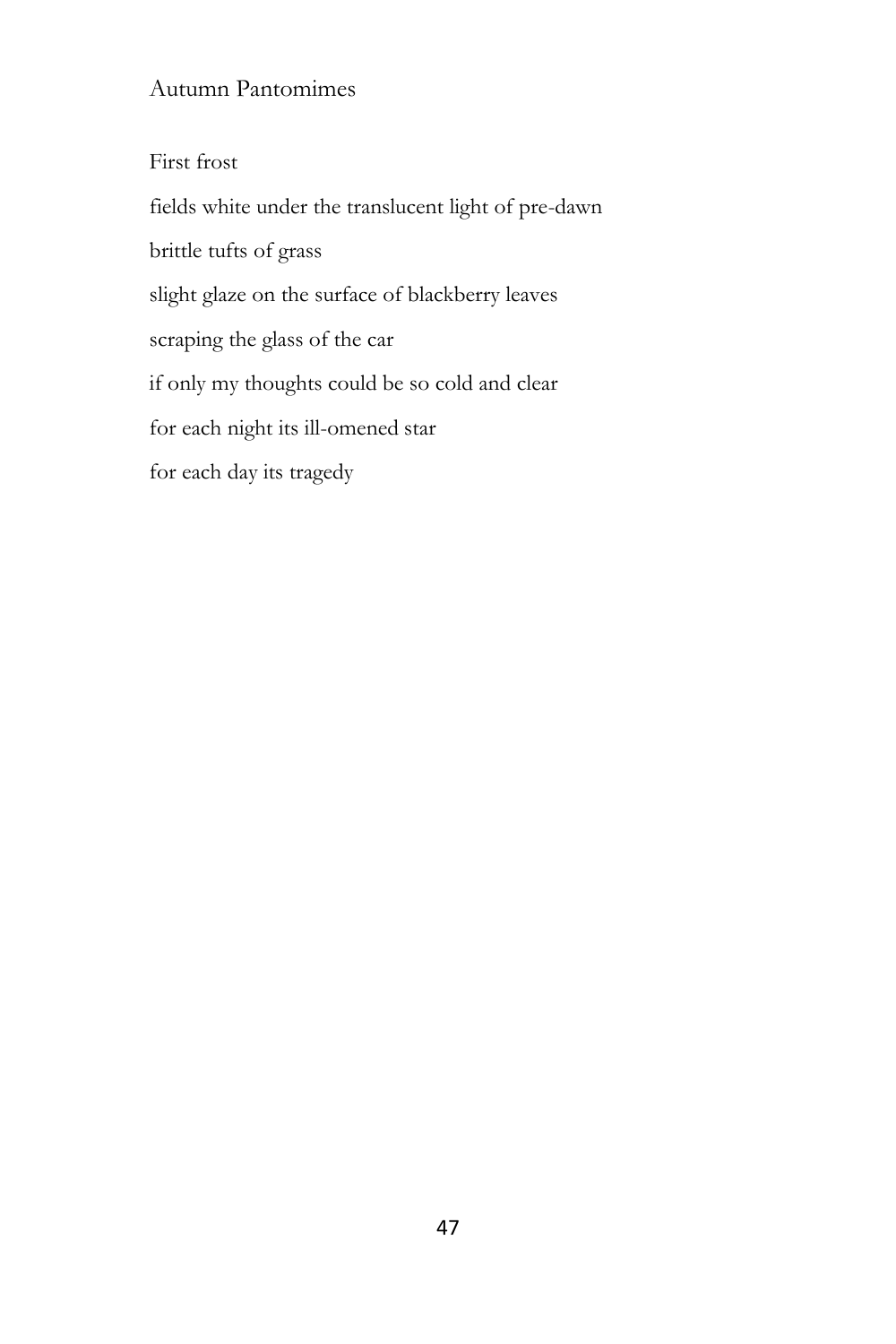# Autumn Pantomimes

First frost

fields white under the translucent light of pre-dawn

brittle tufts of grass

slight glaze on the surface of blackberry leaves

scraping the glass of the car

if only my thoughts could be so cold and clear

for each night its ill-omened star

for each day its tragedy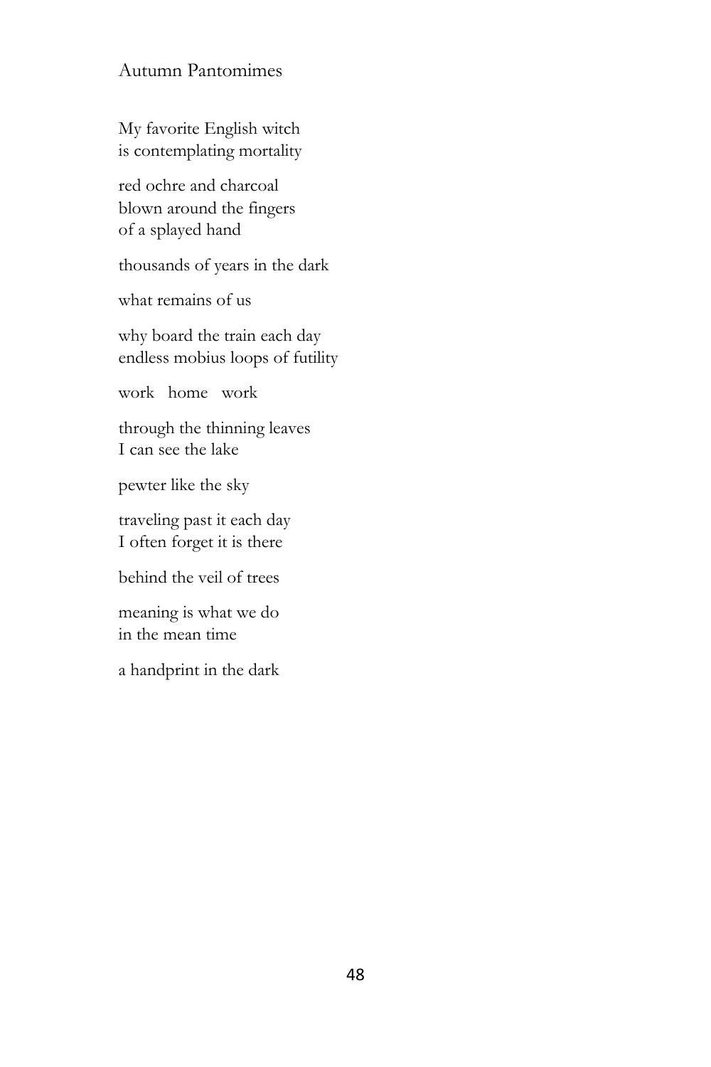## Autumn Pantomimes

My favorite English witch  
is contemplating mortality

red ochre and charcoal  
blown around the fingers  
of a splayed hand

thousands of years in the dark

what remains of us

why board the train each day  
endless mobius loops of futility

work   home   work

through the thinning leaves  
I can see the lake

pewter like the sky

traveling past it each day  
I often forget it is there

behind the veil of trees

meaning is what we do  
in the mean time

a handprint in the dark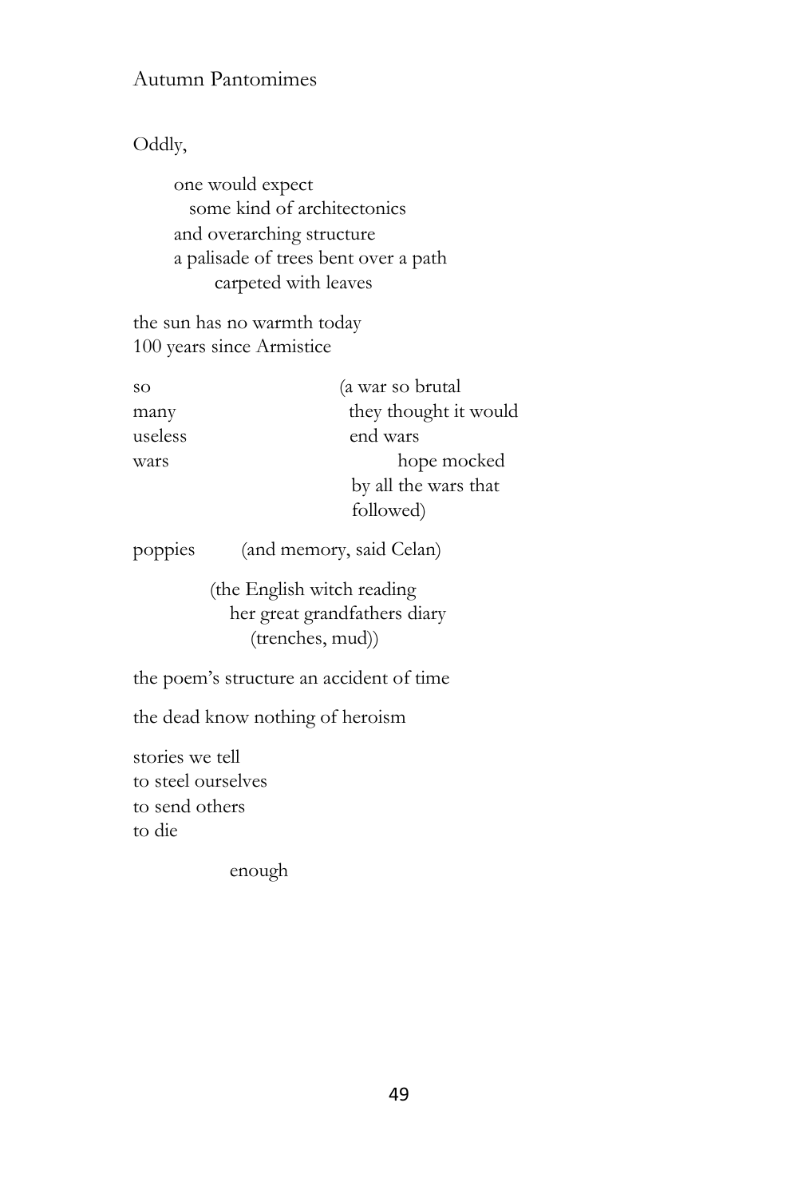## Autumn Pantomimes

Oddly,

one would expect  
some kind of architectonics  
and overarching structure  
a palisade of trees bent over a path  
carpeted with leaves

the sun has no warmth today  
100 years since Armistice

so  
many  
useless  
wars

(a war so brutal  
they thought it would  
end wars  
hope mocked  
by all the wars that  
followed)

poppies (and memory, said Celan)

(the English witch reading  
her great grandfathers diary  
(trenches, mud))

the poem's structure an accident of time

the dead know nothing of heroism

stories we tell  
to steel ourselves  
to send others  
to die

enough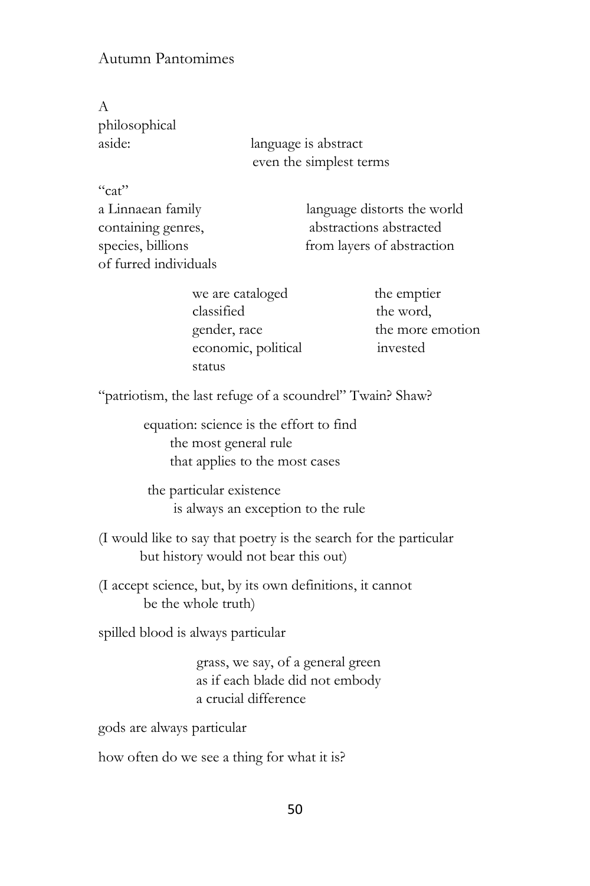A
philosophical
aside:

language is abstract
even the simplest terms

"cat"
a Linnaean family
containing genres,
species, billions
of furred individuals

language distorts the world
abstractions abstracted
from layers of abstraction

we are cataloged
classified
gender, race
economic, political
status

the emptier
the word,
the more emotion
invested

"patriotism, the last refuge of a scoundrel" Twain? Shaw?

equation: science is the effort to find
the most general rule
that applies to the most cases

the particular existence
is always an exception to the rule

(I would like to say that poetry is the search for the particular
but history would not bear this out)

(I accept science, but, by its own definitions, it cannot
be the whole truth)

spilled blood is always particular

grass, we say, of a general green
as if each blade did not embody
a crucial difference

gods are always particular

how often do we see a thing for what it is?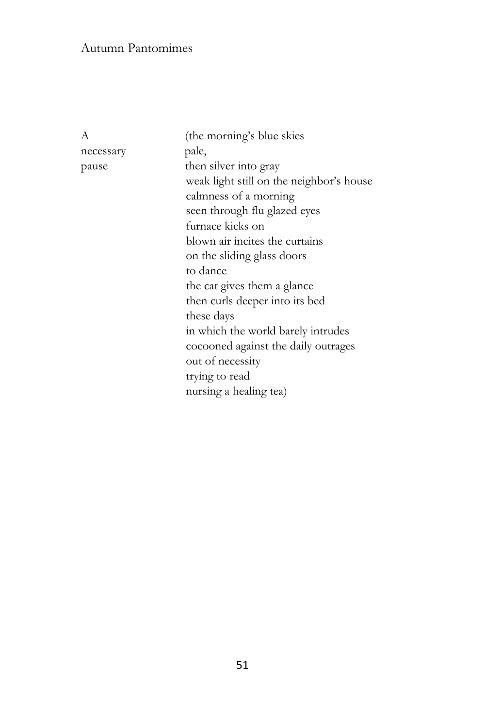| | |
|---|---|
| A | (the morning's blue skies |
| necessary | pale, |
| pause | then silver into gray |
| | weak light still on the neighbor's house |
| | calmness of a morning |
| | seen through flu glazed eyes |
| | furnace kicks on |
| | blown air incites the curtains |
| | on the sliding glass doors |
| | to dance |
| | the cat gives them a glance |
| | then curls deeper into its bed |
| | these days |
| | in which the world barely intrudes |
| | cocooned against the daily outrages |
| | out of necessity |
| | trying to read |
| | nursing a healing tea) |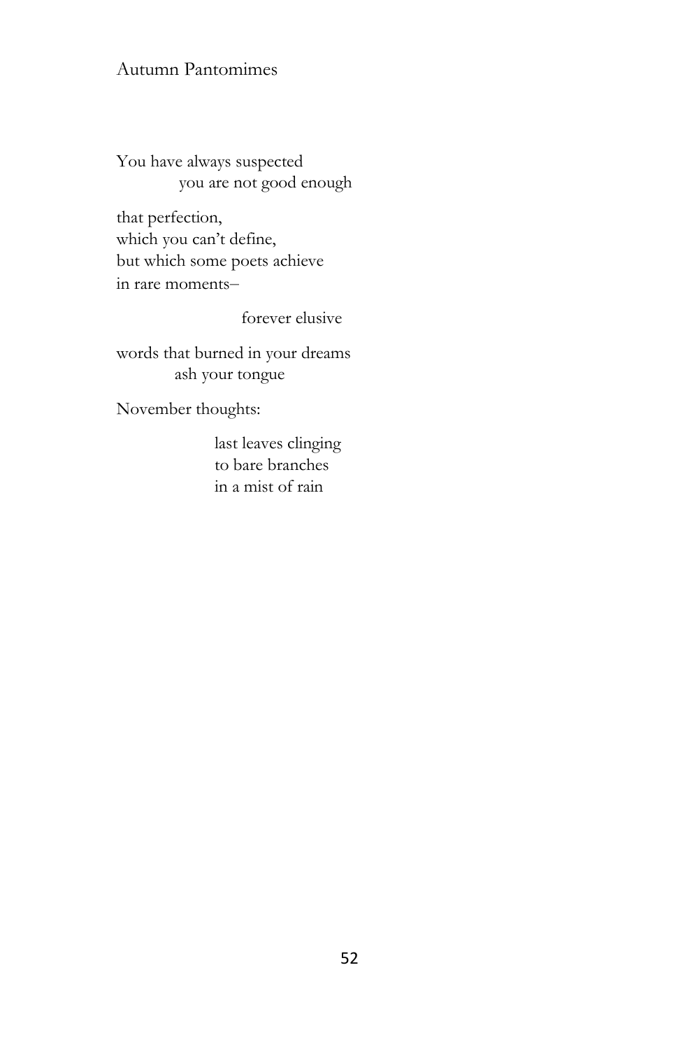## Autumn Pantomimes

You have always suspected  
you are not good enough

that perfection,  
which you can't define,  
but which some poets achieve  
in rare moments–

forever elusive

words that burned in your dreams  
ash your tongue

November thoughts:

last leaves clinging  
to bare branches  
in a mist of rain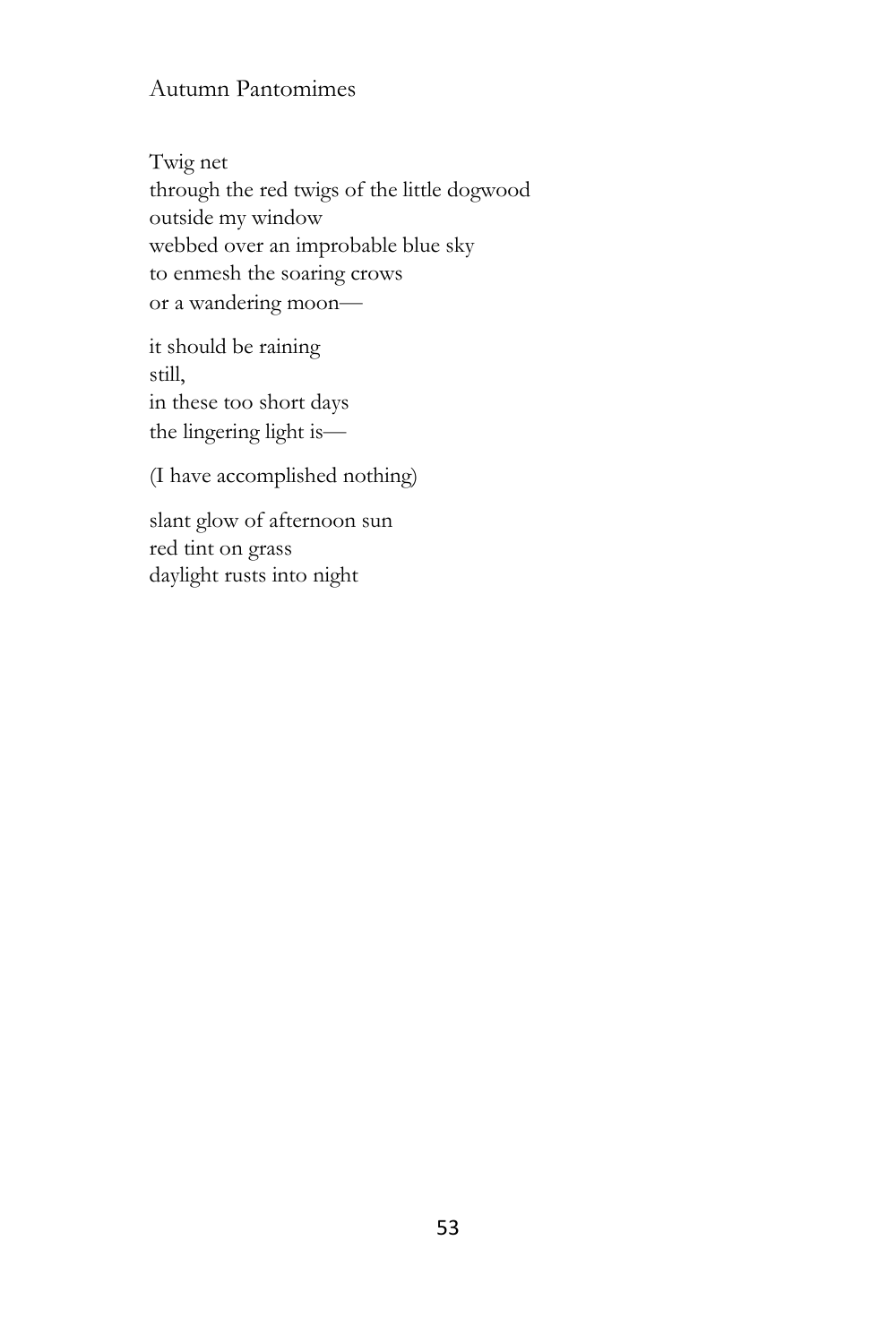## Autumn Pantomimes

Twig net  
through the red twigs of the little dogwood  
outside my window  
webbed over an improbable blue sky  
to enmesh the soaring crows  
or a wandering moon—

it should be raining  
still,  
in these too short days  
the lingering light is—

(I have accomplished nothing)

slant glow of afternoon sun  
red tint on grass  
daylight rusts into night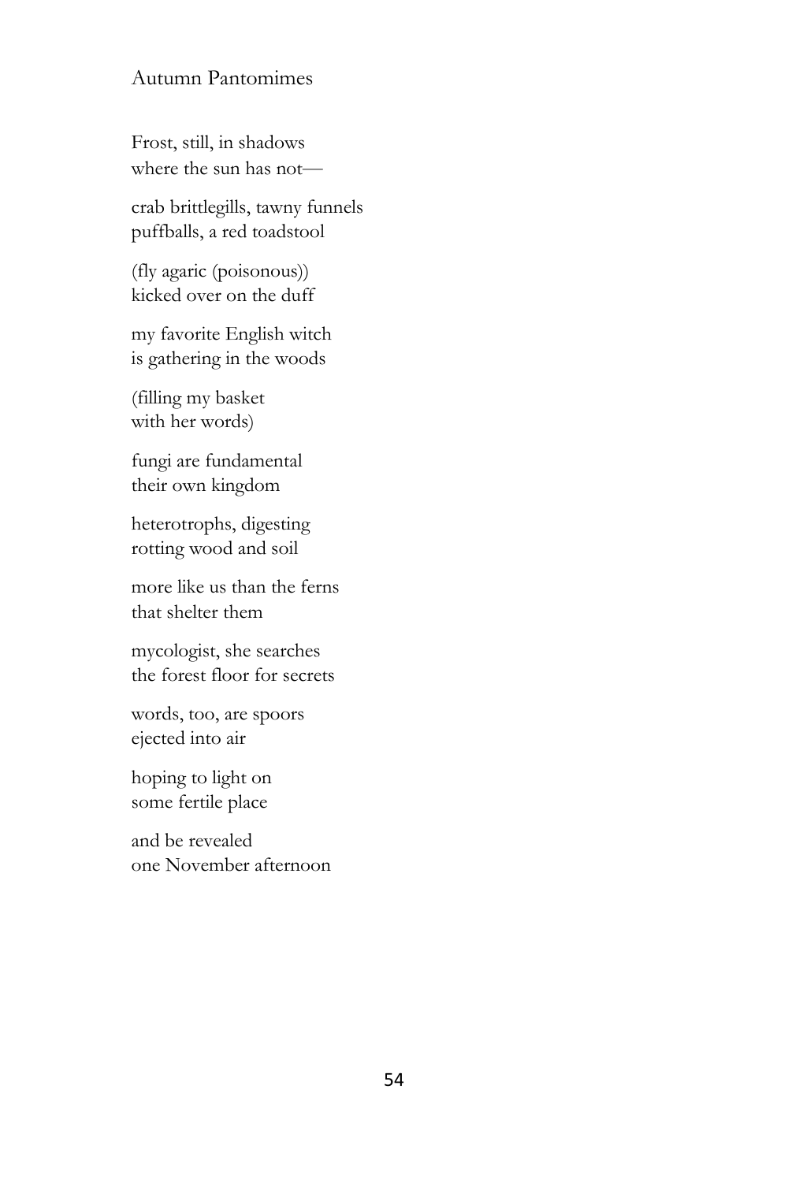## Autumn Pantomimes

Frost, still, in shadows
where the sun has not—

crab brittlegills, tawny funnels
puffballs, a red toadstool

(fly agaric (poisonous))
kicked over on the duff

my favorite English witch
is gathering in the woods

(filling my basket
with her words)

fungi are fundamental
their own kingdom

heterotrophs, digesting
rotting wood and soil

more like us than the ferns
that shelter them

mycologist, she searches
the forest floor for secrets

words, too, are spoors
ejected into air

hoping to light on
some fertile place

and be revealed
one November afternoon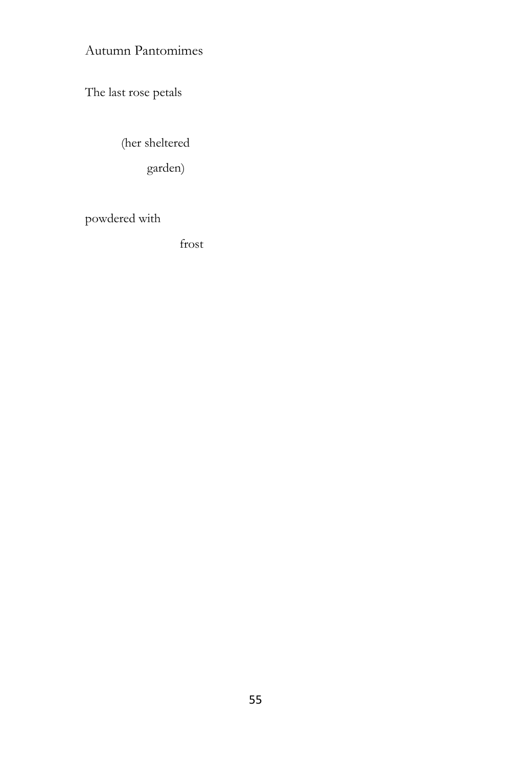## Autumn Pantomimes

The last rose petals

&nbsp;&nbsp;&nbsp;&nbsp;&nbsp;&nbsp;&nbsp;&nbsp;&nbsp;&nbsp;(her sheltered

&nbsp;&nbsp;&nbsp;&nbsp;&nbsp;&nbsp;&nbsp;&nbsp;&nbsp;&nbsp;&nbsp;&nbsp;&nbsp;&nbsp;&nbsp;&nbsp;&nbsp;garden)

powdered with

&nbsp;&nbsp;&nbsp;&nbsp;&nbsp;&nbsp;&nbsp;&nbsp;&nbsp;&nbsp;&nbsp;&nbsp;&nbsp;&nbsp;&nbsp;&nbsp;&nbsp;&nbsp;&nbsp;&nbsp;&nbsp;&nbsp;&nbsp;&nbsp;&nbsp;&nbsp;&nbsp;&nbsp;&nbsp;&nbsp;frost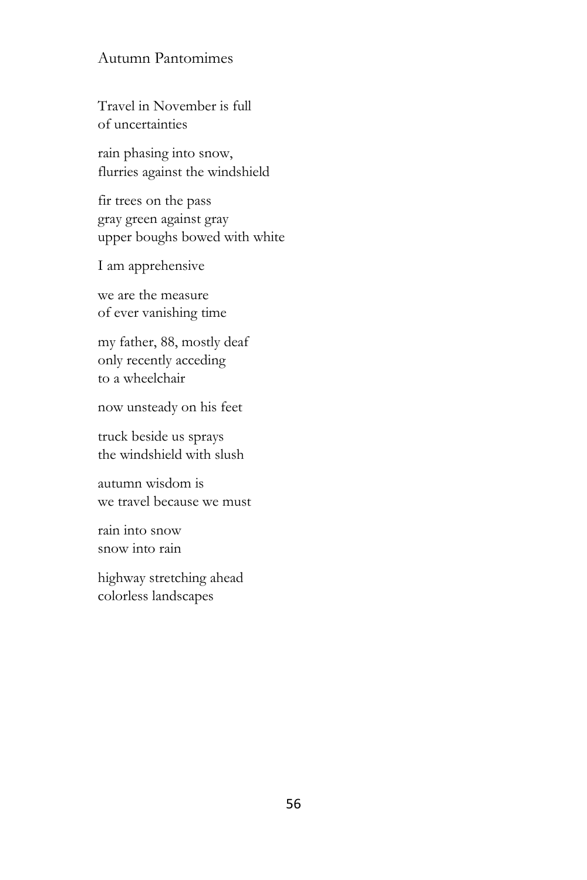## Autumn Pantomimes

Travel in November is full  
of uncertainties

rain phasing into snow,  
flurries against the windshield

fir trees on the pass  
gray green against gray  
upper boughs bowed with white

I am apprehensive

we are the measure  
of ever vanishing time

my father, 88, mostly deaf  
only recently acceding  
to a wheelchair

now unsteady on his feet

truck beside us sprays  
the windshield with slush

autumn wisdom is  
we travel because we must

rain into snow  
snow into rain

highway stretching ahead  
colorless landscapes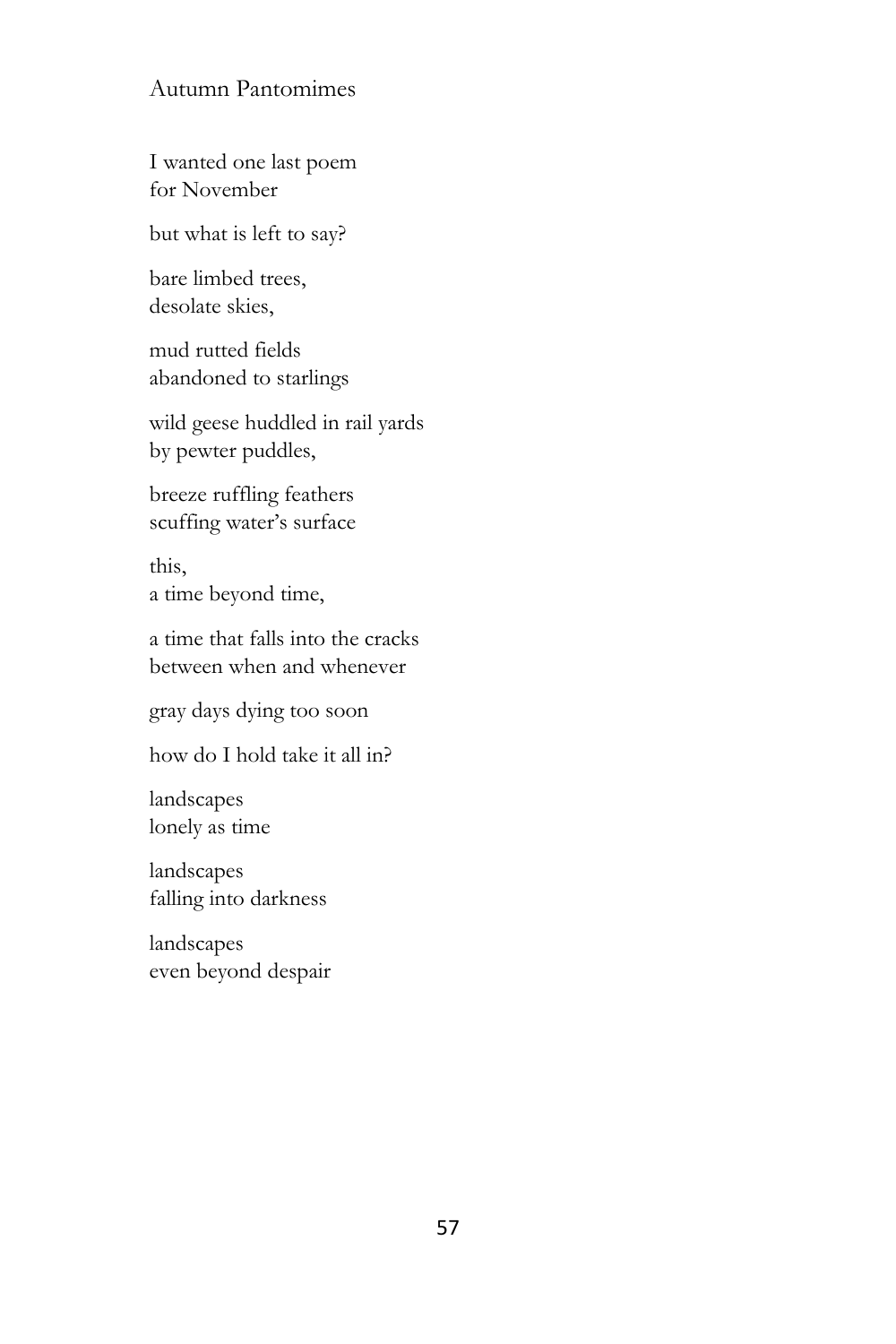## Autumn Pantomimes

I wanted one last poem  
for November

but what is left to say?

bare limbed trees,  
desolate skies,

mud rutted fields  
abandoned to starlings

wild geese huddled in rail yards  
by pewter puddles,

breeze ruffling feathers  
scuffing water's surface

this,  
a time beyond time,

a time that falls into the cracks  
between when and whenever

gray days dying too soon

how do I hold take it all in?

landscapes  
lonely as time

landscapes  
falling into darkness

landscapes  
even beyond despair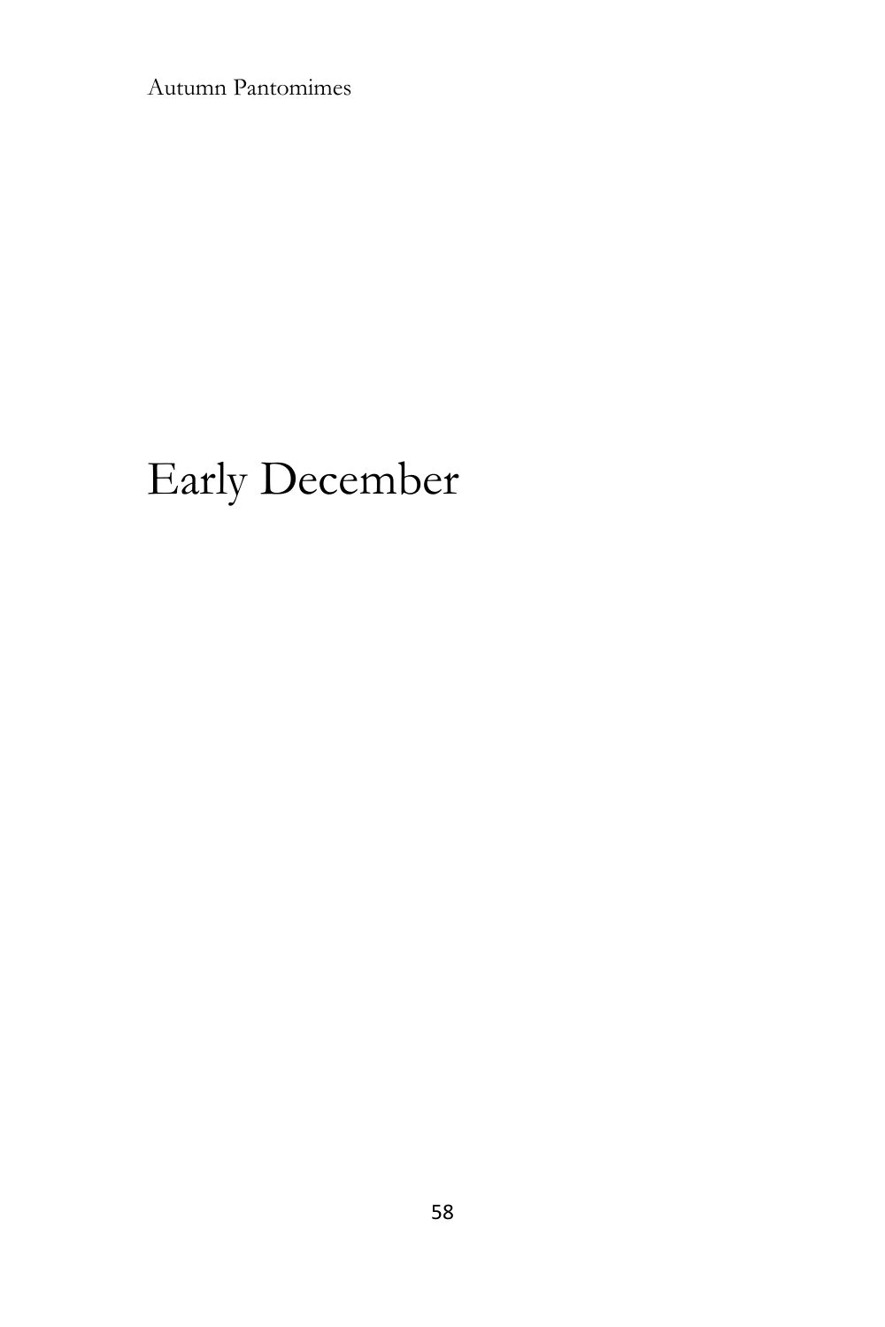# Early December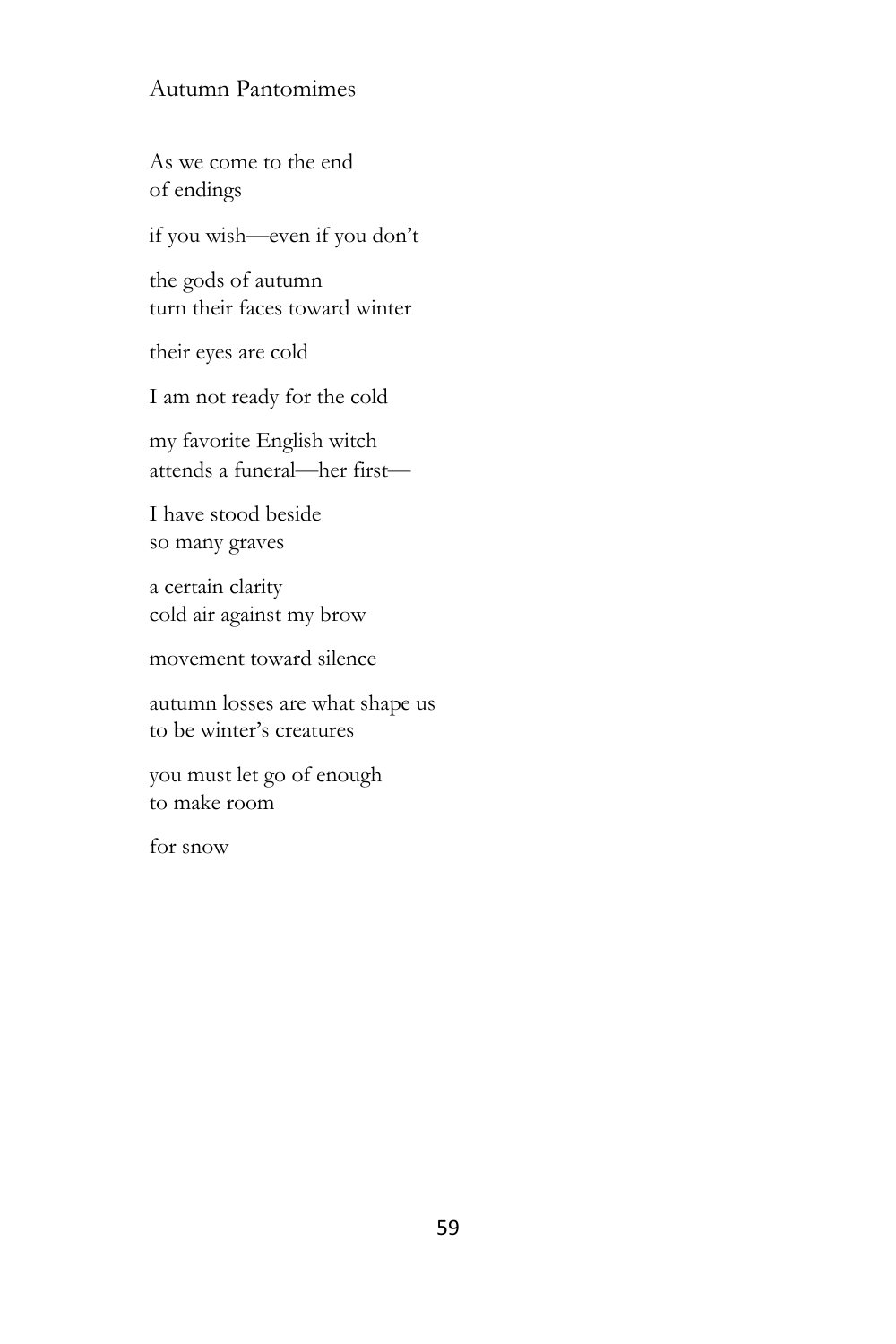## Autumn Pantomimes

As we come to the end  
of endings

if you wish—even if you don't

the gods of autumn  
turn their faces toward winter

their eyes are cold

I am not ready for the cold

my favorite English witch  
attends a funeral—her first—

I have stood beside  
so many graves

a certain clarity  
cold air against my brow

movement toward silence

autumn losses are what shape us  
to be winter's creatures

you must let go of enough  
to make room

for snow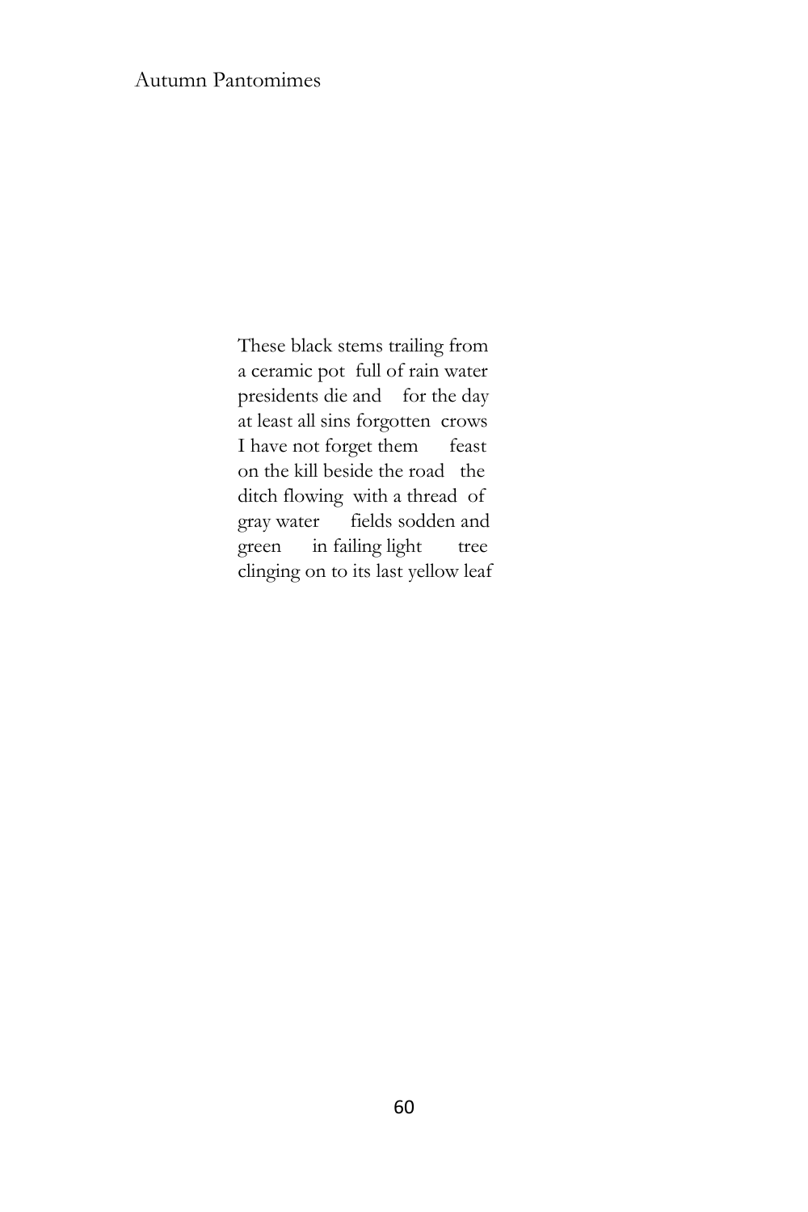These black stems trailing from
a ceramic pot  full of rain water
presidents die and    for the day
at least all sins forgotten  crows
I have not forget them      feast
on the kill beside the road   the
ditch flowing  with a thread  of
gray water      fields sodden and
green      in failing light       tree
clinging on to its last yellow leaf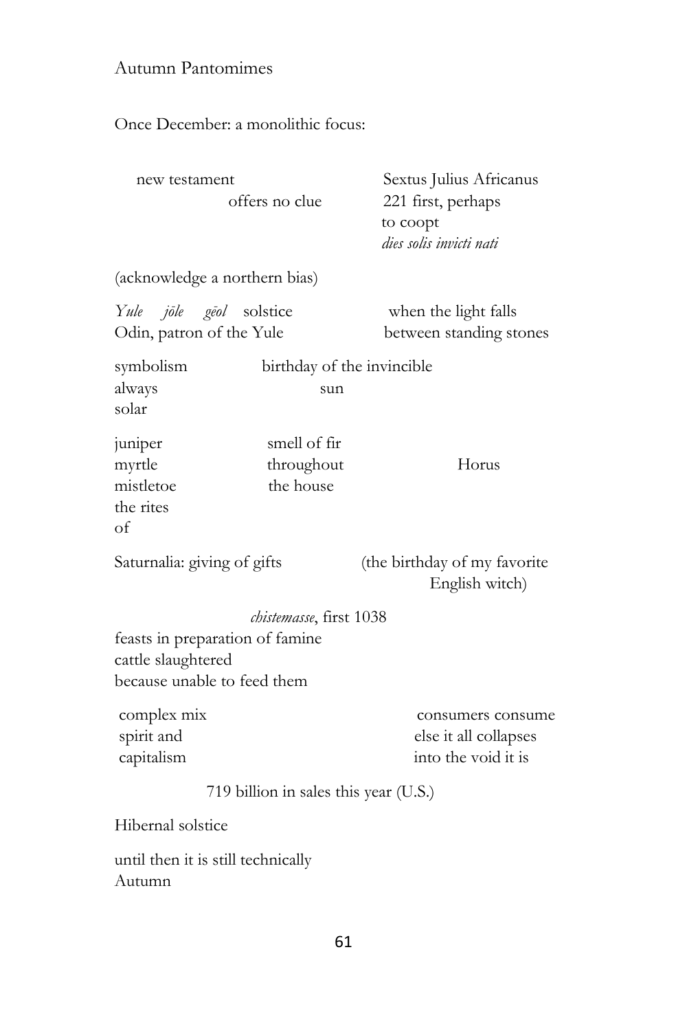Autumn Pantomimes

Once December: a monolithic focus:

new testament
offers no clue

Sextus Julius Africanus
221 first, perhaps
to coopt
*dies solis invicti nati*

(acknowledge a northern bias)

*Yule jōle gēol* solstice
Odin, patron of the Yule

when the light falls
between standing stones

symbolism
always
solar

birthday of the invincible
sun

juniper
myrtle
mistletoe
the rites
of

smell of fir
throughout
the house

Horus

Saturnalia: giving of gifts

(the birthday of my favorite
English witch)

*chistemasse*, first 1038
feasts in preparation of famine
cattle slaughtered
because unable to feed them

complex mix
spirit and
capitalism

consumers consume
else it all collapses
into the void it is

719 billion in sales this year (U.S.)

Hibernal solstice

until then it is still technically
Autumn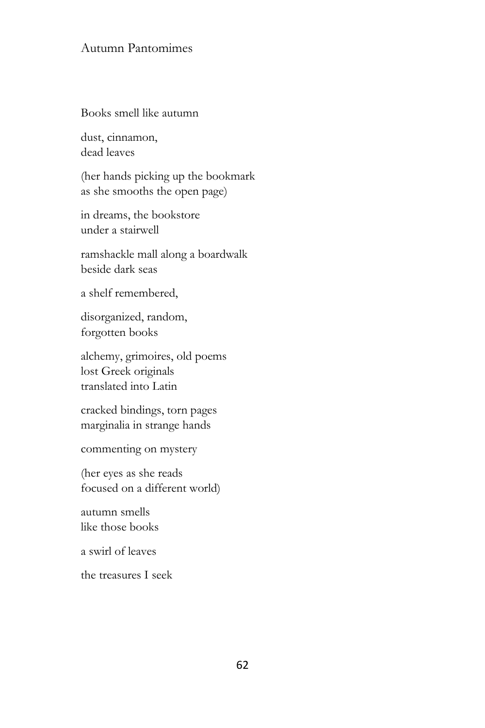Books smell like autumn

dust, cinnamon,
dead leaves

(her hands picking up the bookmark
as she smooths the open page)

in dreams, the bookstore
under a stairwell

ramshackle mall along a boardwalk
beside dark seas

a shelf remembered,

disorganized, random,
forgotten books

alchemy, grimoires, old poems
lost Greek originals
translated into Latin

cracked bindings, torn pages
marginalia in strange hands

commenting on mystery

(her eyes as she reads
focused on a different world)

autumn smells
like those books

a swirl of leaves

the treasures I seek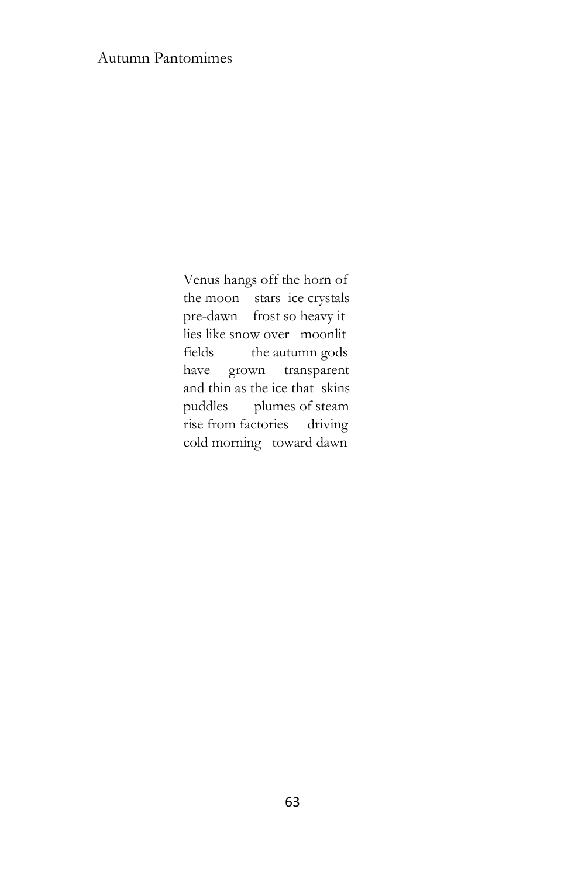Venus hangs off the horn of
the moon   stars  ice crystals
pre-dawn   frost so heavy it
lies like snow over   moonlit
fields   the autumn gods
have   grown   transparent
and thin as the ice that  skins
puddles   plumes of steam
rise from factories   driving
cold morning   toward dawn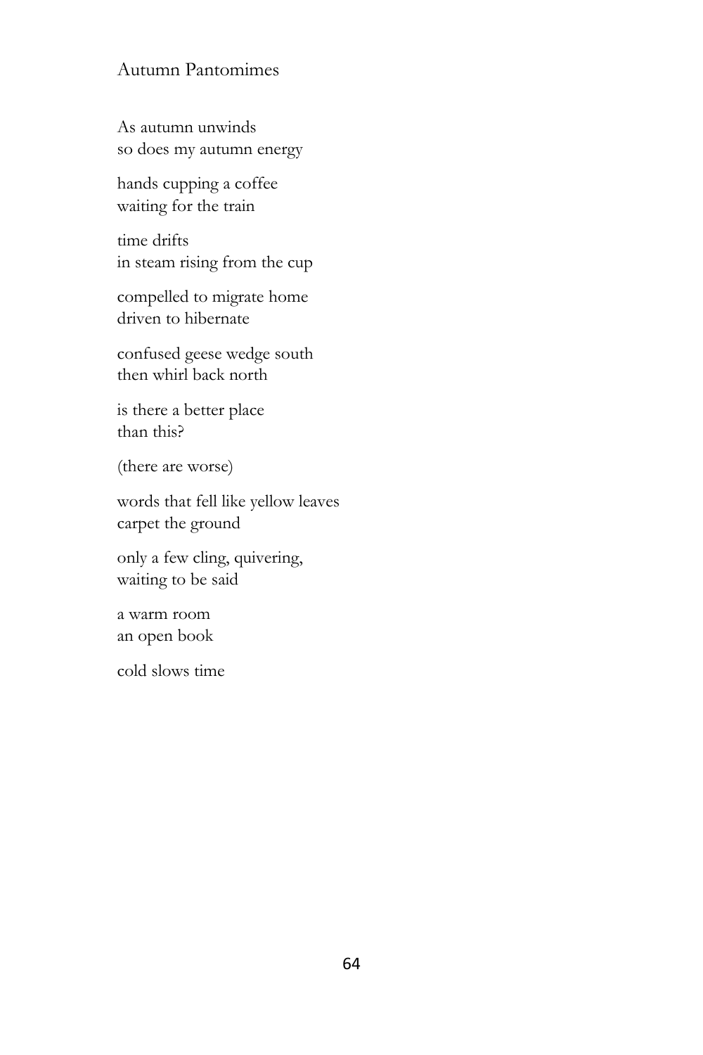## Autumn Pantomimes

As autumn unwinds  
so does my autumn energy

hands cupping a coffee  
waiting for the train

time drifts  
in steam rising from the cup

compelled to migrate home  
driven to hibernate

confused geese wedge south  
then whirl back north

is there a better place  
than this?

(there are worse)

words that fell like yellow leaves  
carpet the ground

only a few cling, quivering,  
waiting to be said

a warm room  
an open book

cold slows time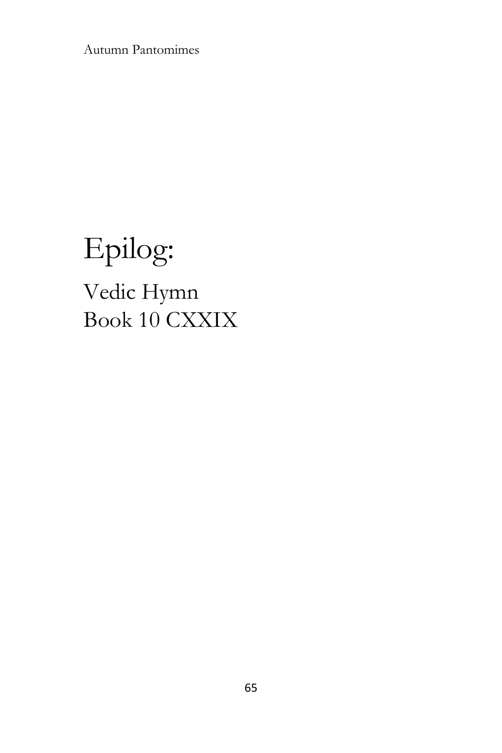# Epilog:

## Vedic Hymn
## Book 10 CXXIX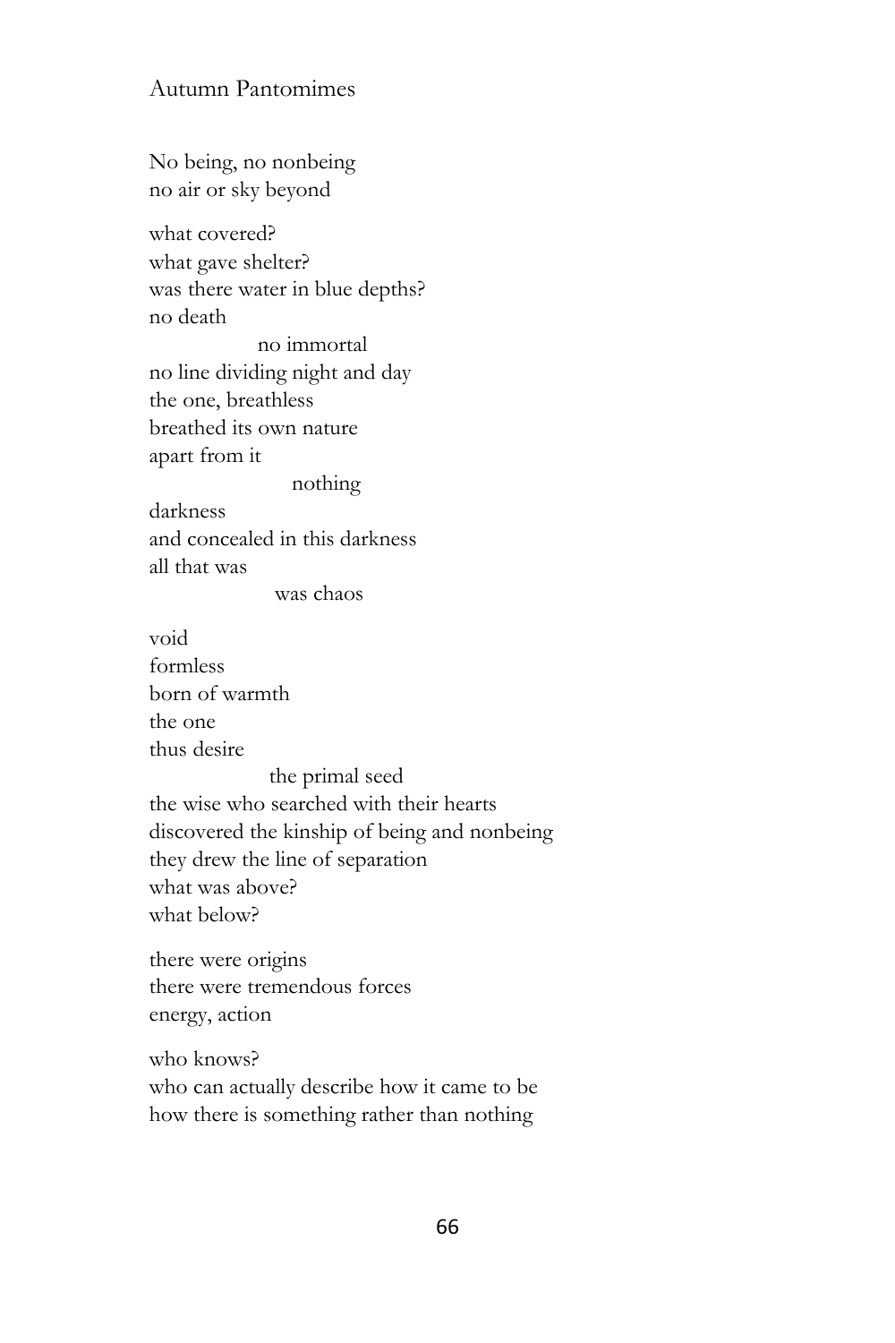# Autumn Pantomimes

No being, no nonbeing
no air or sky beyond

what covered?
what gave shelter?
was there water in blue depths?
no death
                no immortal
no line dividing night and day
the one, breathless
breathed its own nature
apart from it
                nothing
darkness
and concealed in this darkness
all that was
                was chaos

void
formless
born of warmth
the one
thus desire
                the primal seed
the wise who searched with their hearts
discovered the kinship of being and nonbeing
they drew the line of separation
what was above?
what below?

there were origins
there were tremendous forces
energy, action

who knows?
who can actually describe how it came to be
how there is something rather than nothing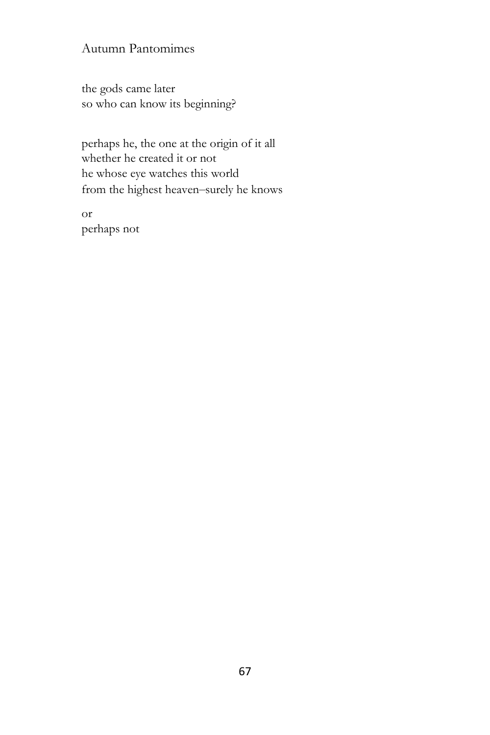the gods came later
so who can know its beginning?

perhaps he, the one at the origin of it all
whether he created it or not
he whose eye watches this world
from the highest heaven–surely he knows

or
perhaps not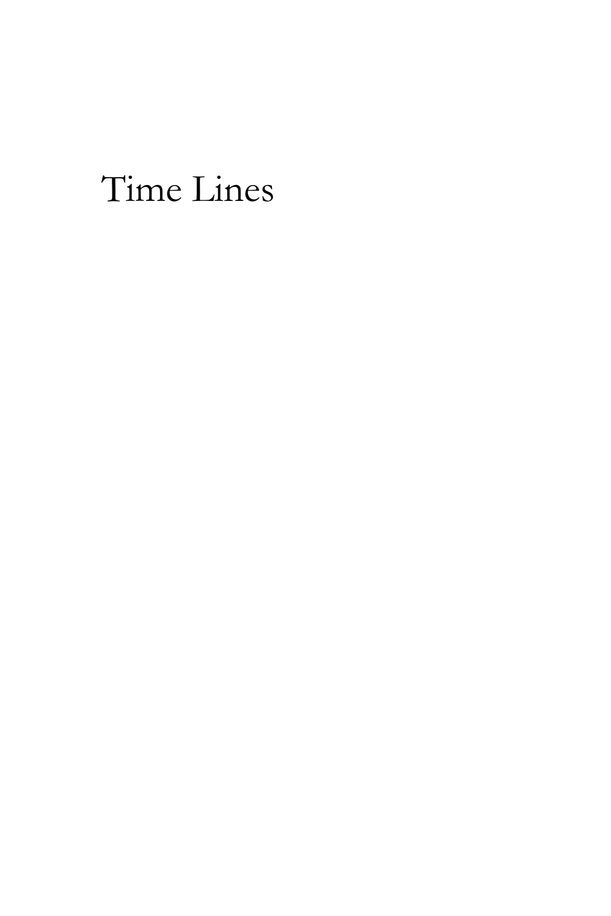# Time Lines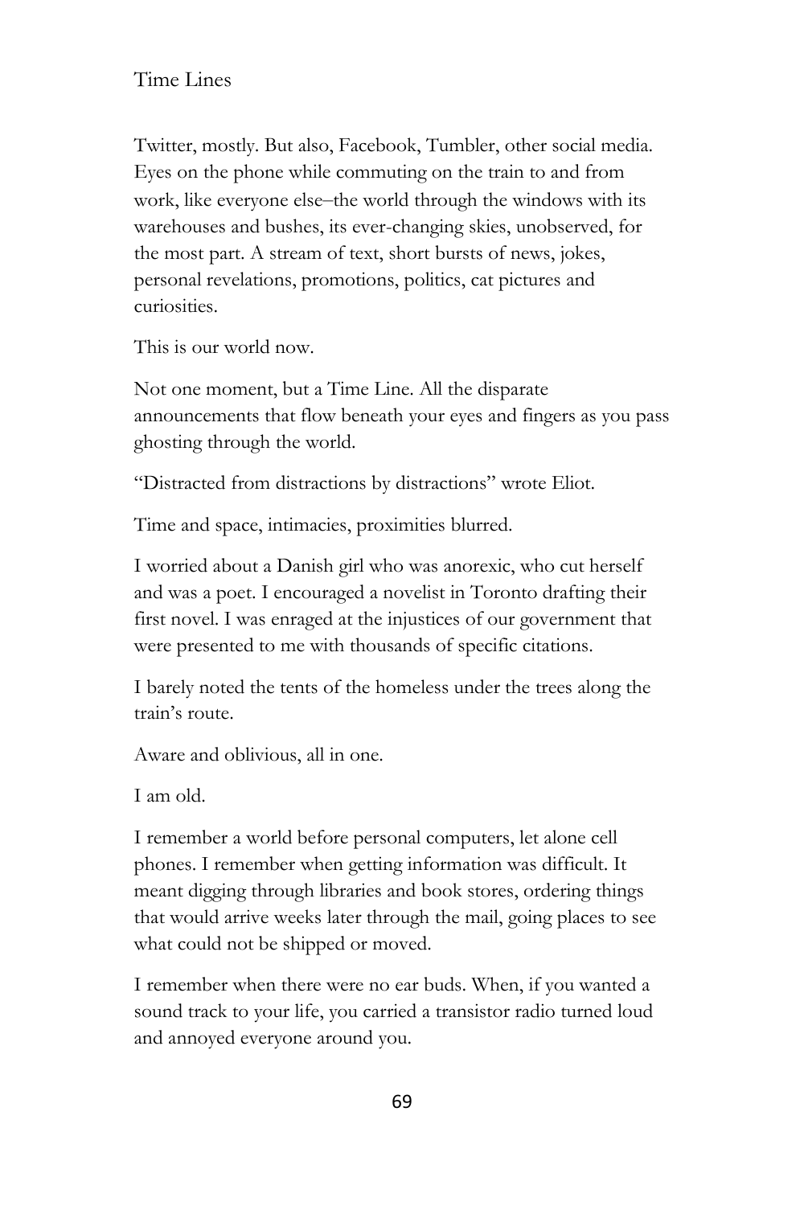# Time Lines

Twitter, mostly. But also, Facebook, Tumbler, other social media. Eyes on the phone while commuting on the train to and from work, like everyone else–the world through the windows with its warehouses and bushes, its ever-changing skies, unobserved, for the most part. A stream of text, short bursts of news, jokes, personal revelations, promotions, politics, cat pictures and curiosities.

This is our world now.

Not one moment, but a Time Line. All the disparate announcements that flow beneath your eyes and fingers as you pass ghosting through the world.

"Distracted from distractions by distractions" wrote Eliot.

Time and space, intimacies, proximities blurred.

I worried about a Danish girl who was anorexic, who cut herself and was a poet. I encouraged a novelist in Toronto drafting their first novel. I was enraged at the injustices of our government that were presented to me with thousands of specific citations.

I barely noted the tents of the homeless under the trees along the train's route.

Aware and oblivious, all in one.

I am old.

I remember a world before personal computers, let alone cell phones. I remember when getting information was difficult. It meant digging through libraries and book stores, ordering things that would arrive weeks later through the mail, going places to see what could not be shipped or moved.

I remember when there were no ear buds. When, if you wanted a sound track to your life, you carried a transistor radio turned loud and annoyed everyone around you.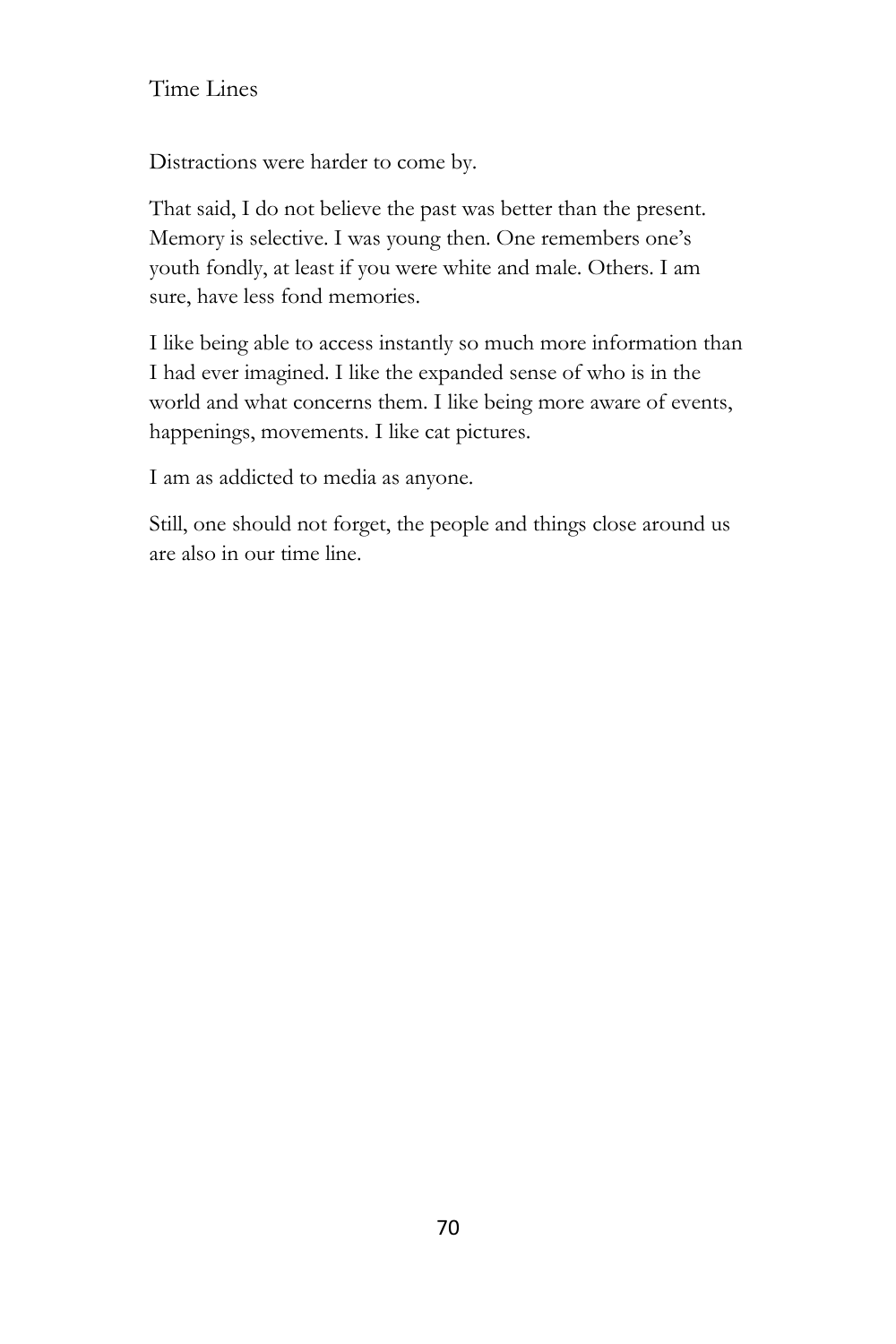Distractions were harder to come by.

That said, I do not believe the past was better than the present. Memory is selective. I was young then. One remembers one's youth fondly, at least if you were white and male. Others. I am sure, have less fond memories.

I like being able to access instantly so much more information than I had ever imagined. I like the expanded sense of who is in the world and what concerns them. I like being more aware of events, happenings, movements. I like cat pictures.

I am as addicted to media as anyone.

Still, one should not forget, the people and things close around us are also in our time line.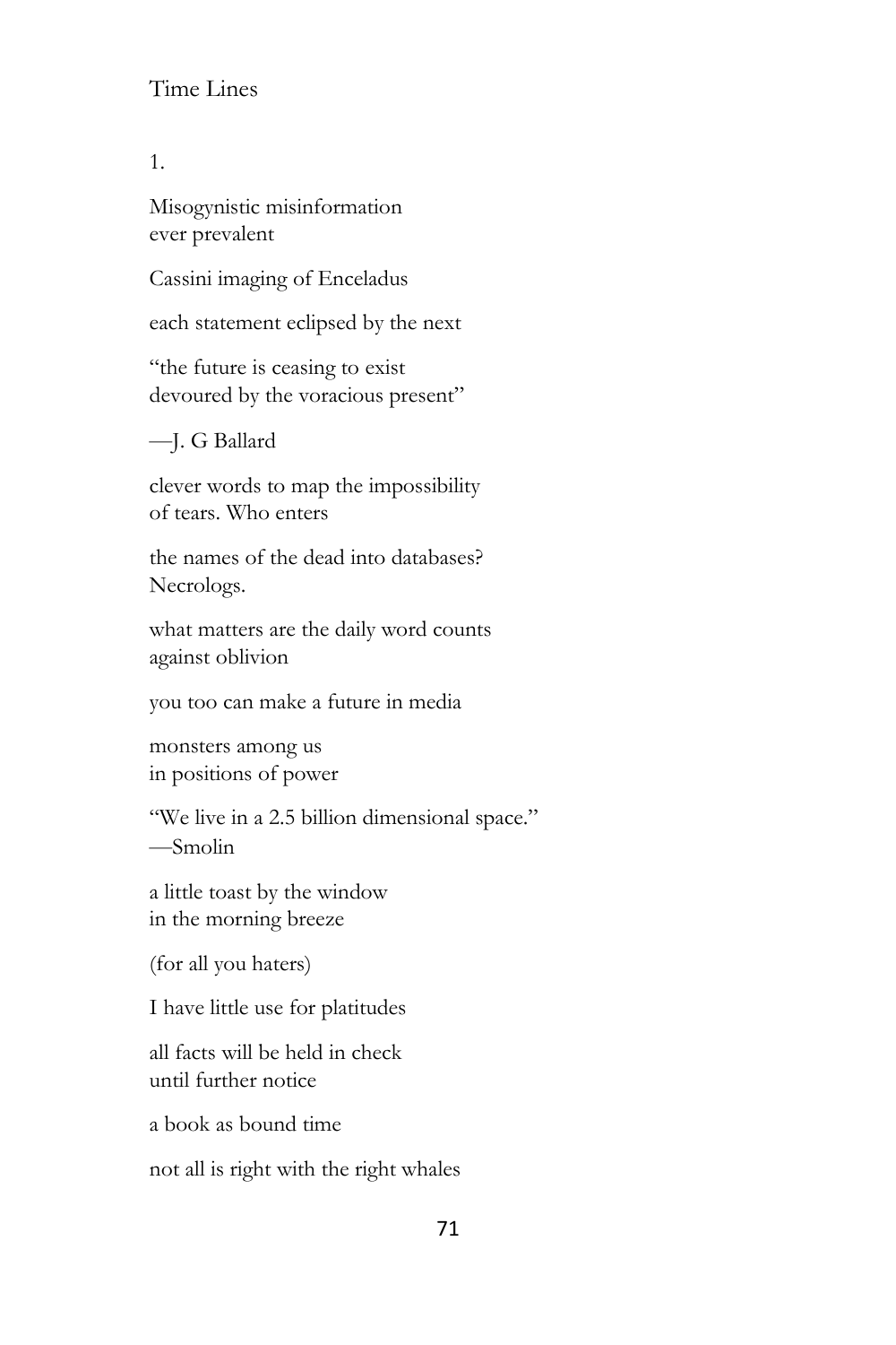# Time Lines

1.

Misogynistic misinformation
ever prevalent

Cassini imaging of Enceladus

each statement eclipsed by the next

"the future is ceasing to exist
devoured by the voracious present"

—J. G Ballard

clever words to map the impossibility
of tears. Who enters

the names of the dead into databases?
Necrologs.

what matters are the daily word counts
against oblivion

you too can make a future in media

monsters among us
in positions of power

"We live in a 2.5 billion dimensional space."
—Smolin

a little toast by the window
in the morning breeze

(for all you haters)

I have little use for platitudes

all facts will be held in check
until further notice

a book as bound time

not all is right with the right whales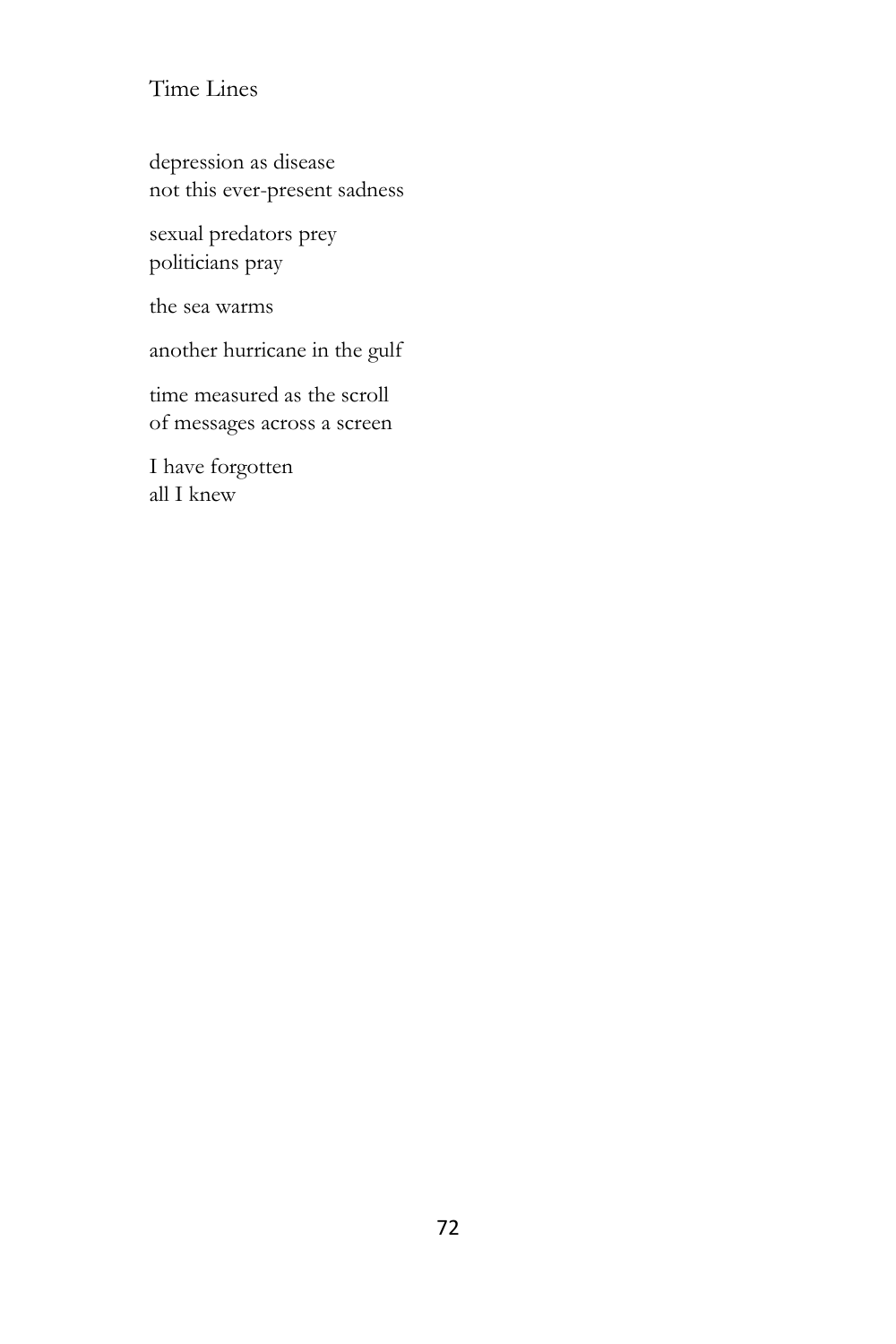## Time Lines

depression as disease  
not this ever-present sadness

sexual predators prey  
politicians pray

the sea warms

another hurricane in the gulf

time measured as the scroll  
of messages across a screen

I have forgotten  
all I knew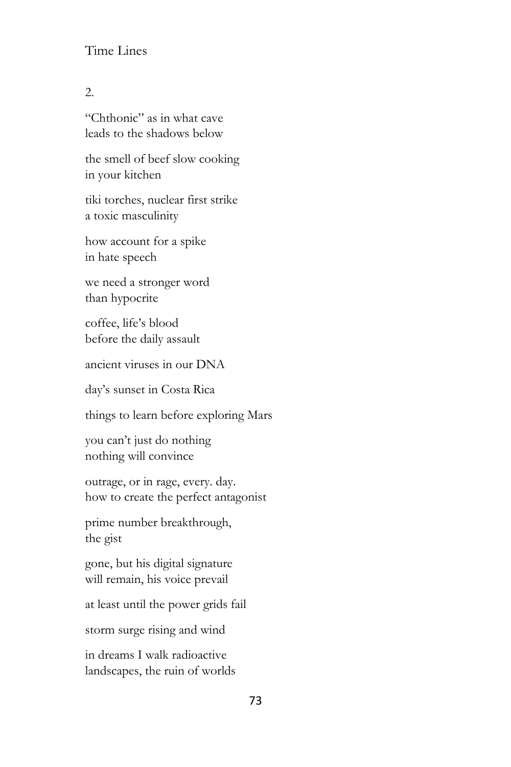2.

"Chthonic" as in what cave
leads to the shadows below

the smell of beef slow cooking
in your kitchen

tiki torches, nuclear first strike
a toxic masculinity

how account for a spike
in hate speech

we need a stronger word
than hypocrite

coffee, life's blood
before the daily assault

ancient viruses in our DNA

day's sunset in Costa Rica

things to learn before exploring Mars

you can't just do nothing
nothing will convince

outrage, or in rage, every. day.
how to create the perfect antagonist

prime number breakthrough,
the gist

gone, but his digital signature
will remain, his voice prevail

at least until the power grids fail

storm surge rising and wind

in dreams I walk radioactive
landscapes, the ruin of worlds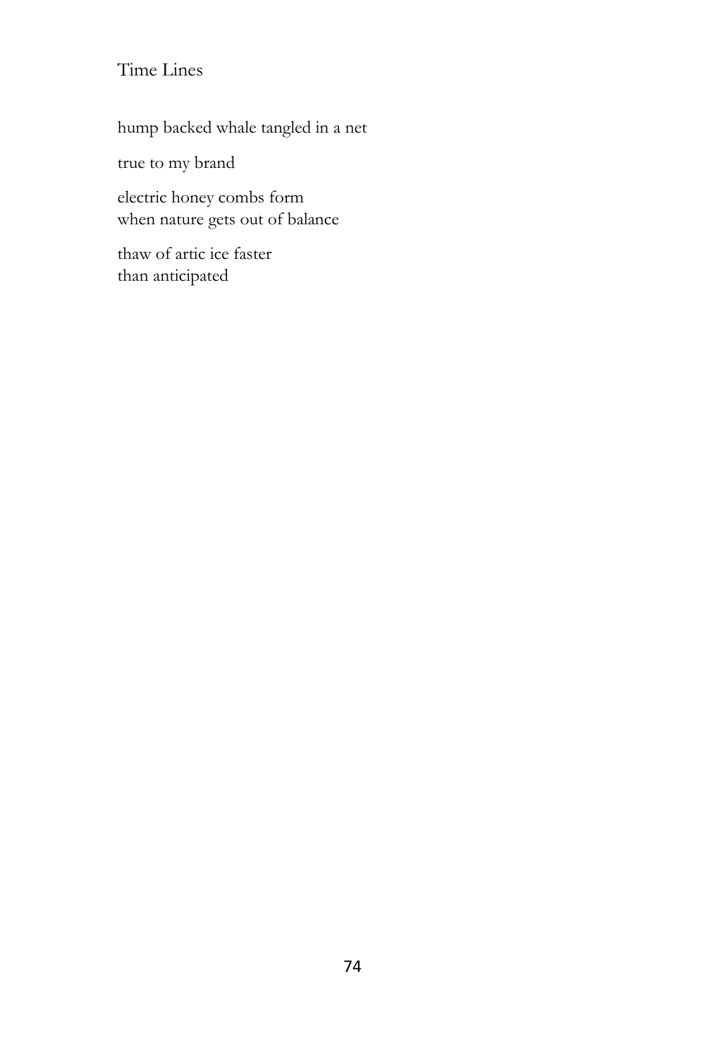# Time Lines

hump backed whale tangled in a net

true to my brand

electric honey combs form  
when nature gets out of balance

thaw of artic ice faster  
than anticipated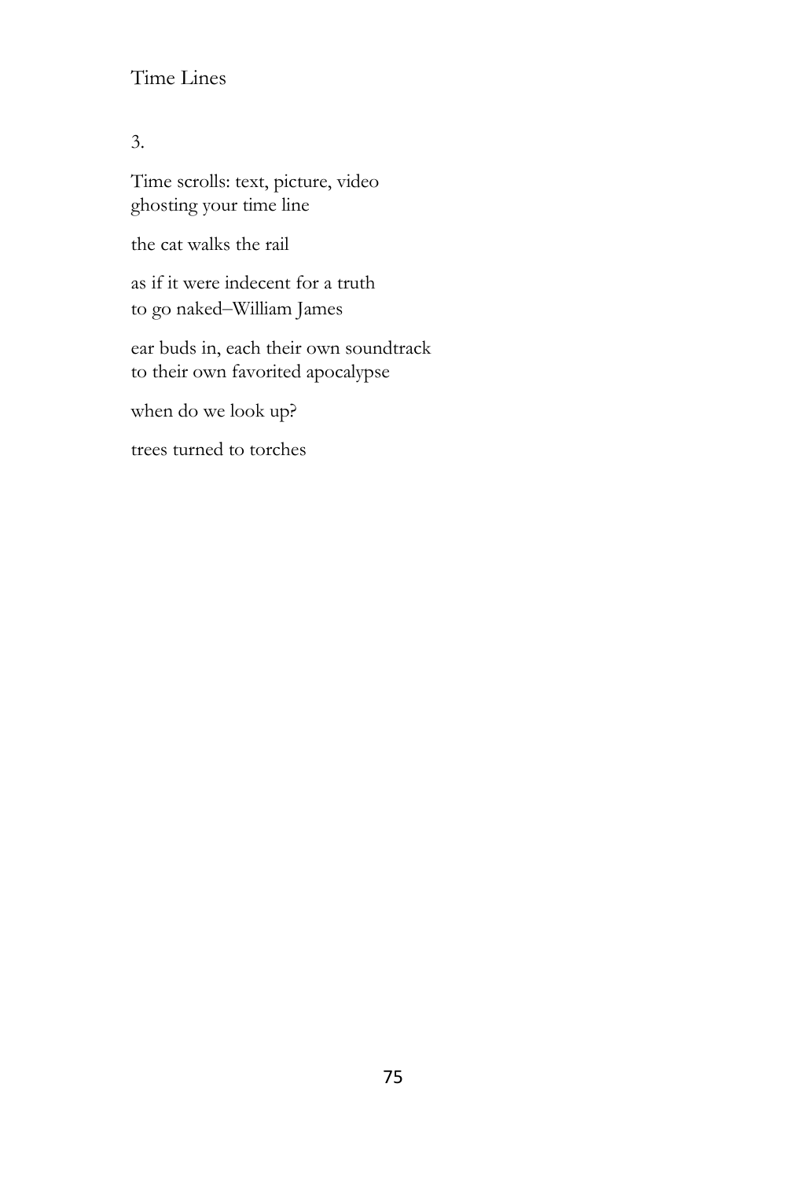Time Lines

3.

Time scrolls: text, picture, video
ghosting your time line

the cat walks the rail

as if it were indecent for a truth
to go naked–William James

ear buds in, each their own soundtrack
to their own favorited apocalypse

when do we look up?

trees turned to torches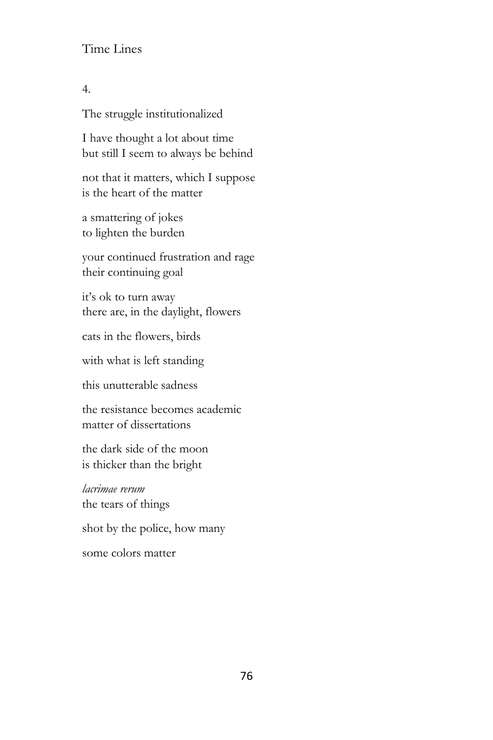Time Lines

4.

The struggle institutionalized

I have thought a lot about time
but still I seem to always be behind

not that it matters, which I suppose
is the heart of the matter

a smattering of jokes
to lighten the burden

your continued frustration and rage
their continuing goal

it's ok to turn away
there are, in the daylight, flowers

cats in the flowers, birds

with what is left standing

this unutterable sadness

the resistance becomes academic
matter of dissertations

the dark side of the moon
is thicker than the bright

*lacrimae rerum*
the tears of things

shot by the police, how many

some colors matter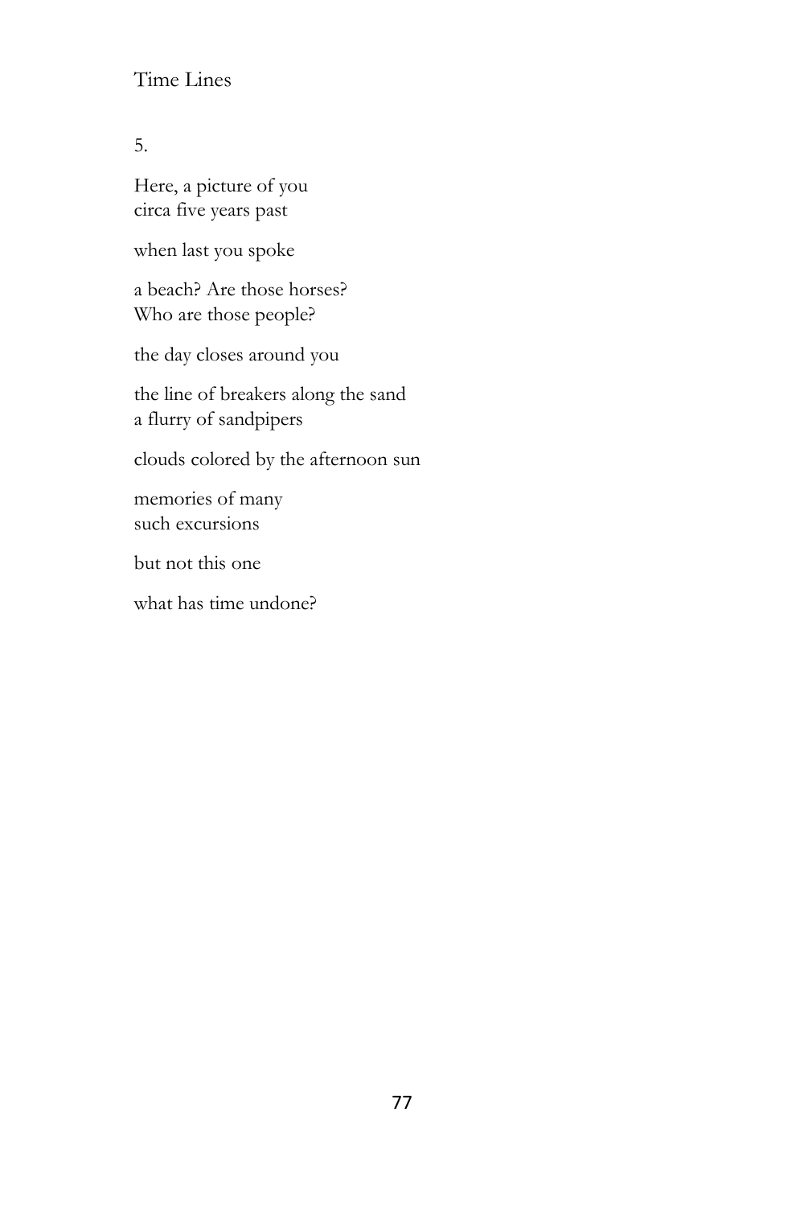## Time Lines

5.

Here, a picture of you  
circa five years past

when last you spoke

a beach? Are those horses?  
Who are those people?

the day closes around you

the line of breakers along the sand  
a flurry of sandpipers

clouds colored by the afternoon sun

memories of many  
such excursions

but not this one

what has time undone?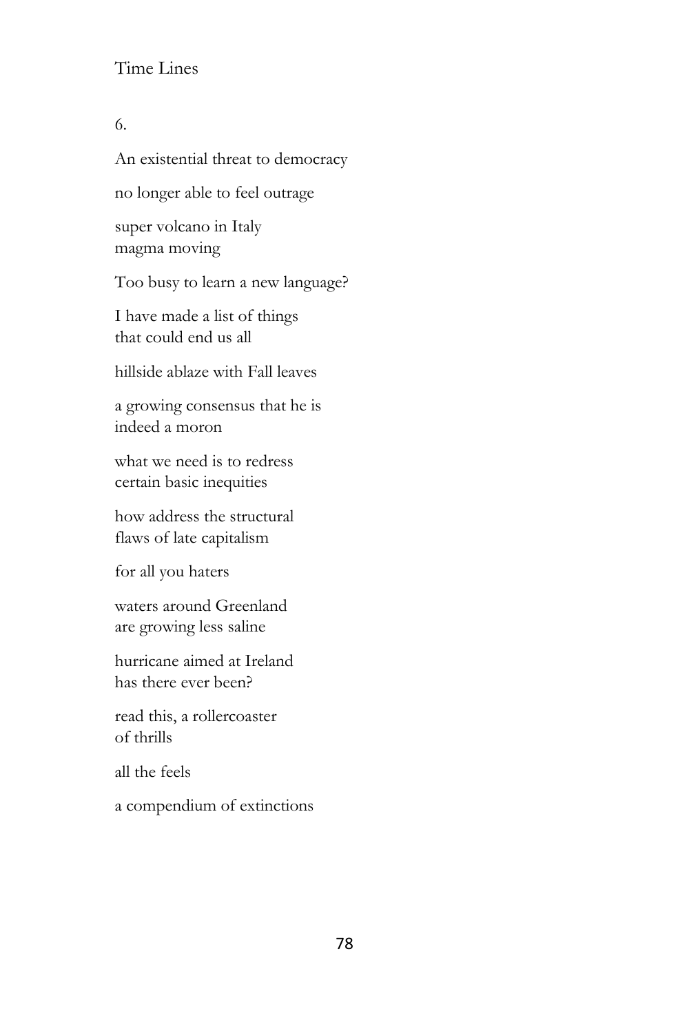## Time Lines

6.

An existential threat to democracy

no longer able to feel outrage

super volcano in Italy  
magma moving

Too busy to learn a new language?

I have made a list of things  
that could end us all

hillside ablaze with Fall leaves

a growing consensus that he is  
indeed a moron

what we need is to redress  
certain basic inequities

how address the structural  
flaws of late capitalism

for all you haters

waters around Greenland  
are growing less saline

hurricane aimed at Ireland  
has there ever been?

read this, a rollercoaster  
of thrills

all the feels

a compendium of extinctions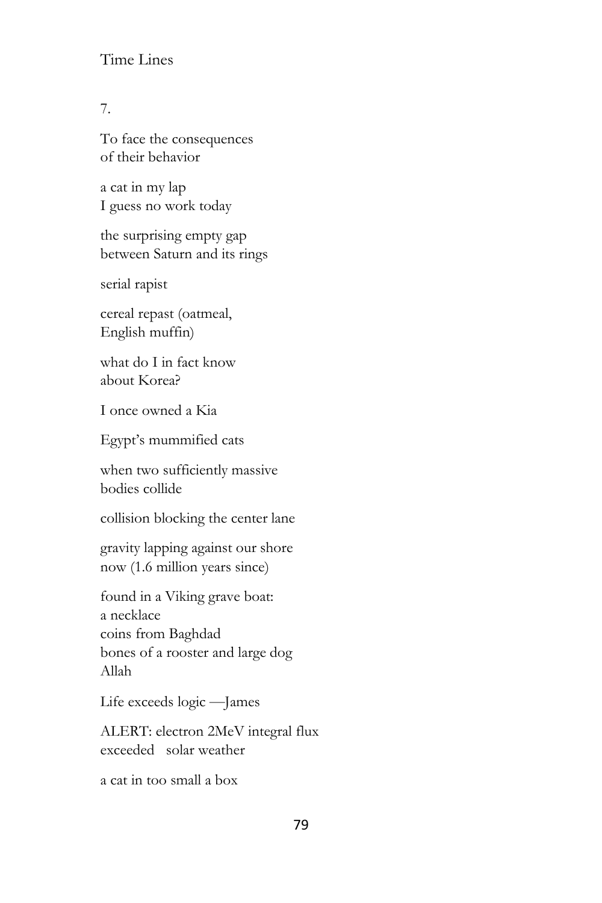Time Lines

7.

To face the consequences
of their behavior

a cat in my lap
I guess no work today

the surprising empty gap
between Saturn and its rings

serial rapist

cereal repast (oatmeal,
English muffin)

what do I in fact know
about Korea?

I once owned a Kia

Egypt's mummified cats

when two sufficiently massive
bodies collide

collision blocking the center lane

gravity lapping against our shore
now (1.6 million years since)

found in a Viking grave boat:
a necklace
coins from Baghdad
bones of a rooster and large dog
Allah

Life exceeds logic —James

ALERT: electron 2MeV integral flux
exceeded   solar weather

a cat in too small a box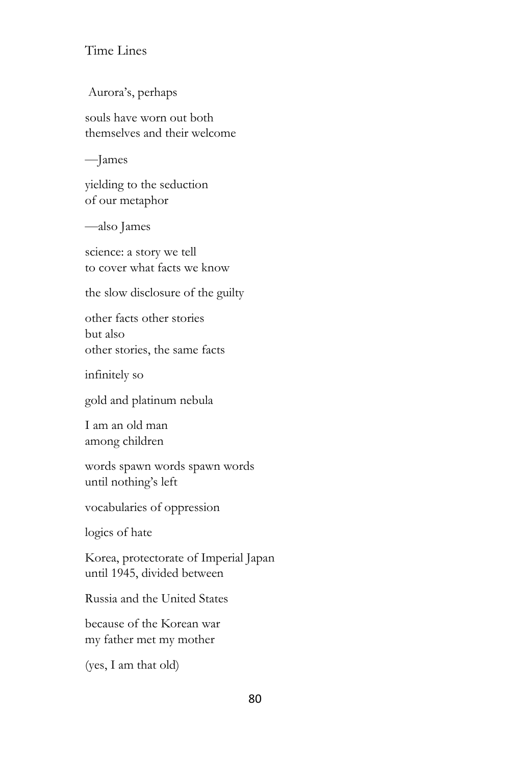Time Lines

Aurora's, perhaps

souls have worn out both  
themselves and their welcome

—James

yielding to the seduction  
of our metaphor

—also James

science: a story we tell  
to cover what facts we know

the slow disclosure of the guilty

other facts other stories  
but also  
other stories, the same facts

infinitely so

gold and platinum nebula

I am an old man  
among children

words spawn words spawn words  
until nothing's left

vocabularies of oppression

logics of hate

Korea, protectorate of Imperial Japan  
until 1945, divided between

Russia and the United States

because of the Korean war  
my father met my mother

(yes, I am that old)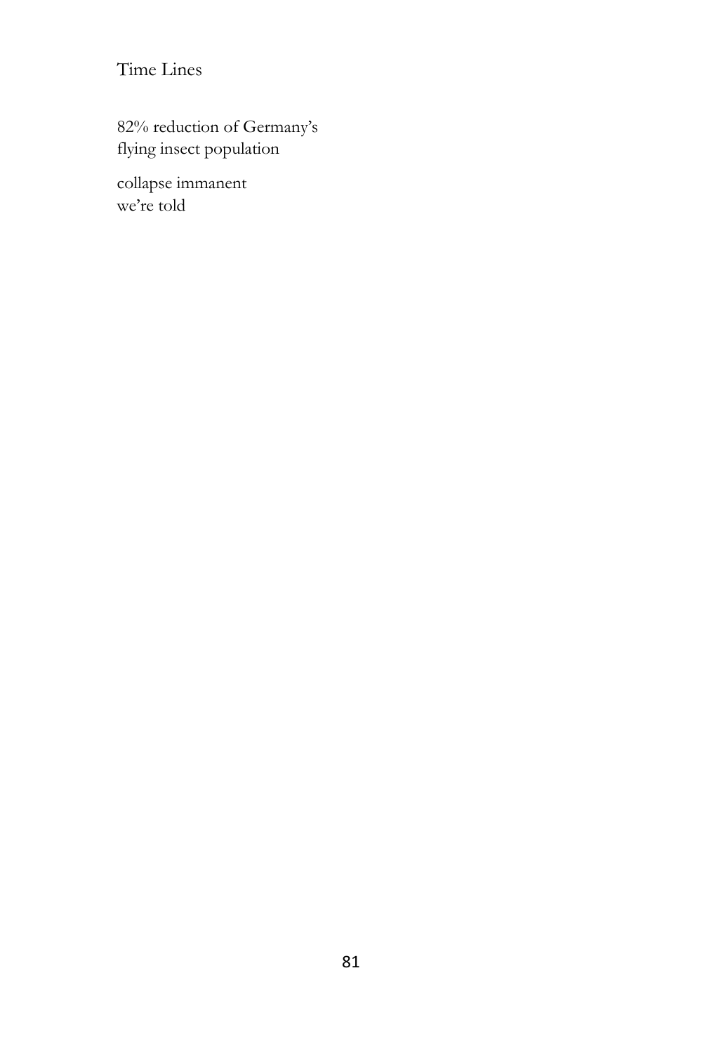# Time Lines

82% reduction of Germany's
flying insect population

collapse immanent
we're told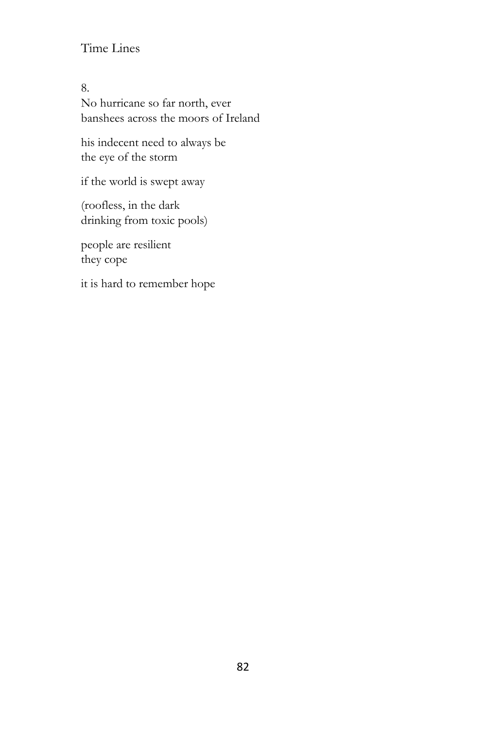8.  
No hurricane so far north, ever  
banshees across the moors of Ireland

his indecent need to always be  
the eye of the storm

if the world is swept away

(roofless, in the dark  
drinking from toxic pools)

people are resilient  
they cope

it is hard to remember hope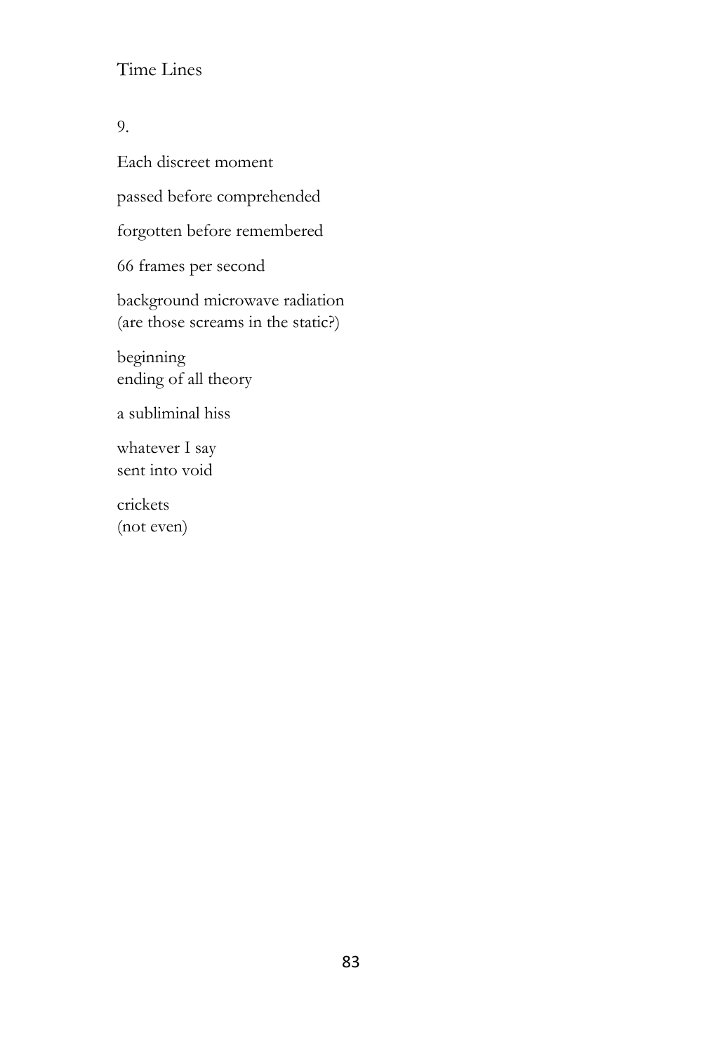9.

Each discreet moment

passed before comprehended

forgotten before remembered

66 frames per second

background microwave radiation  
(are those screams in the static?)

beginning  
ending of all theory

a subliminal hiss

whatever I say  
sent into void

crickets  
(not even)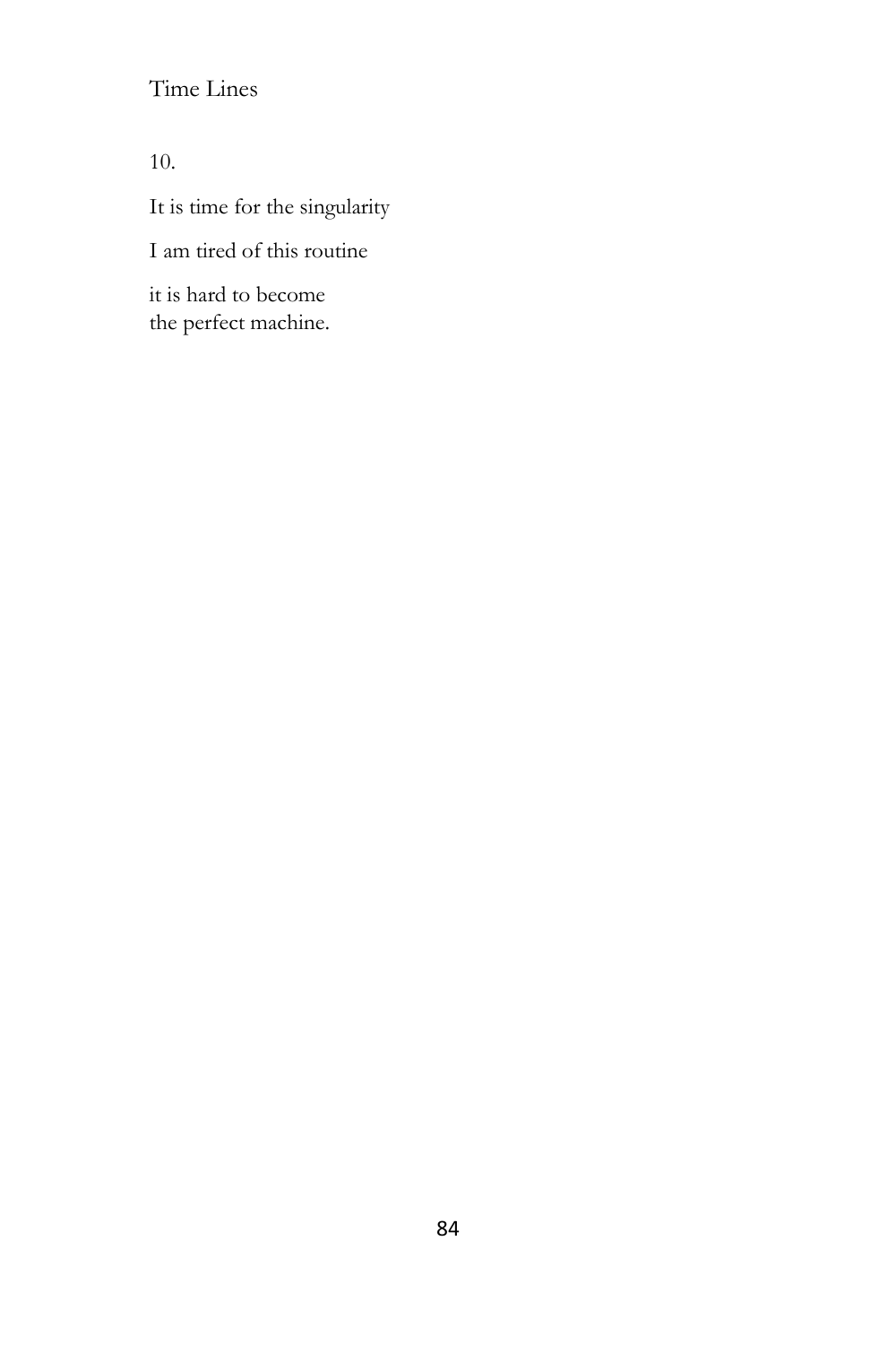# Time Lines

10.

It is time for the singularity

I am tired of this routine

it is hard to become
the perfect machine.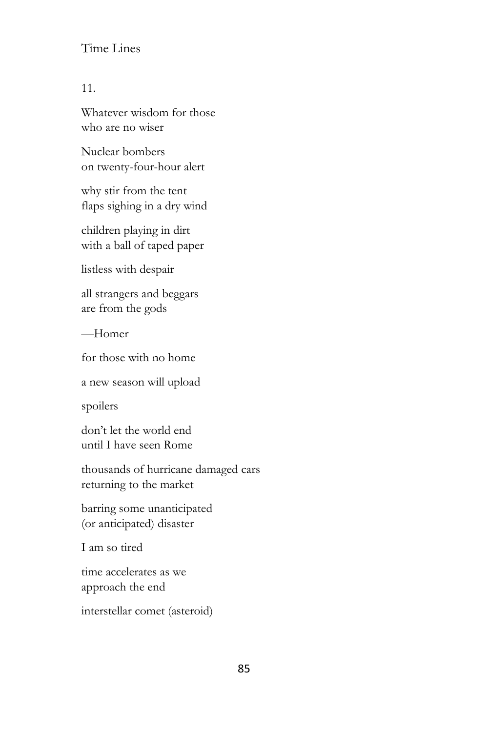11.

Whatever wisdom for those
who are no wiser

Nuclear bombers
on twenty-four-hour alert

why stir from the tent
flaps sighing in a dry wind

children playing in dirt
with a ball of taped paper

listless with despair

all strangers and beggars
are from the gods

—Homer

for those with no home

a new season will upload

spoilers

don't let the world end
until I have seen Rome

thousands of hurricane damaged cars
returning to the market

barring some unanticipated
(or anticipated) disaster

I am so tired

time accelerates as we
approach the end

interstellar comet (asteroid)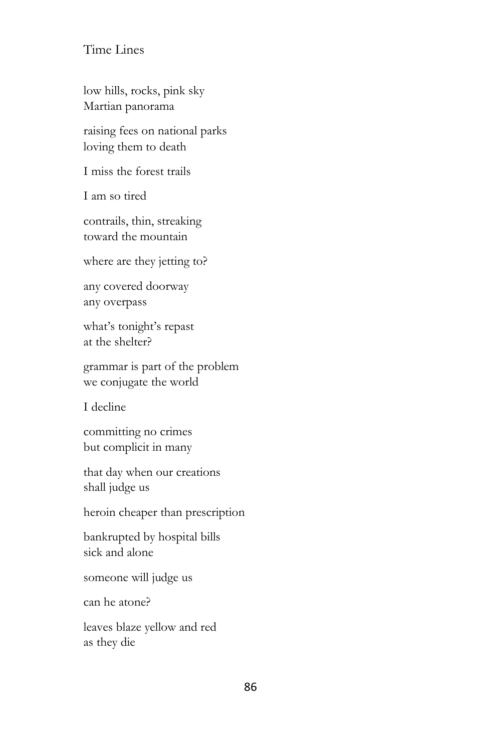# Time Lines

low hills, rocks, pink sky
Martian panorama

raising fees on national parks
loving them to death

I miss the forest trails

I am so tired

contrails, thin, streaking
toward the mountain

where are they jetting to?

any covered doorway
any overpass

what's tonight's repast
at the shelter?

grammar is part of the problem
we conjugate the world

I decline

committing no crimes
but complicit in many

that day when our creations
shall judge us

heroin cheaper than prescription

bankrupted by hospital bills
sick and alone

someone will judge us

can he atone?

leaves blaze yellow and red
as they die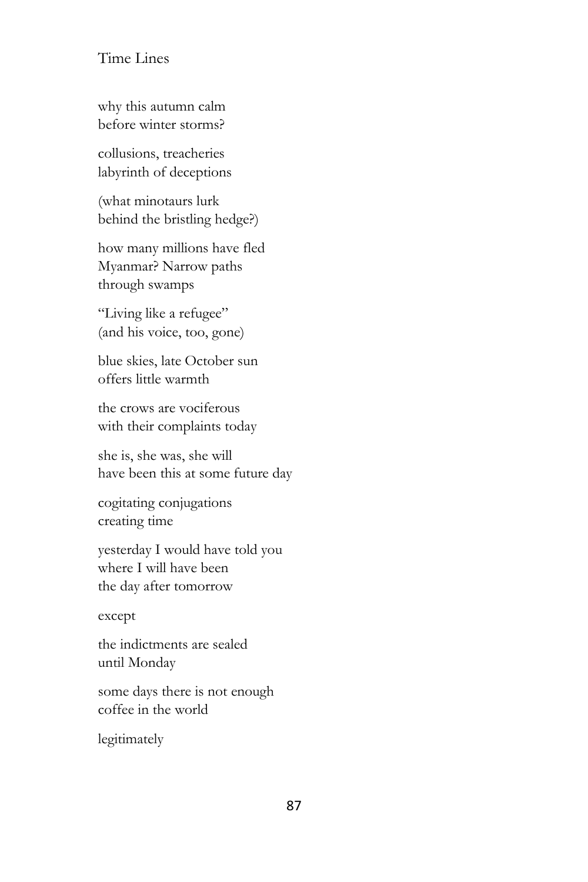Time Lines

why this autumn calm
before winter storms?

collusions, treacheries
labyrinth of deceptions

(what minotaurs lurk
behind the bristling hedge?)

how many millions have fled
Myanmar? Narrow paths
through swamps

"Living like a refugee"
(and his voice, too, gone)

blue skies, late October sun
offers little warmth

the crows are vociferous
with their complaints today

she is, she was, she will
have been this at some future day

cogitating conjugations
creating time

yesterday I would have told you
where I will have been
the day after tomorrow

except

the indictments are sealed
until Monday

some days there is not enough
coffee in the world

legitimately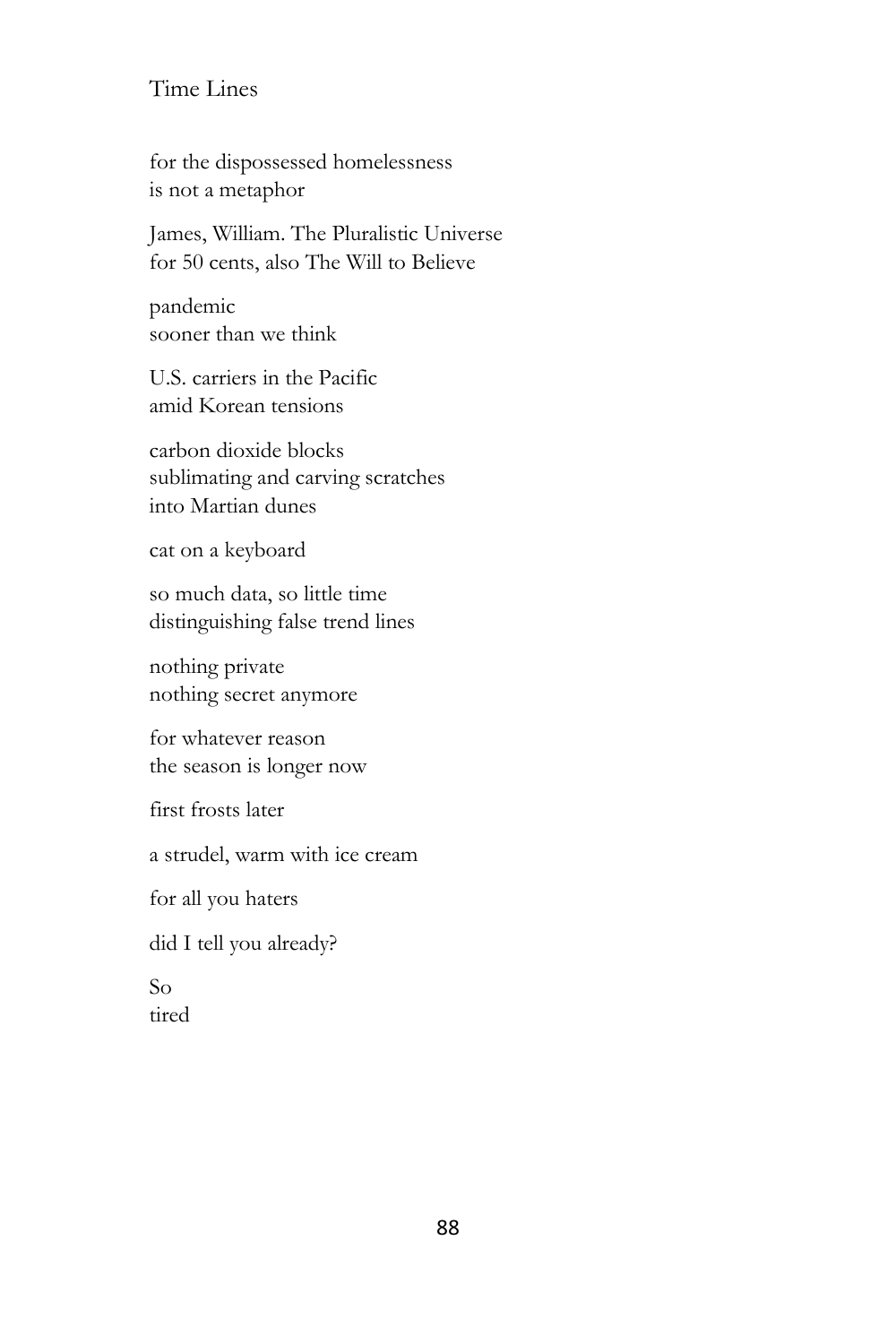# Time Lines

for the dispossessed homelessness  
is not a metaphor

James, William. The Pluralistic Universe  
for 50 cents, also The Will to Believe

pandemic  
sooner than we think

U.S. carriers in the Pacific  
amid Korean tensions

carbon dioxide blocks  
sublimating and carving scratches  
into Martian dunes

cat on a keyboard

so much data, so little time  
distinguishing false trend lines

nothing private  
nothing secret anymore

for whatever reason  
the season is longer now

first frosts later

a strudel, warm with ice cream

for all you haters

did I tell you already?

So  
tired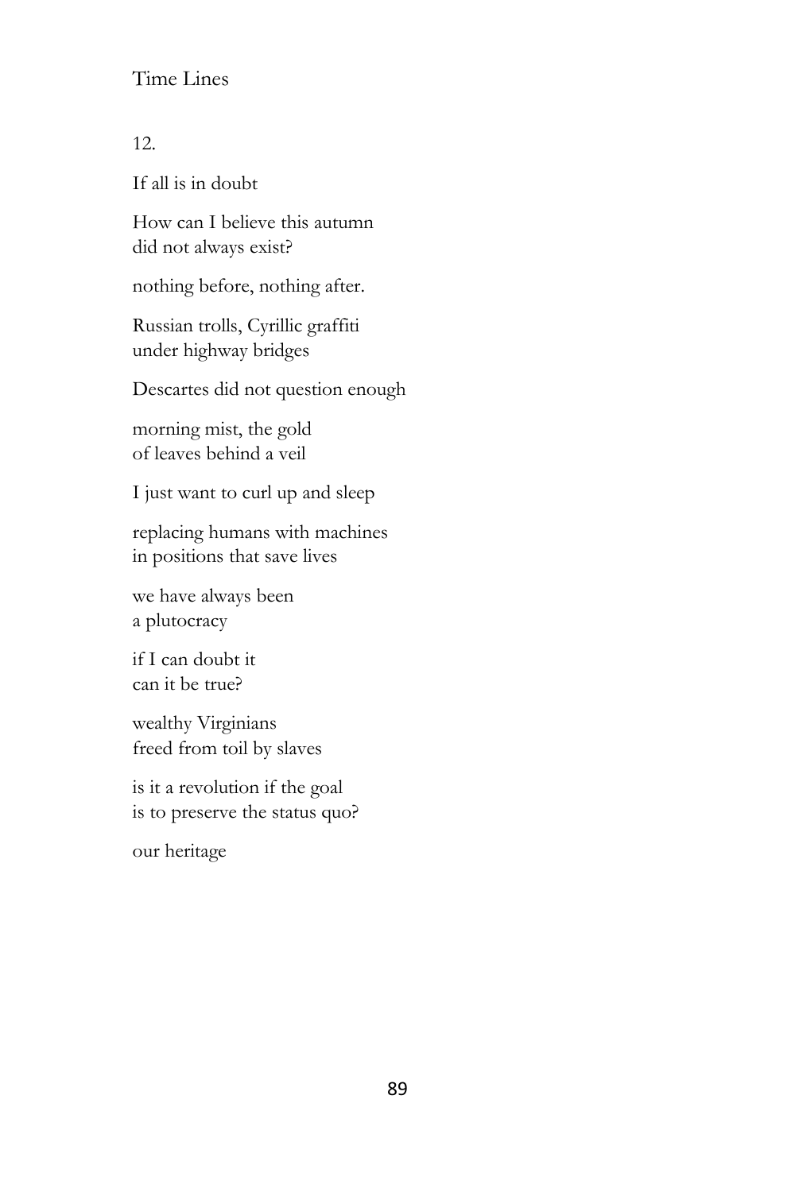12.

If all is in doubt

How can I believe this autumn  
did not always exist?

nothing before, nothing after.

Russian trolls, Cyrillic graffiti  
under highway bridges

Descartes did not question enough

morning mist, the gold  
of leaves behind a veil

I just want to curl up and sleep

replacing humans with machines  
in positions that save lives

we have always been  
a plutocracy

if I can doubt it  
can it be true?

wealthy Virginians  
freed from toil by slaves

is it a revolution if the goal  
is to preserve the status quo?

our heritage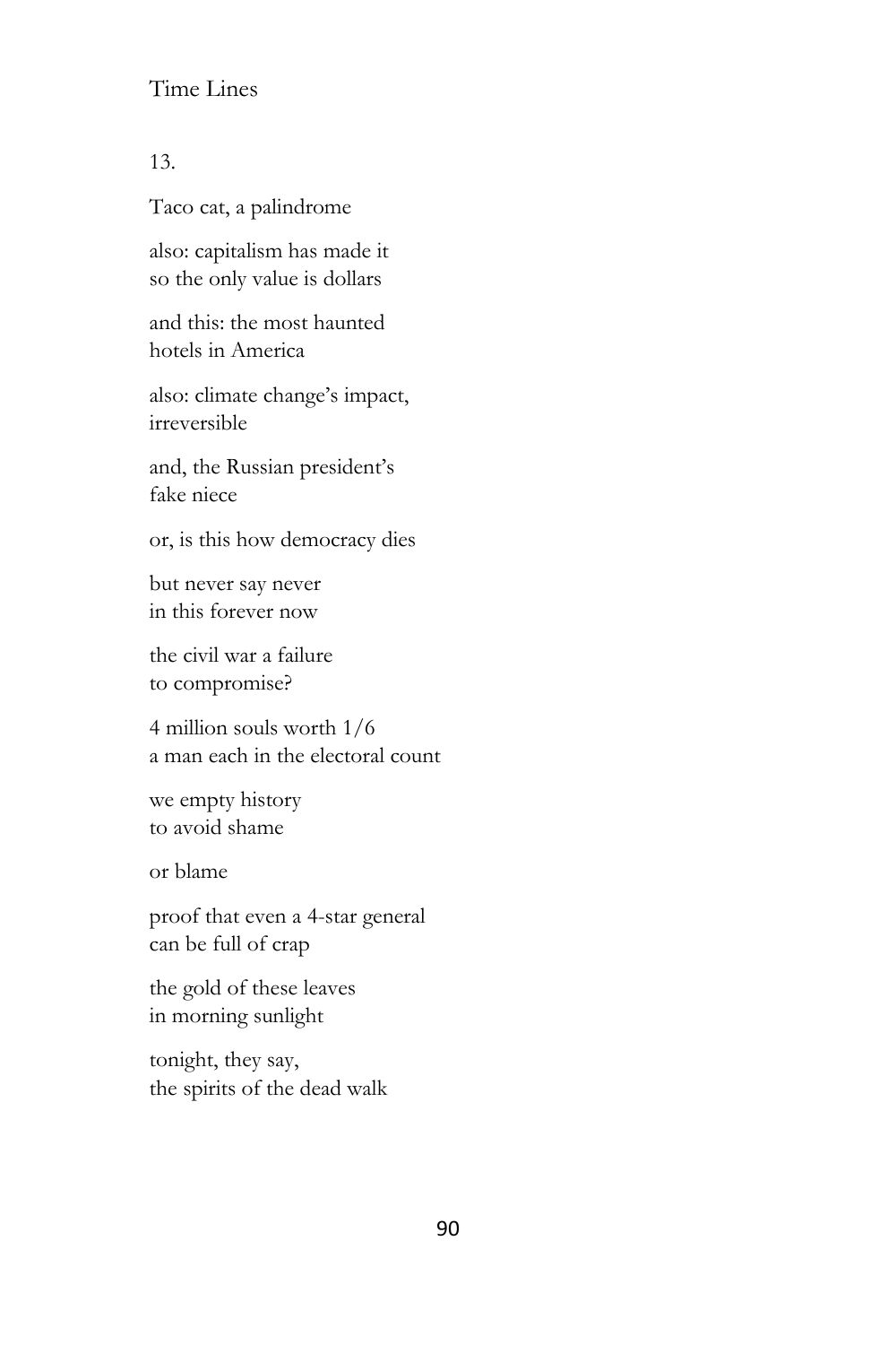Time Lines

13.

Taco cat, a palindrome

also: capitalism has made it
so the only value is dollars

and this: the most haunted
hotels in America

also: climate change's impact,
irreversible

and, the Russian president's
fake niece

or, is this how democracy dies

but never say never
in this forever now

the civil war a failure
to compromise?

4 million souls worth 1/6
a man each in the electoral count

we empty history
to avoid shame

or blame

proof that even a 4-star general
can be full of crap

the gold of these leaves
in morning sunlight

tonight, they say,
the spirits of the dead walk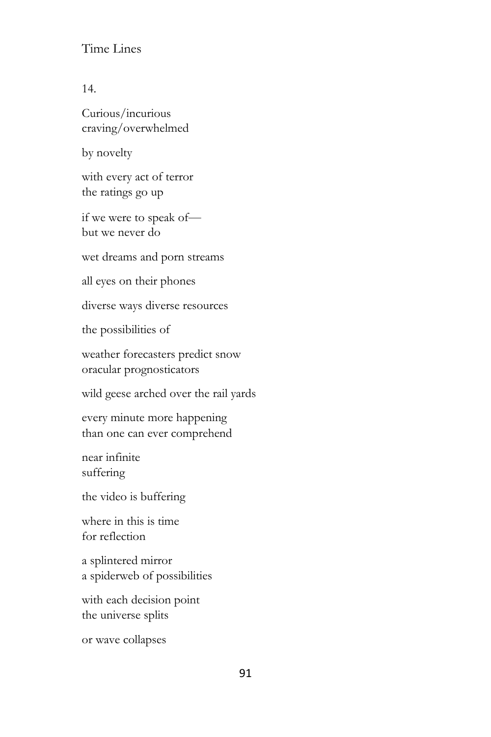14.

Curious/incurious
craving/overwhelmed

by novelty

with every act of terror
the ratings go up

if we were to speak of—
but we never do

wet dreams and porn streams

all eyes on their phones

diverse ways diverse resources

the possibilities of

weather forecasters predict snow
oracular prognosticators

wild geese arched over the rail yards

every minute more happening
than one can ever comprehend

near infinite
suffering

the video is buffering

where in this is time
for reflection

a splintered mirror
a spiderweb of possibilities

with each decision point
the universe splits

or wave collapses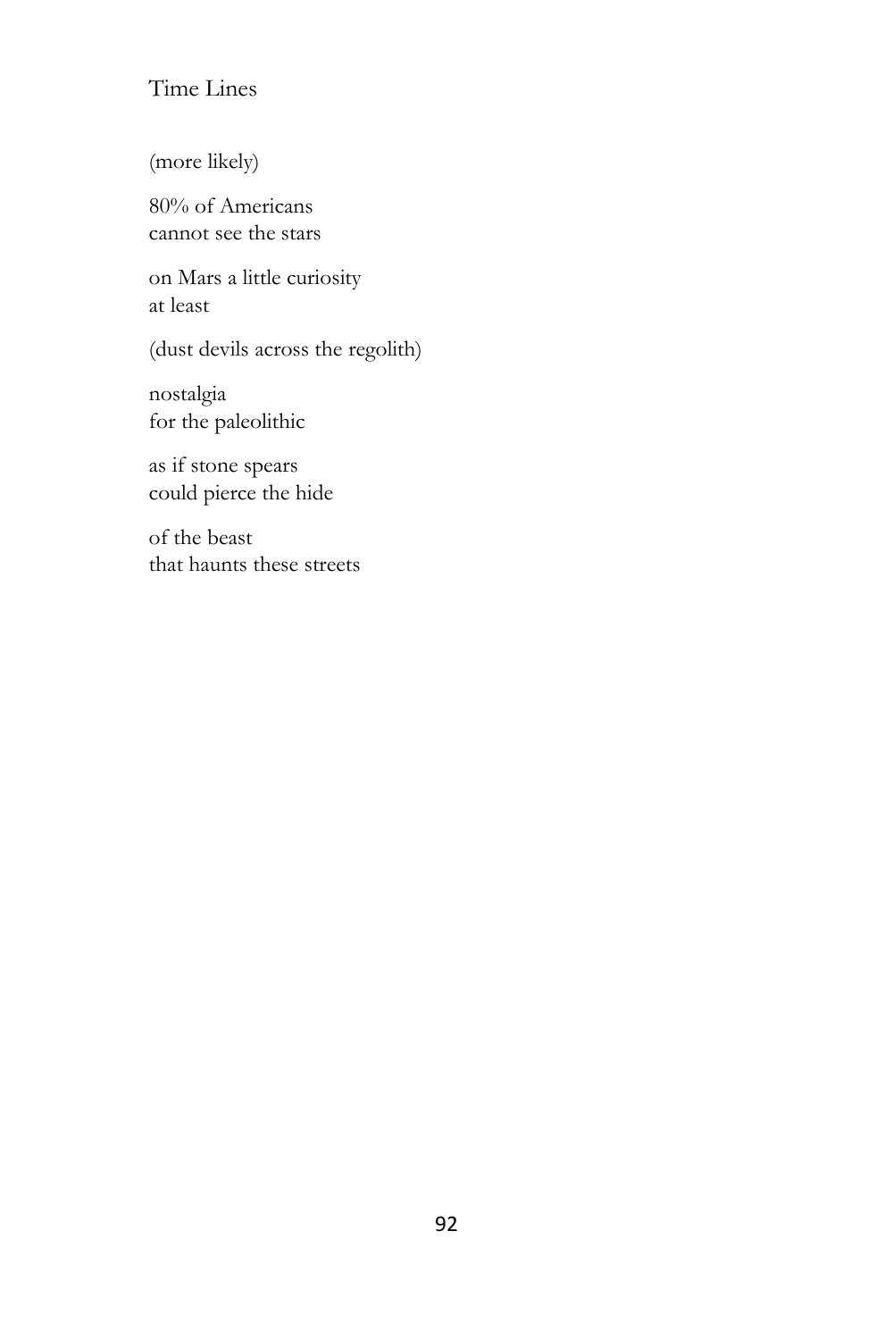## Time Lines

(more likely)

80% of Americans  
cannot see the stars

on Mars a little curiosity  
at least

(dust devils across the regolith)

nostalgia  
for the paleolithic

as if stone spears  
could pierce the hide

of the beast  
that haunts these streets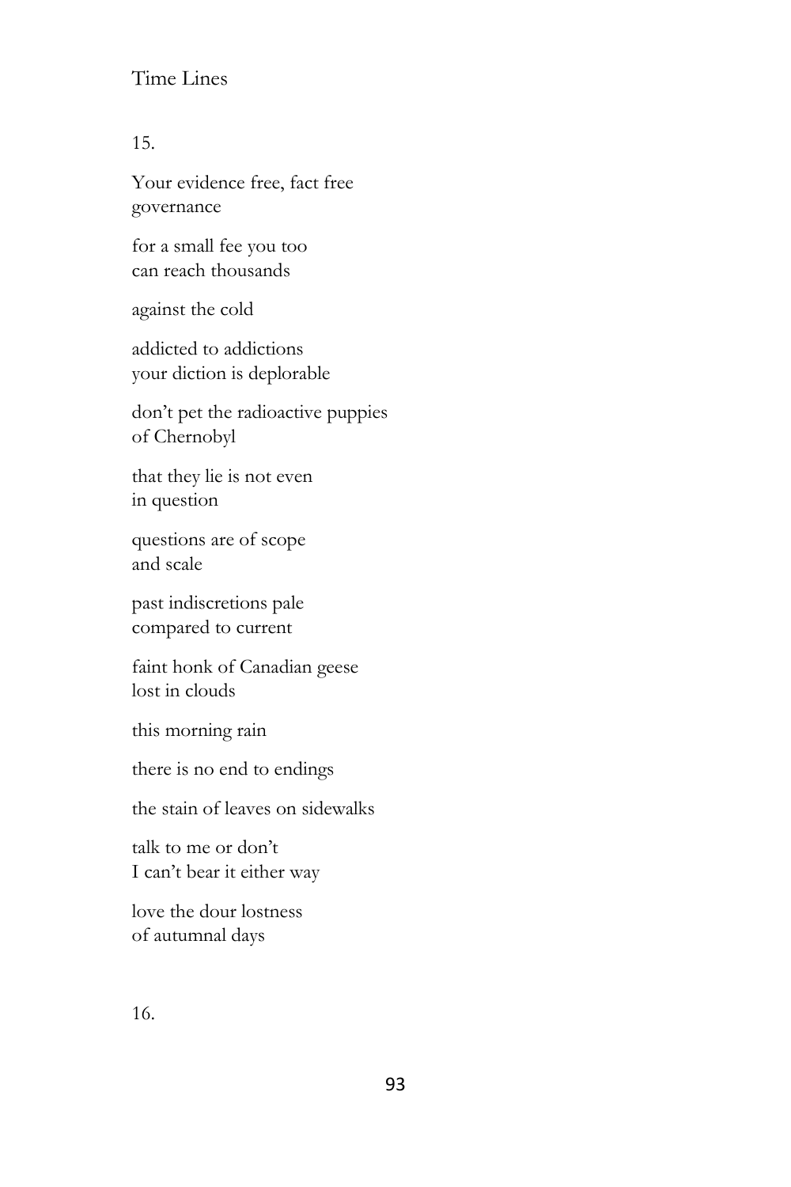15.

Your evidence free, fact free
governance

for a small fee you too
can reach thousands

against the cold

addicted to addictions
your diction is deplorable

don't pet the radioactive puppies
of Chernobyl

that they lie is not even
in question

questions are of scope
and scale

past indiscretions pale
compared to current

faint honk of Canadian geese
lost in clouds

this morning rain

there is no end to endings

the stain of leaves on sidewalks

talk to me or don't
I can't bear it either way

love the dour lostness
of autumnal days

16.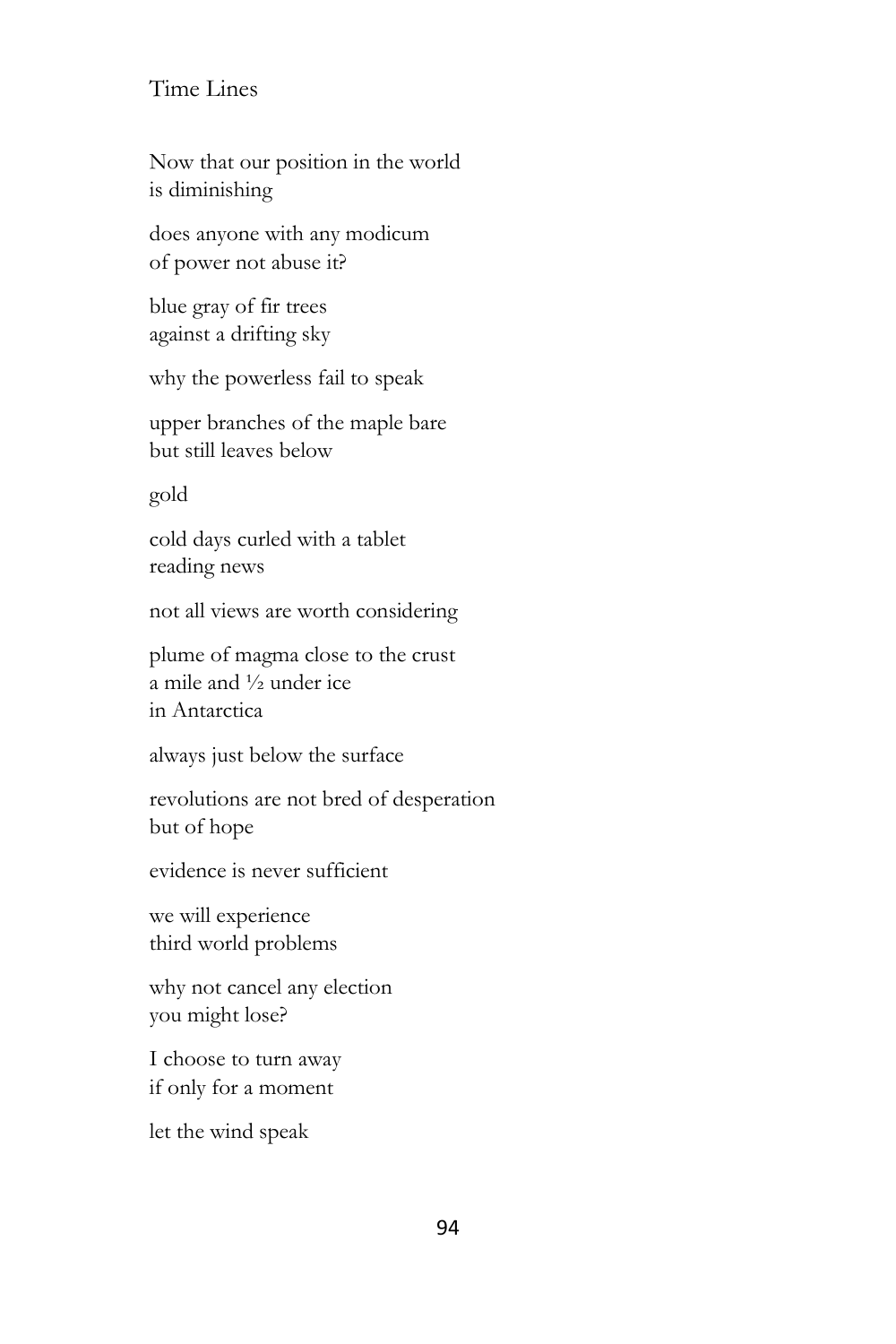# Time Lines

Now that our position in the world
is diminishing

does anyone with any modicum
of power not abuse it?

blue gray of fir trees
against a drifting sky

why the powerless fail to speak

upper branches of the maple bare
but still leaves below

gold

cold days curled with a tablet
reading news

not all views are worth considering

plume of magma close to the crust
a mile and ½ under ice
in Antarctica

always just below the surface

revolutions are not bred of desperation
but of hope

evidence is never sufficient

we will experience
third world problems

why not cancel any election
you might lose?

I choose to turn away
if only for a moment

let the wind speak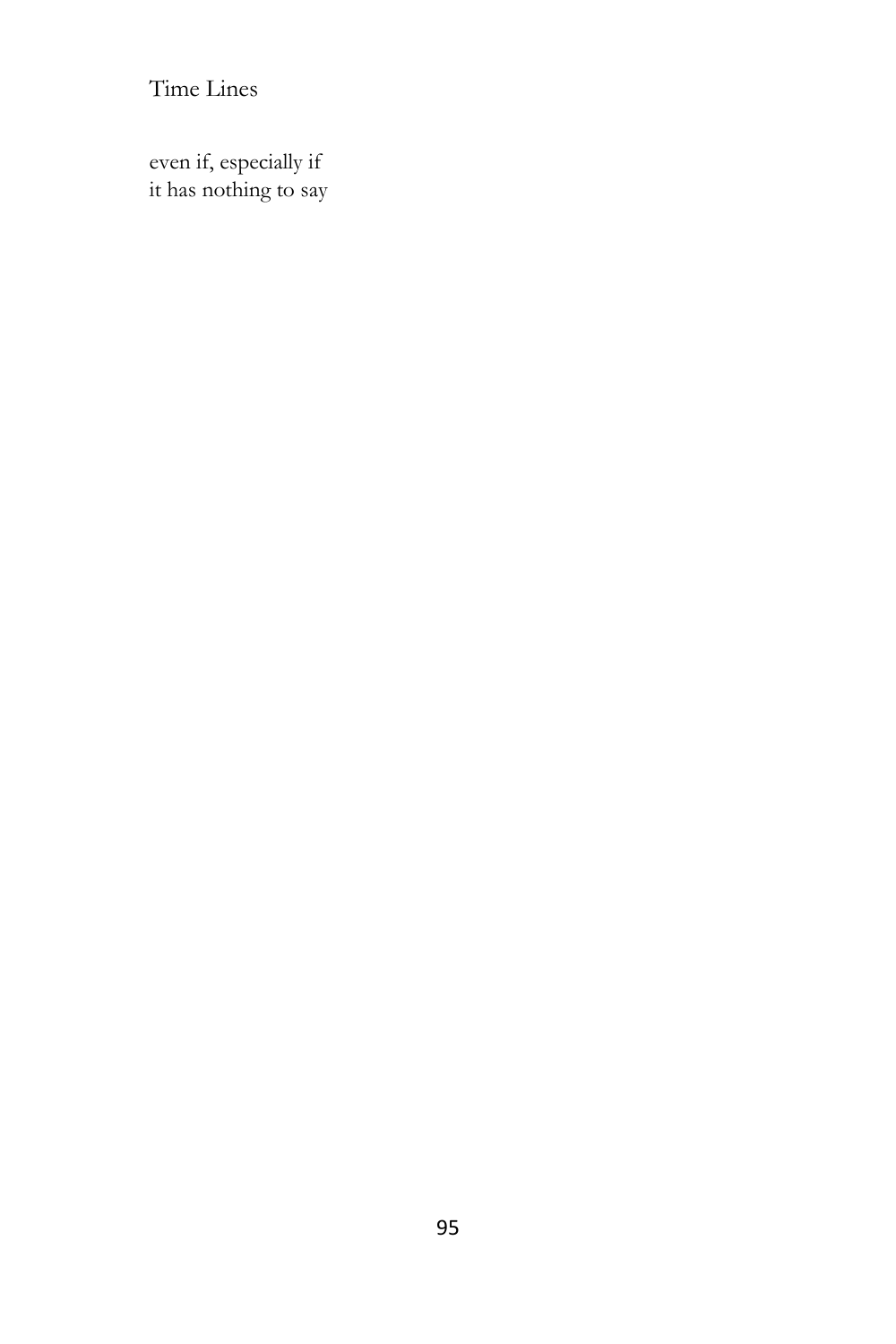even if, especially if  
it has nothing to say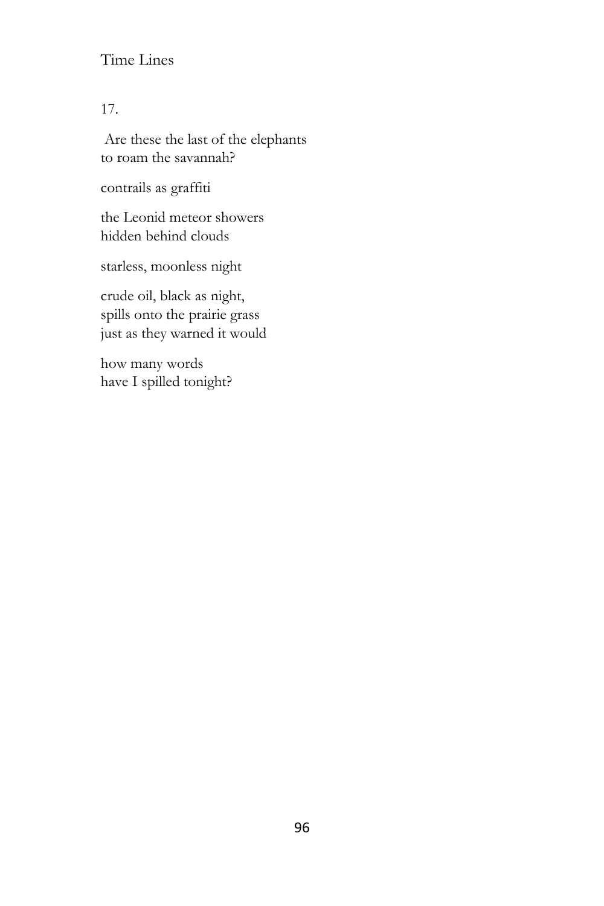17.

Are these the last of the elephants
to roam the savannah?

contrails as graffiti

the Leonid meteor showers
hidden behind clouds

starless, moonless night

crude oil, black as night,
spills onto the prairie grass
just as they warned it would

how many words
have I spilled tonight?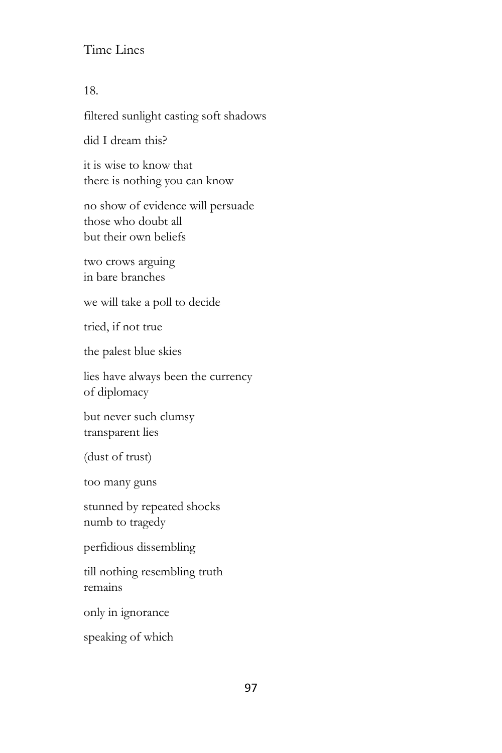18.

filtered sunlight casting soft shadows

did I dream this?

it is wise to know that  
there is nothing you can know

no show of evidence will persuade  
those who doubt all  
but their own beliefs

two crows arguing  
in bare branches

we will take a poll to decide

tried, if not true

the palest blue skies

lies have always been the currency  
of diplomacy

but never such clumsy  
transparent lies

(dust of trust)

too many guns

stunned by repeated shocks  
numb to tragedy

perfidious dissembling

till nothing resembling truth  
remains

only in ignorance

speaking of which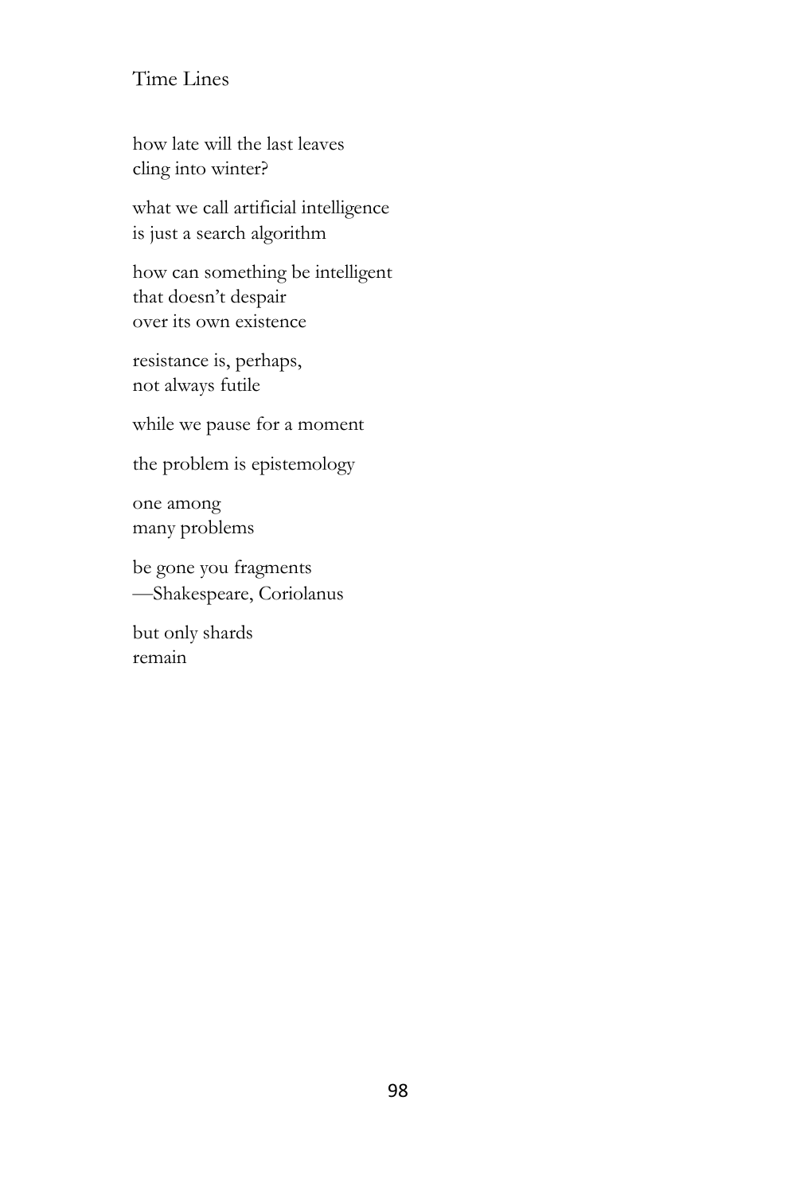# Time Lines

how late will the last leaves
cling into winter?

what we call artificial intelligence
is just a search algorithm

how can something be intelligent
that doesn't despair
over its own existence

resistance is, perhaps,
not always futile

while we pause for a moment

the problem is epistemology

one among
many problems

be gone you fragments
—Shakespeare, Coriolanus

but only shards
remain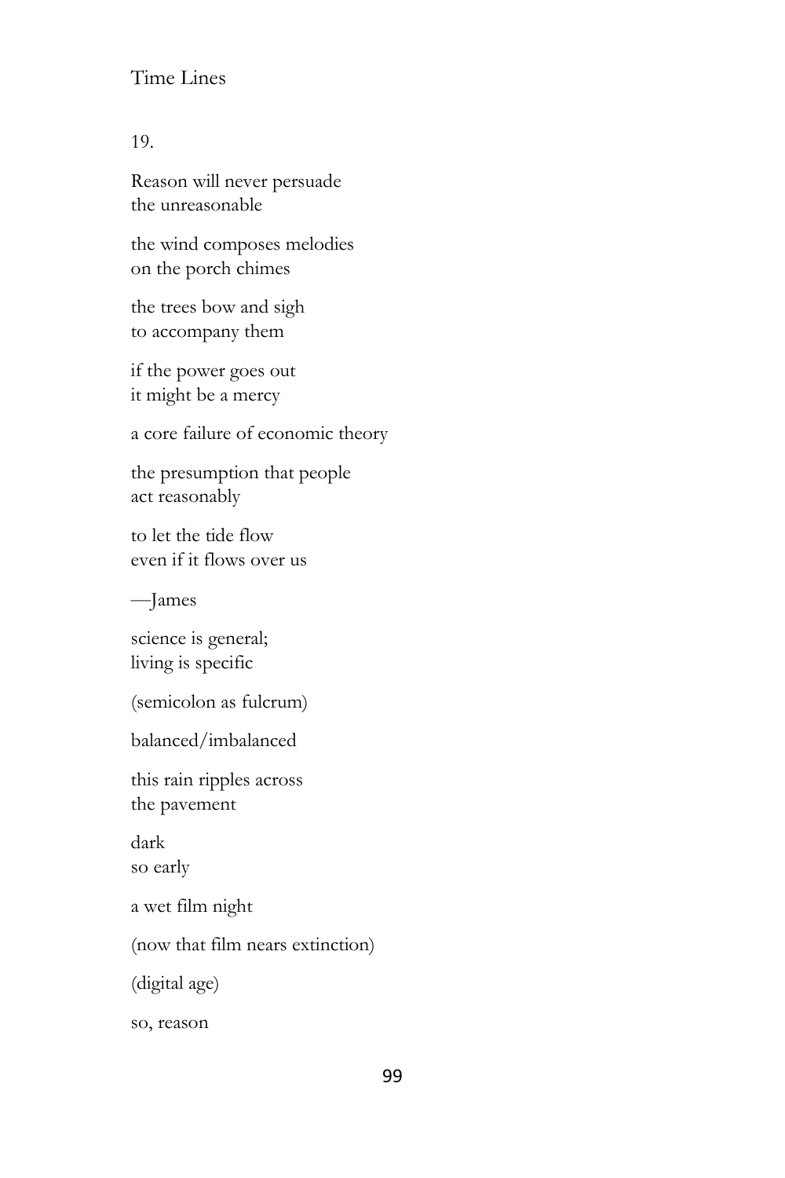19.

Reason will never persuade
the unreasonable

the wind composes melodies
on the porch chimes

the trees bow and sigh
to accompany them

if the power goes out
it might be a mercy

a core failure of economic theory

the presumption that people
act reasonably

to let the tide flow
even if it flows over us

—James

science is general;
living is specific

(semicolon as fulcrum)

balanced/imbalanced

this rain ripples across
the pavement

dark
so early

a wet film night

(now that film nears extinction)

(digital age)

so, reason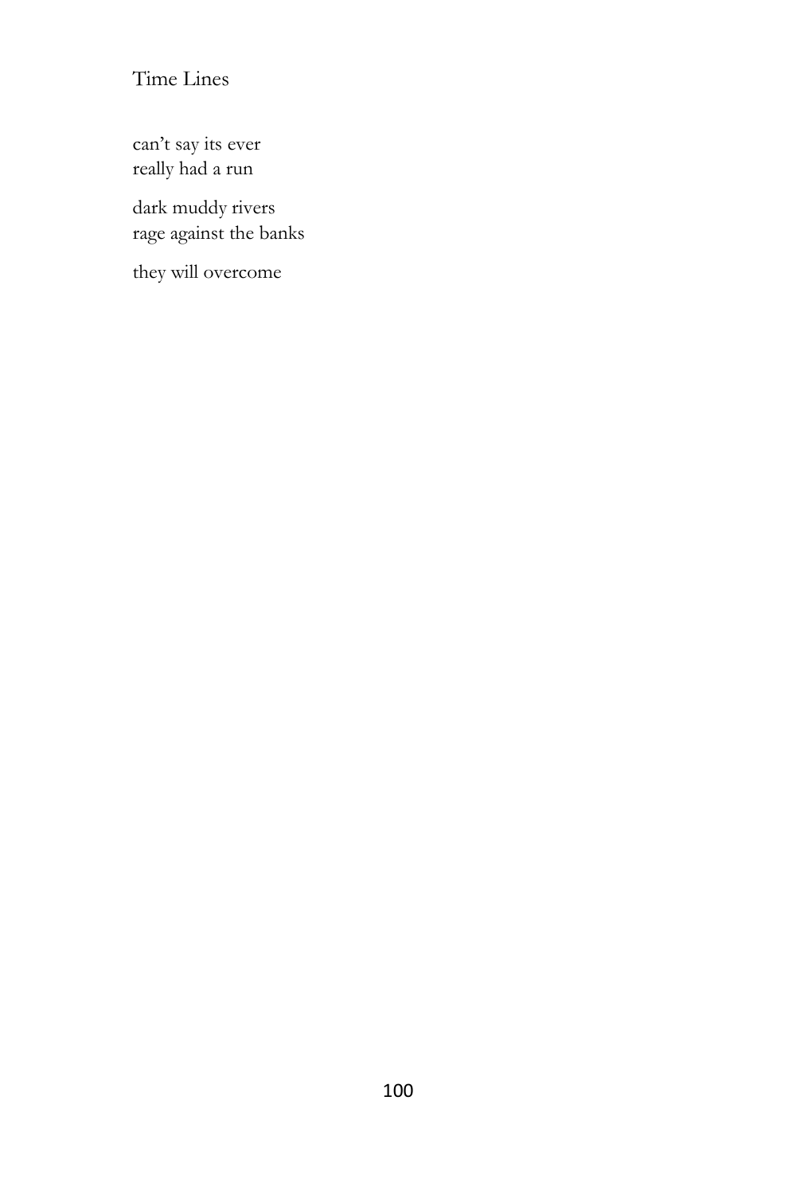Time Lines

can't say its ever
really had a run

dark muddy rivers
rage against the banks

they will overcome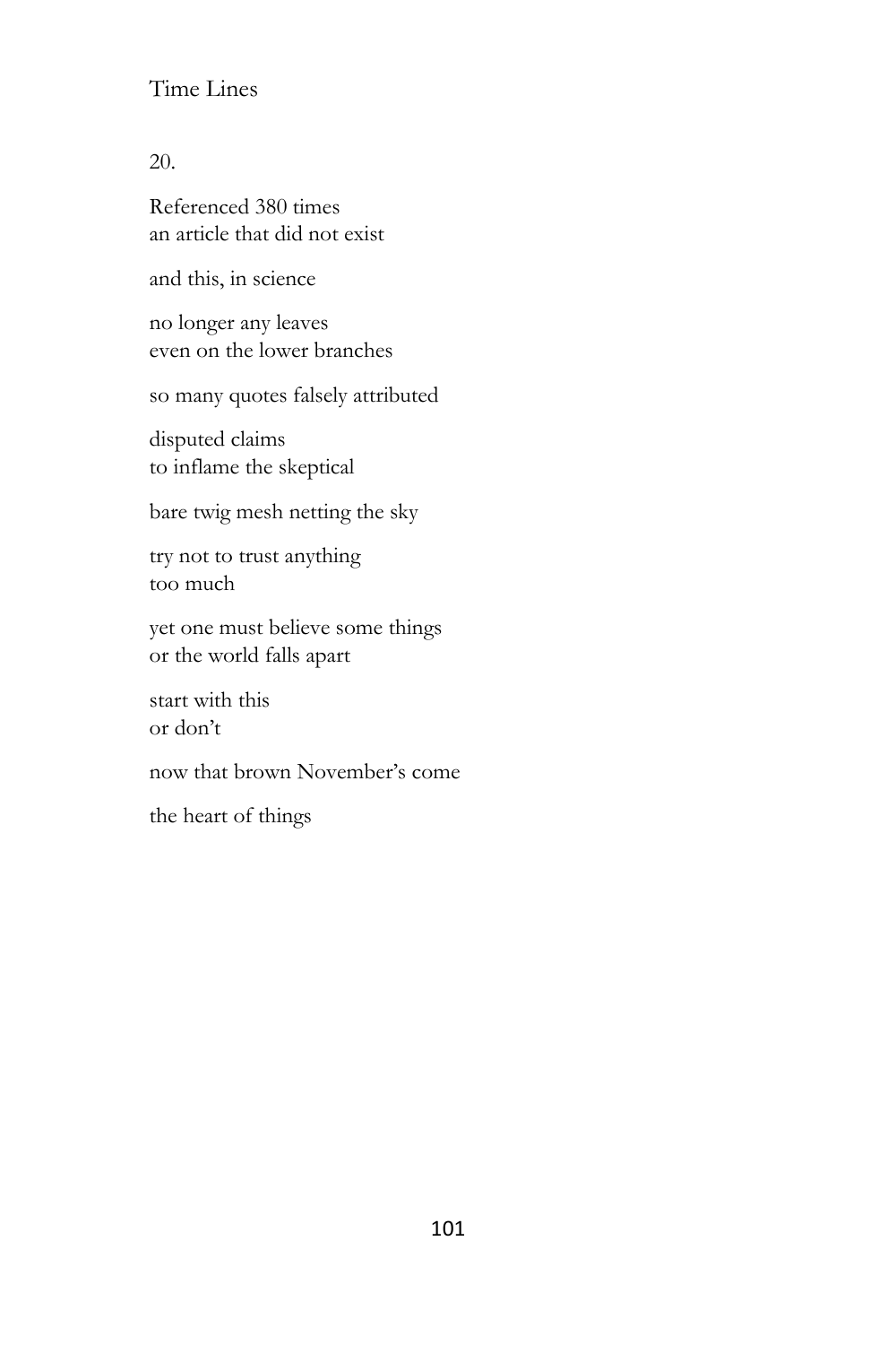20.

Referenced 380 times
an article that did not exist

and this, in science

no longer any leaves
even on the lower branches

so many quotes falsely attributed

disputed claims
to inflame the skeptical

bare twig mesh netting the sky

try not to trust anything
too much

yet one must believe some things
or the world falls apart

start with this
or don't

now that brown November's come

the heart of things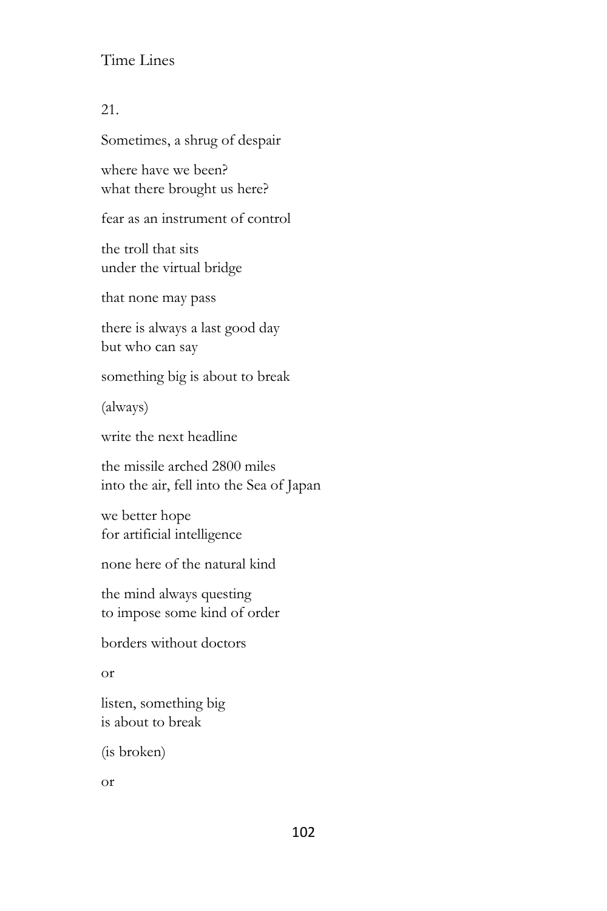21.

Sometimes, a shrug of despair

where have we been?
what there brought us here?

fear as an instrument of control

the troll that sits
under the virtual bridge

that none may pass

there is always a last good day
but who can say

something big is about to break

(always)

write the next headline

the missile arched 2800 miles
into the air, fell into the Sea of Japan

we better hope
for artificial intelligence

none here of the natural kind

the mind always questing
to impose some kind of order

borders without doctors

or

listen, something big
is about to break

(is broken)

or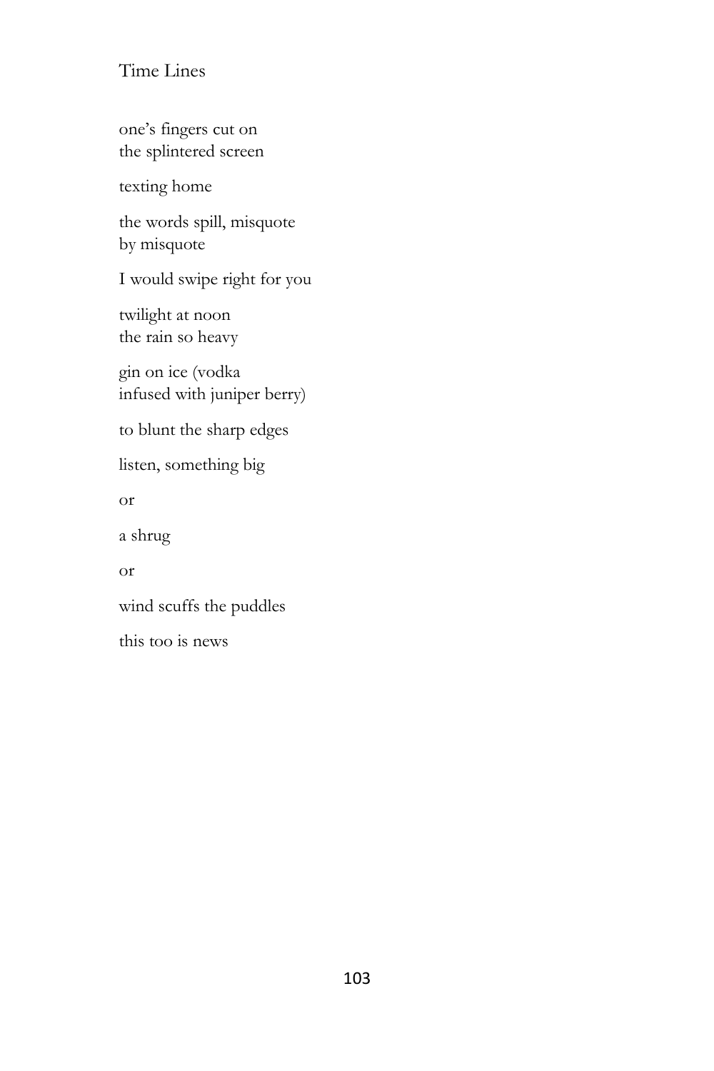# Time Lines

one's fingers cut on  
the splintered screen

texting home

the words spill, misquote  
by misquote

I would swipe right for you

twilight at noon  
the rain so heavy

gin on ice (vodka  
infused with juniper berry)

to blunt the sharp edges

listen, something big

or

a shrug

or

wind scuffs the puddles

this too is news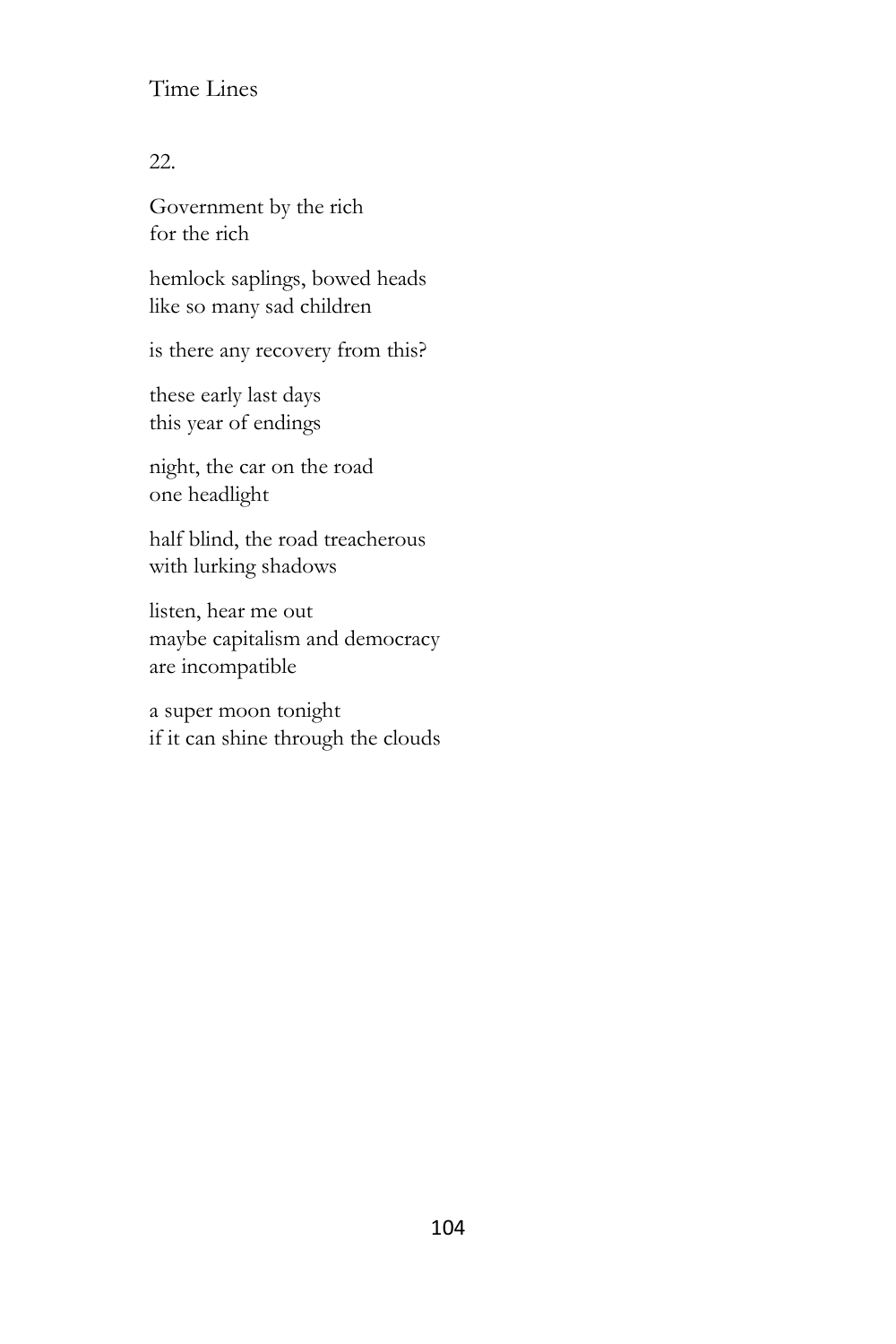22.

Government by the rich  
for the rich

hemlock saplings, bowed heads  
like so many sad children

is there any recovery from this?

these early last days  
this year of endings

night, the car on the road  
one headlight

half blind, the road treacherous  
with lurking shadows

listen, hear me out  
maybe capitalism and democracy  
are incompatible

a super moon tonight  
if it can shine through the clouds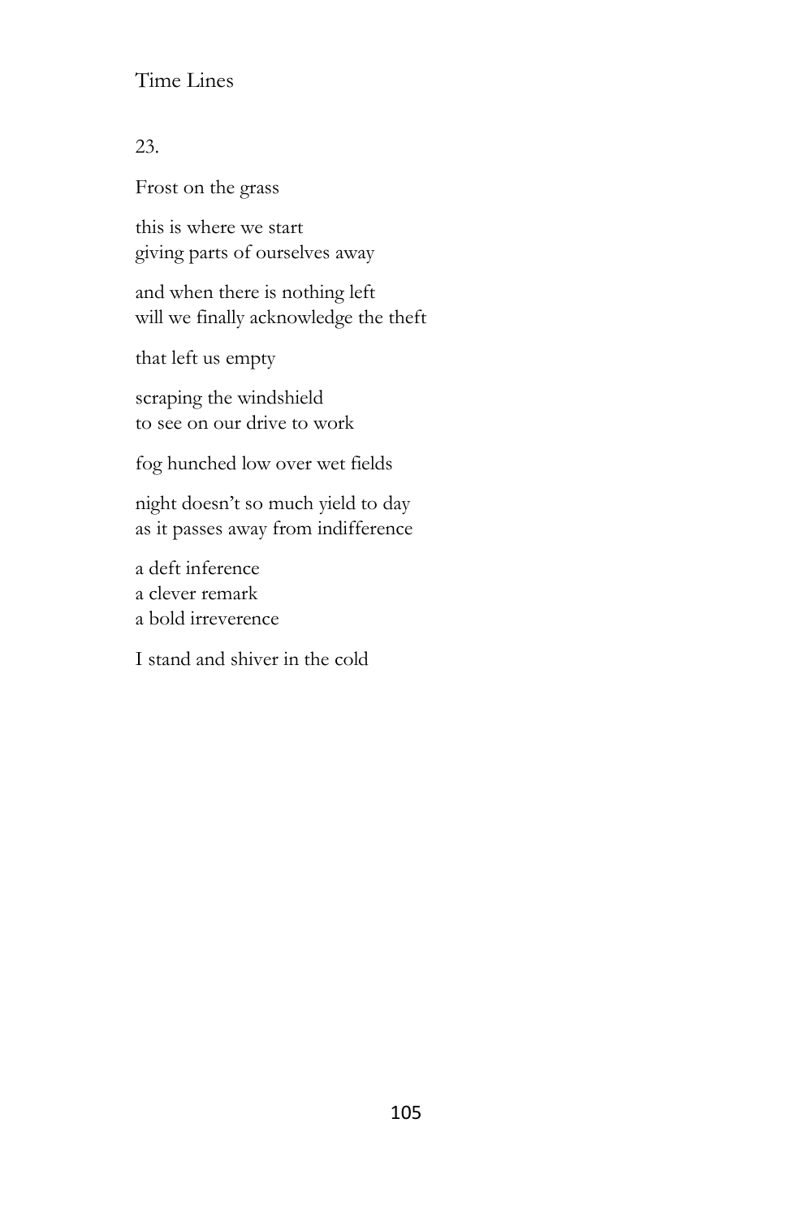23.

Frost on the grass

this is where we start  
giving parts of ourselves away

and when there is nothing left  
will we finally acknowledge the theft

that left us empty

scraping the windshield  
to see on our drive to work

fog hunched low over wet fields

night doesn't so much yield to day  
as it passes away from indifference

a deft inference  
a clever remark  
a bold irreverence

I stand and shiver in the cold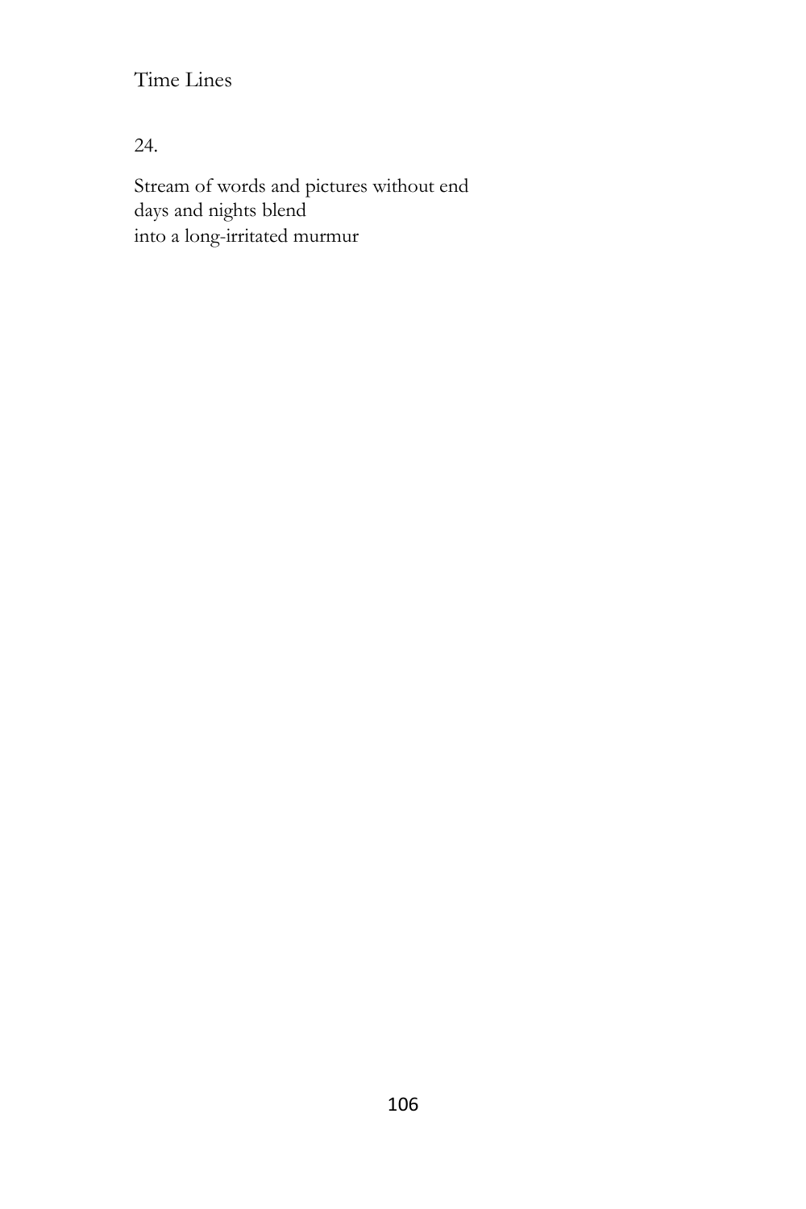24.

Stream of words and pictures without end  
days and nights blend  
into a long-irritated murmur